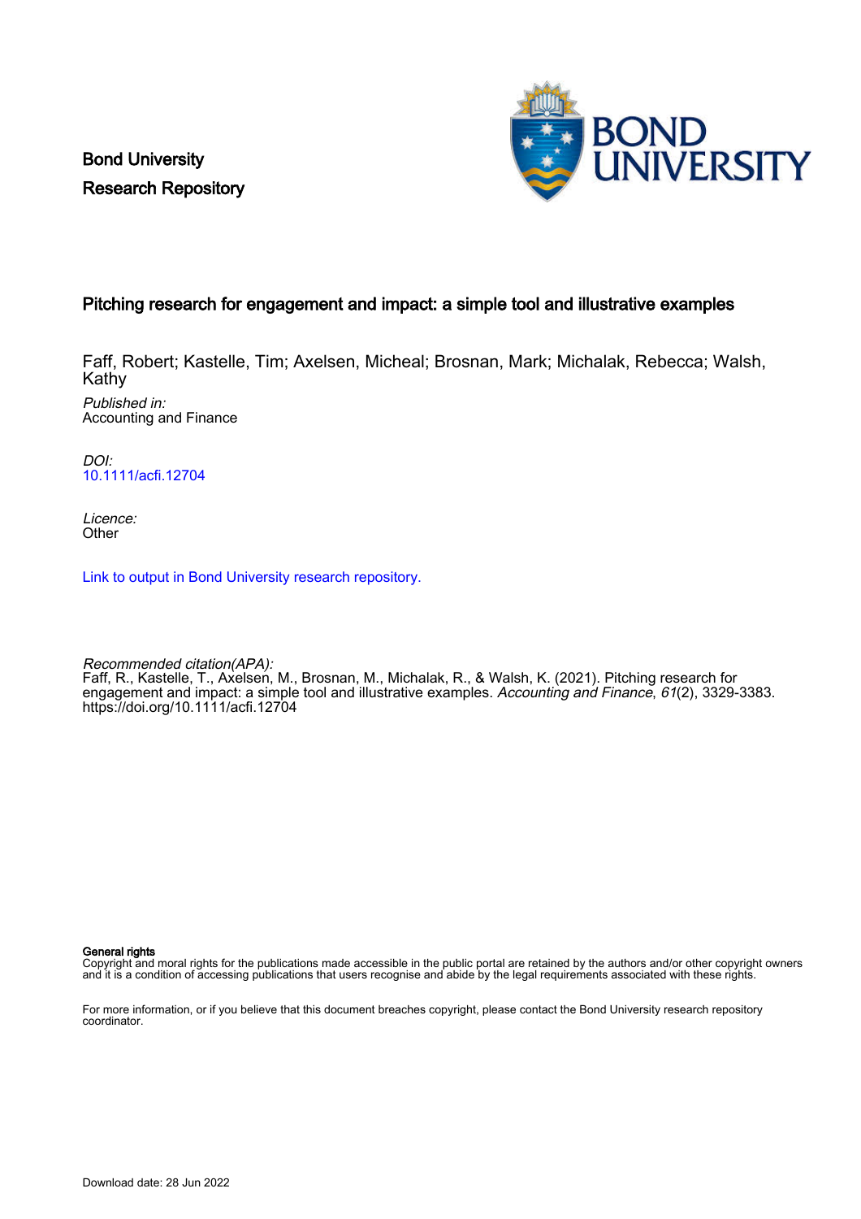Bond University
Research Repository

# Pitching research for engagement and impact: a simple tool and illustrative examples

Faff, Robert; Kastelle, Tim; Axelsen, Micheal; Brosnan, Mark; Michalak, Rebecca; Walsh, Kathy

*Published in:*
Accounting and Finance

*DOI:*
10.1111/acfi.12704

*Licence:*
Other

Link to output in Bond University research repository.

*Recommended citation(APA):*
Faff, R., Kastelle, T., Axelsen, M., Brosnan, M., Michalak, R., & Walsh, K. (2021). Pitching research for engagement and impact: a simple tool and illustrative examples. *Accounting and Finance*, *61*(2), 3329-3383. https://doi.org/10.1111/acfi.12704

**General rights**
Copyright and moral rights for the publications made accessible in the public portal are retained by the authors and/or other copyright owners and it is a condition of accessing publications that users recognise and abide by the legal requirements associated with these rights.

For more information, or if you believe that this document breaches copyright, please contact the Bond University research repository coordinator.

Download date: 28 Jun 2022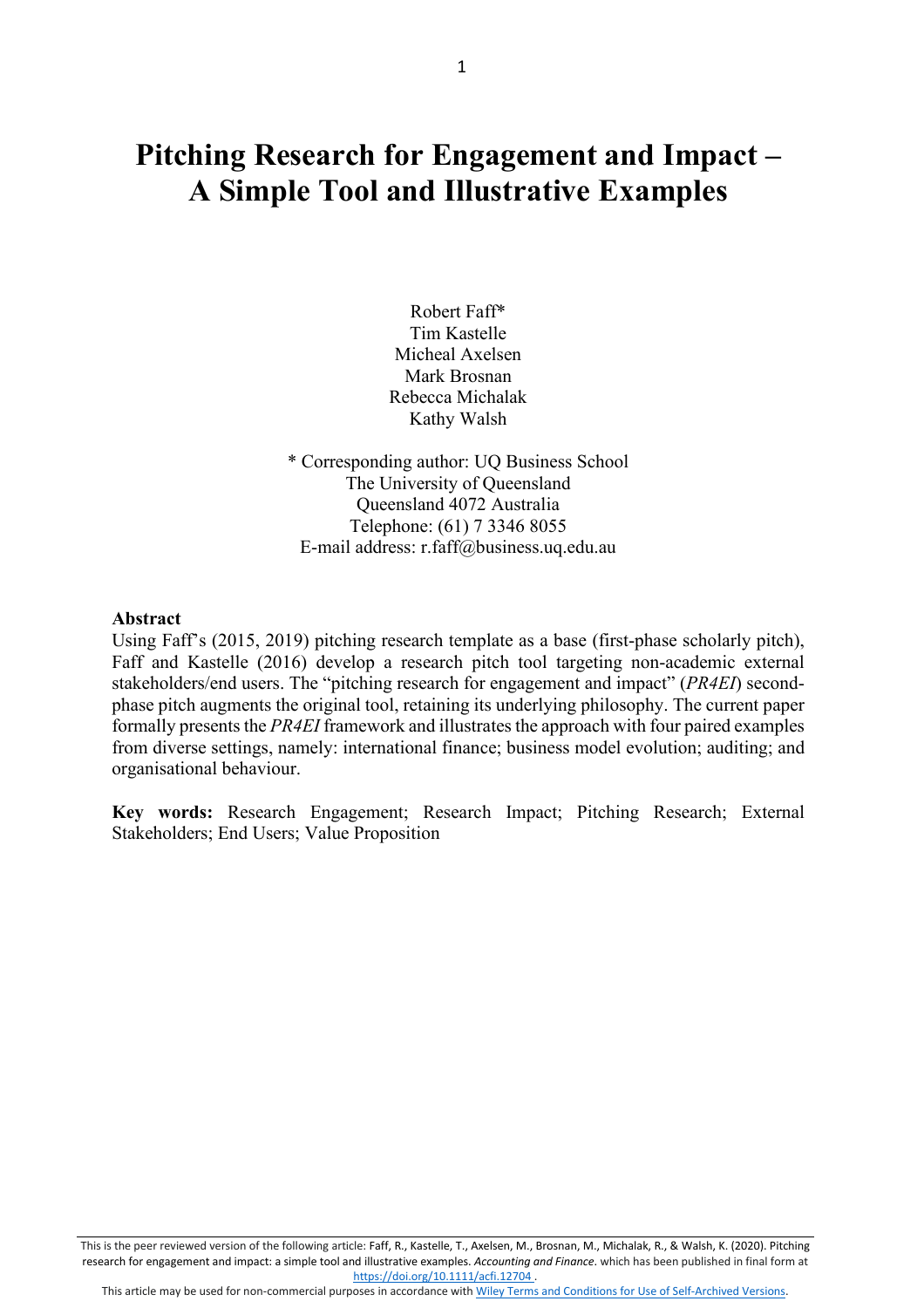# Pitching Research for Engagement and Impact – A Simple Tool and Illustrative Examples

Robert Faff*
Tim Kastelle
Micheal Axelsen
Mark Brosnan
Rebecca Michalak
Kathy Walsh

\* Corresponding author: UQ Business School
The University of Queensland
Queensland 4072 Australia
Telephone: (61) 7 3346 8055
E-mail address: r.faff@business.uq.edu.au

**Abstract**

Using Faff's (2015, 2019) pitching research template as a base (first-phase scholarly pitch), Faff and Kastelle (2016) develop a research pitch tool targeting non-academic external stakeholders/end users. The "pitching research for engagement and impact" (*PR4EI*) second-phase pitch augments the original tool, retaining its underlying philosophy. The current paper formally presents the *PR4EI* framework and illustrates the approach with four paired examples from diverse settings, namely: international finance; business model evolution; auditing; and organisational behaviour.

**Key words:** Research Engagement; Research Impact; Pitching Research; External Stakeholders; End Users; Value Proposition

This is the peer reviewed version of the following article: Faff, R., Kastelle, T., Axelsen, M., Brosnan, M., Michalak, R., & Walsh, K. (2020). Pitching research for engagement and impact: a simple tool and illustrative examples. *Accounting and Finance*. which has been published in final form at https://doi.org/10.1111/acfi.12704 .
This article may be used for non-commercial purposes in accordance with Wiley Terms and Conditions for Use of Self-Archived Versions.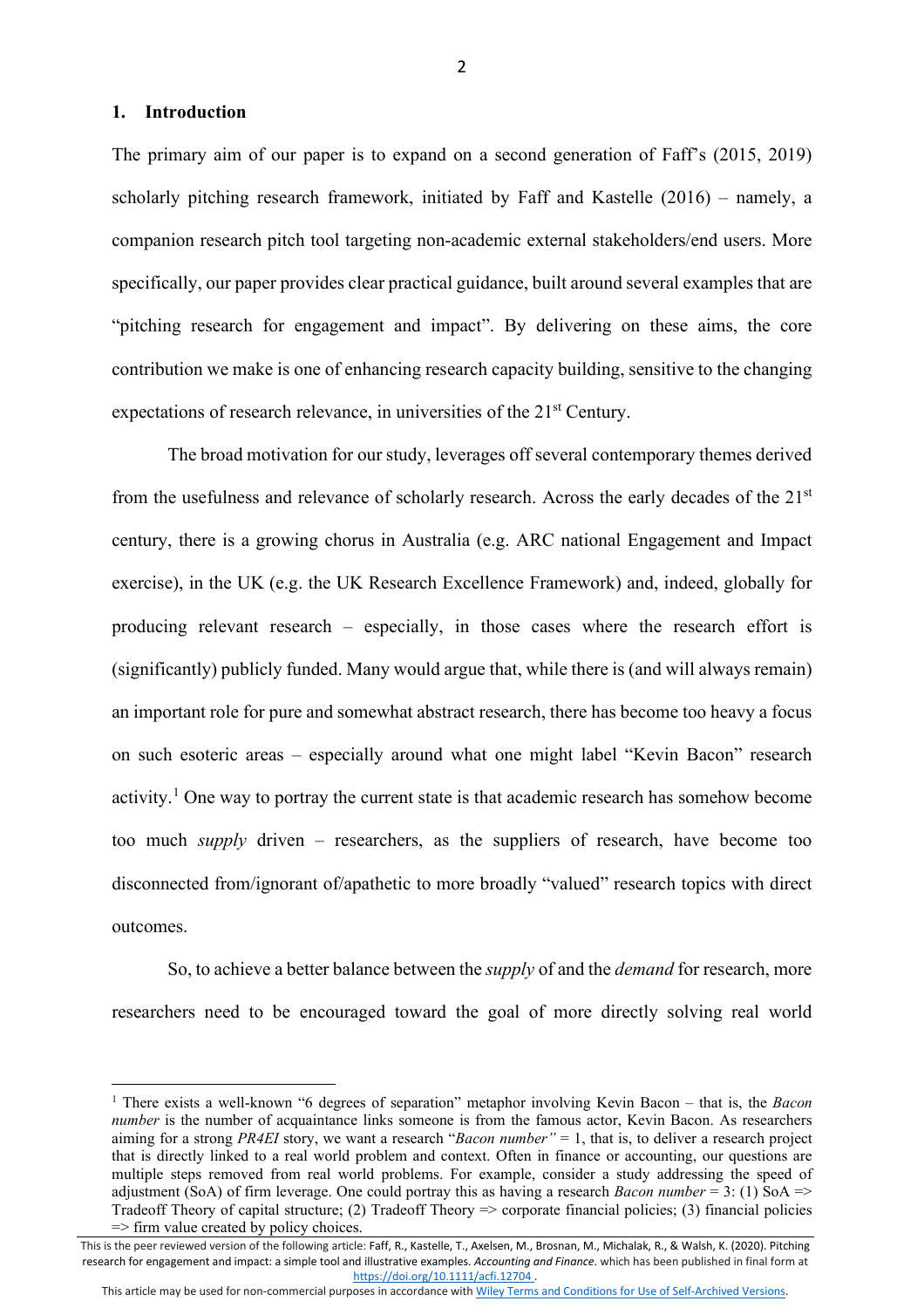## 1. Introduction

The primary aim of our paper is to expand on a second generation of Faff's (2015, 2019) scholarly pitching research framework, initiated by Faff and Kastelle (2016) – namely, a companion research pitch tool targeting non-academic external stakeholders/end users. More specifically, our paper provides clear practical guidance, built around several examples that are "pitching research for engagement and impact". By delivering on these aims, the core contribution we make is one of enhancing research capacity building, sensitive to the changing expectations of research relevance, in universities of the 21st Century.

The broad motivation for our study, leverages off several contemporary themes derived from the usefulness and relevance of scholarly research. Across the early decades of the 21st century, there is a growing chorus in Australia (e.g. ARC national Engagement and Impact exercise), in the UK (e.g. the UK Research Excellence Framework) and, indeed, globally for producing relevant research – especially, in those cases where the research effort is (significantly) publicly funded. Many would argue that, while there is (and will always remain) an important role for pure and somewhat abstract research, there has become too heavy a focus on such esoteric areas – especially around what one might label "Kevin Bacon" research activity.[1] One way to portray the current state is that academic research has somehow become too much *supply* driven – researchers, as the suppliers of research, have become too disconnected from/ignorant of/apathetic to more broadly "valued" research topics with direct outcomes.

So, to achieve a better balance between the *supply* of and the *demand* for research, more researchers need to be encouraged toward the goal of more directly solving real world

---

[1] There exists a well-known "6 degrees of separation" metaphor involving Kevin Bacon – that is, the *Bacon number* is the number of acquaintance links someone is from the famous actor, Kevin Bacon. As researchers aiming for a strong *PR4EI* story, we want a research "*Bacon number"* = 1, that is, to deliver a research project that is directly linked to a real world problem and context. Often in finance or accounting, our questions are multiple steps removed from real world problems. For example, consider a study addressing the speed of adjustment (SoA) of firm leverage. One could portray this as having a research *Bacon number* = 3: (1) SoA => Tradeoff Theory of capital structure; (2) Tradeoff Theory => corporate financial policies; (3) financial policies => firm value created by policy choices.

This is the peer reviewed version of the following article: Faff, R., Kastelle, T., Axelsen, M., Brosnan, M., Michalak, R., & Walsh, K. (2020). Pitching research for engagement and impact: a simple tool and illustrative examples. *Accounting and Finance*. which has been published in final form at https://doi.org/10.1111/acfi.12704 .

This article may be used for non-commercial purposes in accordance with Wiley Terms and Conditions for Use of Self-Archived Versions.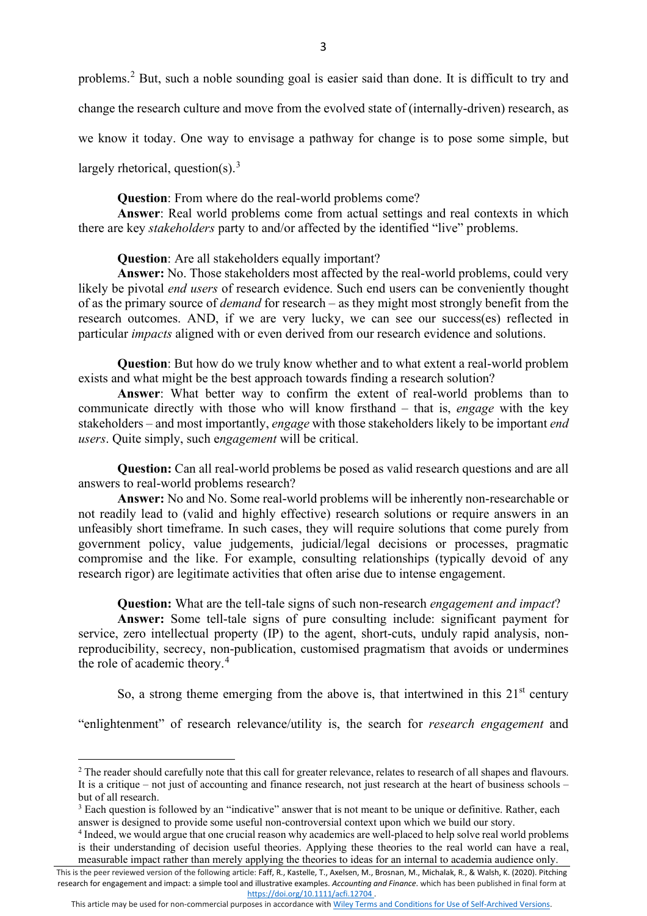problems.[2] But, such a noble sounding goal is easier said than done. It is difficult to try and change the research culture and move from the evolved state of (internally-driven) research, as we know it today. One way to envisage a pathway for change is to pose some simple, but largely rhetorical, question(s).[3]

**Question**: From where do the real-world problems come?
**Answer**: Real world problems come from actual settings and real contexts in which there are key *stakeholders* party to and/or affected by the identified "live" problems.

**Question**: Are all stakeholders equally important?
**Answer:** No. Those stakeholders most affected by the real-world problems, could very likely be pivotal *end users* of research evidence. Such end users can be conveniently thought of as the primary source of *demand* for research – as they might most strongly benefit from the research outcomes. AND, if we are very lucky, we can see our success(es) reflected in particular *impacts* aligned with or even derived from our research evidence and solutions.

**Question**: But how do we truly know whether and to what extent a real-world problem exists and what might be the best approach towards finding a research solution?
**Answer**: What better way to confirm the extent of real-world problems than to communicate directly with those who will know firsthand – that is, *engage* with the key stakeholders – and most importantly, *engage* with those stakeholders likely to be important *end users*. Quite simply, such e*ngagement* will be critical.

**Question:** Can all real-world problems be posed as valid research questions and are all answers to real-world problems research?
**Answer:** No and No. Some real-world problems will be inherently non-researchable or not readily lead to (valid and highly effective) research solutions or require answers in an unfeasibly short timeframe. In such cases, they will require solutions that come purely from government policy, value judgements, judicial/legal decisions or processes, pragmatic compromise and the like. For example, consulting relationships (typically devoid of any research rigor) are legitimate activities that often arise due to intense engagement.

**Question:** What are the tell-tale signs of such non-research *engagement and impact*?
**Answer:** Some tell-tale signs of pure consulting include: significant payment for service, zero intellectual property (IP) to the agent, short-cuts, unduly rapid analysis, non-reproducibility, secrecy, non-publication, customised pragmatism that avoids or undermines the role of academic theory.[4]

So, a strong theme emerging from the above is, that intertwined in this 21st century "enlightenment" of research relevance/utility is, the search for *research engagement* and

---

[2] The reader should carefully note that this call for greater relevance, relates to research of all shapes and flavours. It is a critique – not just of accounting and finance research, not just research at the heart of business schools – but of all research.

[3] Each question is followed by an "indicative" answer that is not meant to be unique or definitive. Rather, each answer is designed to provide some useful non-controversial context upon which we build our story.

[4] Indeed, we would argue that one crucial reason why academics are well-placed to help solve real world problems is their understanding of decision useful theories. Applying these theories to the real world can have a real, measurable impact rather than merely applying the theories to ideas for an internal to academia audience only.

This is the peer reviewed version of the following article: Faff, R., Kastelle, T., Axelsen, M., Brosnan, M., Michalak, R., & Walsh, K. (2020). Pitching research for engagement and impact: a simple tool and illustrative examples. *Accounting and Finance*. which has been published in final form at https://doi.org/10.1111/acfi.12704 .
This article may be used for non-commercial purposes in accordance with Wiley Terms and Conditions for Use of Self-Archived Versions.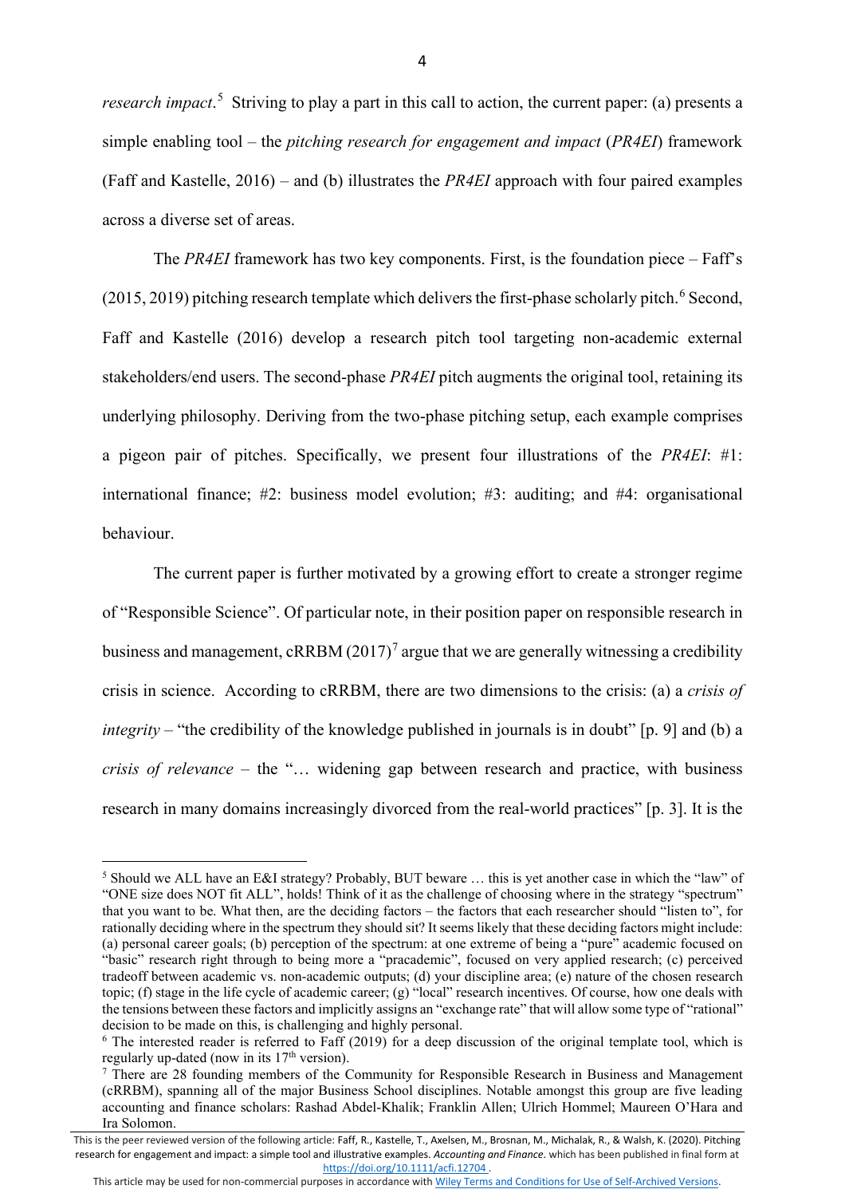*research impact*.[5] Striving to play a part in this call to action, the current paper: (a) presents a simple enabling tool – the *pitching research for engagement and impact* (*PR4EI*) framework (Faff and Kastelle, 2016) – and (b) illustrates the *PR4EI* approach with four paired examples across a diverse set of areas.

The *PR4EI* framework has two key components. First, is the foundation piece – Faff's (2015, 2019) pitching research template which delivers the first-phase scholarly pitch.[6] Second, Faff and Kastelle (2016) develop a research pitch tool targeting non-academic external stakeholders/end users. The second-phase *PR4EI* pitch augments the original tool, retaining its underlying philosophy. Deriving from the two-phase pitching setup, each example comprises a pigeon pair of pitches. Specifically, we present four illustrations of the *PR4EI*: #1: international finance; #2: business model evolution; #3: auditing; and #4: organisational behaviour.

The current paper is further motivated by a growing effort to create a stronger regime of "Responsible Science". Of particular note, in their position paper on responsible research in business and management, cRRBM (2017)[7] argue that we are generally witnessing a credibility crisis in science. According to cRRBM, there are two dimensions to the crisis: (a) a *crisis of integrity* – "the credibility of the knowledge published in journals is in doubt" [p. 9] and (b) a *crisis of relevance* – the "… widening gap between research and practice, with business research in many domains increasingly divorced from the real-world practices" [p. 3]. It is the

---

[5] Should we ALL have an E&I strategy? Probably, BUT beware … this is yet another case in which the "law" of "ONE size does NOT fit ALL", holds! Think of it as the challenge of choosing where in the strategy "spectrum" that you want to be. What then, are the deciding factors – the factors that each researcher should "listen to", for rationally deciding where in the spectrum they should sit? It seems likely that these deciding factors might include: (a) personal career goals; (b) perception of the spectrum: at one extreme of being a "pure" academic focused on "basic" research right through to being more a "pracademic", focused on very applied research; (c) perceived tradeoff between academic vs. non-academic outputs; (d) your discipline area; (e) nature of the chosen research topic; (f) stage in the life cycle of academic career; (g) "local" research incentives. Of course, how one deals with the tensions between these factors and implicitly assigns an "exchange rate" that will allow some type of "rational" decision to be made on this, is challenging and highly personal.

[6] The interested reader is referred to Faff (2019) for a deep discussion of the original template tool, which is regularly up-dated (now in its 17th version).

[7] There are 28 founding members of the Community for Responsible Research in Business and Management (cRRBM), spanning all of the major Business School disciplines. Notable amongst this group are five leading accounting and finance scholars: Rashad Abdel-Khalik; Franklin Allen; Ulrich Hommel; Maureen O'Hara and Ira Solomon.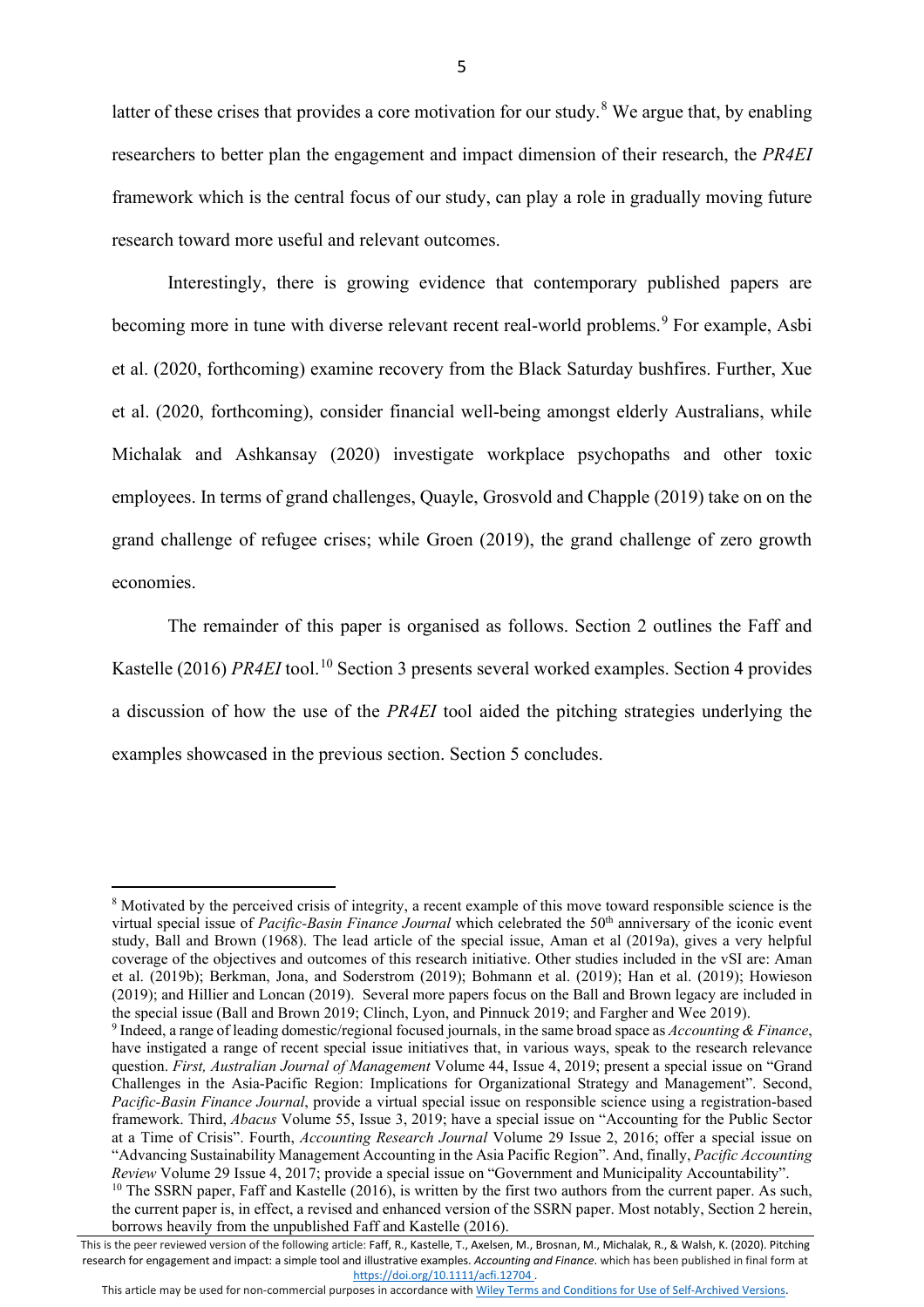latter of these crises that provides a core motivation for our study.[8] We argue that, by enabling researchers to better plan the engagement and impact dimension of their research, the *PR4EI* framework which is the central focus of our study, can play a role in gradually moving future research toward more useful and relevant outcomes.

Interestingly, there is growing evidence that contemporary published papers are becoming more in tune with diverse relevant recent real-world problems.[9] For example, Asbi et al. (2020, forthcoming) examine recovery from the Black Saturday bushfires. Further, Xue et al. (2020, forthcoming), consider financial well-being amongst elderly Australians, while Michalak and Ashkansay (2020) investigate workplace psychopaths and other toxic employees. In terms of grand challenges, Quayle, Grosvold and Chapple (2019) take on on the grand challenge of refugee crises; while Groen (2019), the grand challenge of zero growth economies.

The remainder of this paper is organised as follows. Section 2 outlines the Faff and Kastelle (2016) *PR4EI* tool.[10] Section 3 presents several worked examples. Section 4 provides a discussion of how the use of the *PR4EI* tool aided the pitching strategies underlying the examples showcased in the previous section. Section 5 concludes.

---

[8] Motivated by the perceived crisis of integrity, a recent example of this move toward responsible science is the virtual special issue of *Pacific-Basin Finance Journal* which celebrated the 50th anniversary of the iconic event study, Ball and Brown (1968). The lead article of the special issue, Aman et al (2019a), gives a very helpful coverage of the objectives and outcomes of this research initiative. Other studies included in the vSI are: Aman et al. (2019b); Berkman, Jona, and Soderstrom (2019); Bohmann et al. (2019); Han et al. (2019); Howieson (2019); and Hillier and Loncan (2019). Several more papers focus on the Ball and Brown legacy are included in the special issue (Ball and Brown 2019; Clinch, Lyon, and Pinnuck 2019; and Fargher and Wee 2019).

[9] Indeed, a range of leading domestic/regional focused journals, in the same broad space as *Accounting & Finance*, have instigated a range of recent special issue initiatives that, in various ways, speak to the research relevance question. *First, Australian Journal of Management* Volume 44, Issue 4, 2019; present a special issue on "Grand Challenges in the Asia-Pacific Region: Implications for Organizational Strategy and Management". Second, *Pacific-Basin Finance Journal*, provide a virtual special issue on responsible science using a registration-based framework. Third, *Abacus* Volume 55, Issue 3, 2019; have a special issue on "Accounting for the Public Sector at a Time of Crisis". Fourth, *Accounting Research Journal* Volume 29 Issue 2, 2016; offer a special issue on "Advancing Sustainability Management Accounting in the Asia Pacific Region". And, finally, *Pacific Accounting Review* Volume 29 Issue 4, 2017; provide a special issue on "Government and Municipality Accountability".

[10] The SSRN paper, Faff and Kastelle (2016), is written by the first two authors from the current paper. As such, the current paper is, in effect, a revised and enhanced version of the SSRN paper. Most notably, Section 2 herein, borrows heavily from the unpublished Faff and Kastelle (2016).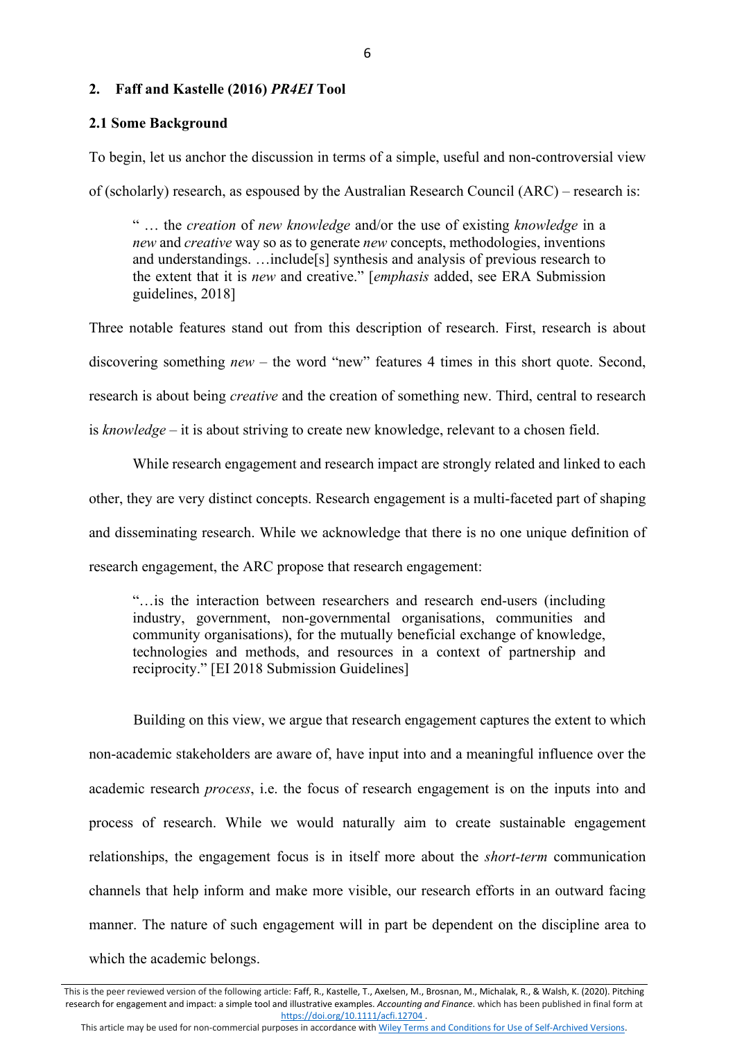## 2. Faff and Kastelle (2016) *PR4EI* Tool

### 2.1 Some Background

To begin, let us anchor the discussion in terms of a simple, useful and non-controversial view of (scholarly) research, as espoused by the Australian Research Council (ARC) – research is:

> " … the *creation* of *new knowledge* and/or the use of existing *knowledge* in a *new* and *creative* way so as to generate *new* concepts, methodologies, inventions and understandings. …include[s] synthesis and analysis of previous research to the extent that it is *new* and creative." [*emphasis* added, see ERA Submission guidelines, 2018]

Three notable features stand out from this description of research. First, research is about discovering something *new* – the word "new" features 4 times in this short quote. Second, research is about being *creative* and the creation of something new. Third, central to research is *knowledge* – it is about striving to create new knowledge, relevant to a chosen field.

While research engagement and research impact are strongly related and linked to each other, they are very distinct concepts. Research engagement is a multi-faceted part of shaping and disseminating research. While we acknowledge that there is no one unique definition of research engagement, the ARC propose that research engagement:

> "…is the interaction between researchers and research end-users (including industry, government, non-governmental organisations, communities and community organisations), for the mutually beneficial exchange of knowledge, technologies and methods, and resources in a context of partnership and reciprocity." [EI 2018 Submission Guidelines]

Building on this view, we argue that research engagement captures the extent to which non-academic stakeholders are aware of, have input into and a meaningful influence over the academic research *process*, i.e. the focus of research engagement is on the inputs into and process of research. While we would naturally aim to create sustainable engagement relationships, the engagement focus is in itself more about the *short-term* communication channels that help inform and make more visible, our research efforts in an outward facing manner. The nature of such engagement will in part be dependent on the discipline area to which the academic belongs.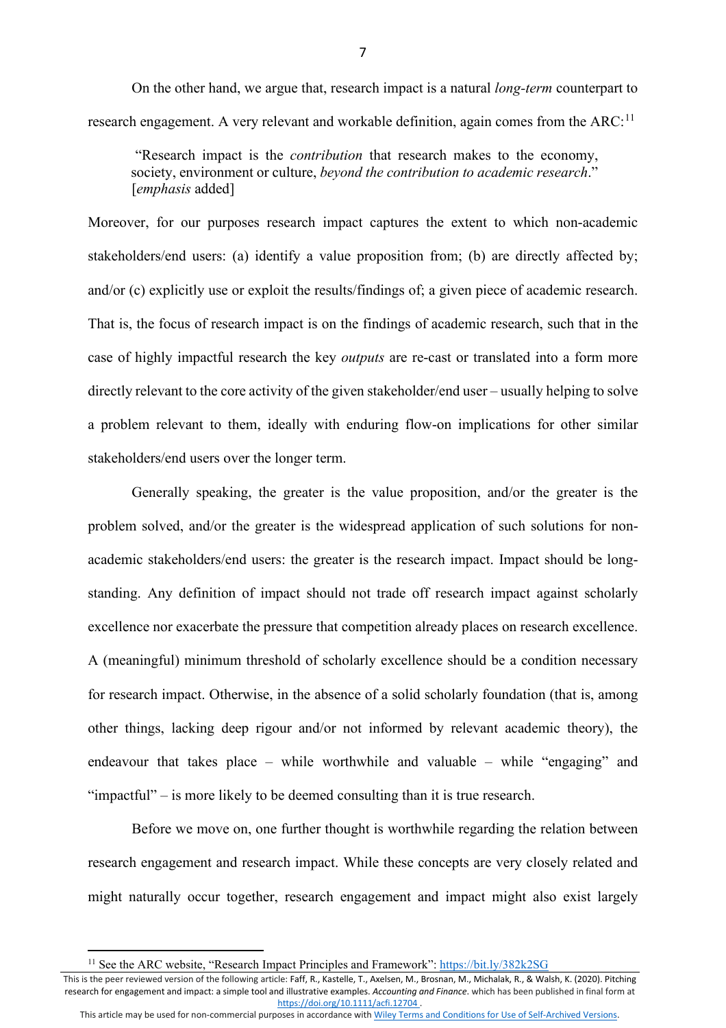On the other hand, we argue that, research impact is a natural *long-term* counterpart to research engagement. A very relevant and workable definition, again comes from the ARC:[11]

> "Research impact is the *contribution* that research makes to the economy, society, environment or culture, *beyond the contribution to academic research*." [*emphasis* added]

Moreover, for our purposes research impact captures the extent to which non-academic stakeholders/end users: (a) identify a value proposition from; (b) are directly affected by; and/or (c) explicitly use or exploit the results/findings of; a given piece of academic research. That is, the focus of research impact is on the findings of academic research, such that in the case of highly impactful research the key *outputs* are re-cast or translated into a form more directly relevant to the core activity of the given stakeholder/end user – usually helping to solve a problem relevant to them, ideally with enduring flow-on implications for other similar stakeholders/end users over the longer term.

Generally speaking, the greater is the value proposition, and/or the greater is the problem solved, and/or the greater is the widespread application of such solutions for non-academic stakeholders/end users: the greater is the research impact. Impact should be long-standing. Any definition of impact should not trade off research impact against scholarly excellence nor exacerbate the pressure that competition already places on research excellence. A (meaningful) minimum threshold of scholarly excellence should be a condition necessary for research impact. Otherwise, in the absence of a solid scholarly foundation (that is, among other things, lacking deep rigour and/or not informed by relevant academic theory), the endeavour that takes place – while worthwhile and valuable – while "engaging" and "impactful" – is more likely to be deemed consulting than it is true research.

Before we move on, one further thought is worthwhile regarding the relation between research engagement and research impact. While these concepts are very closely related and might naturally occur together, research engagement and impact might also exist largely

[11] See the ARC website, "Research Impact Principles and Framework": https://bit.ly/382k2SG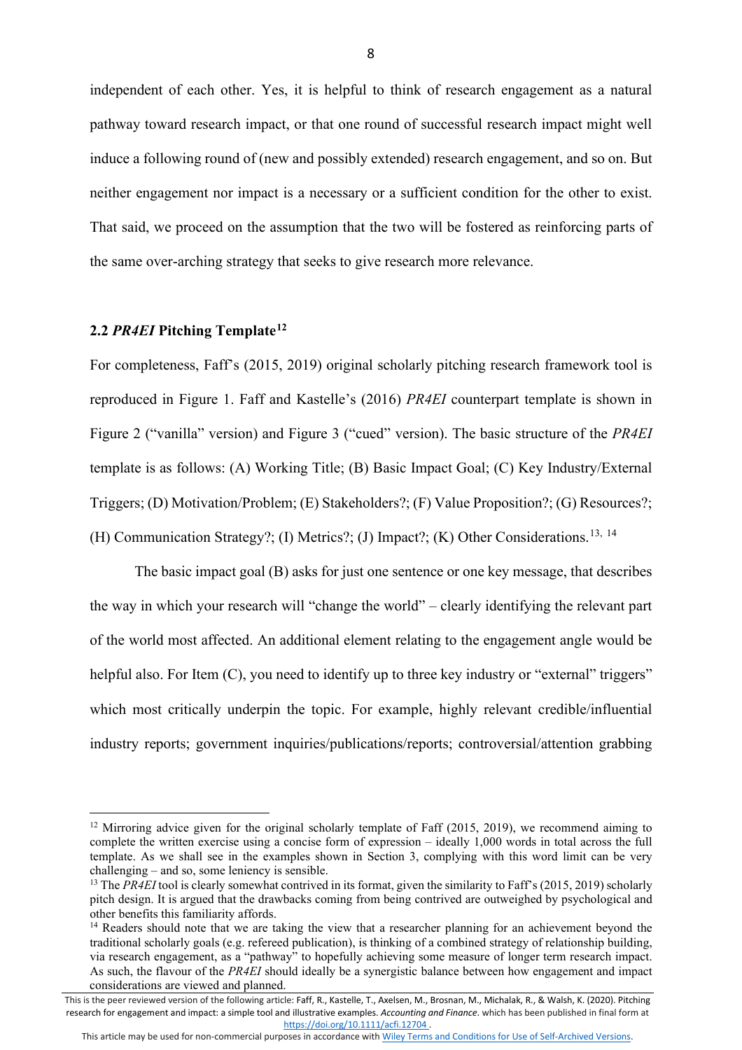independent of each other. Yes, it is helpful to think of research engagement as a natural pathway toward research impact, or that one round of successful research impact might well induce a following round of (new and possibly extended) research engagement, and so on. But neither engagement nor impact is a necessary or a sufficient condition for the other to exist. That said, we proceed on the assumption that the two will be fostered as reinforcing parts of the same over-arching strategy that seeks to give research more relevance.

## 2.2 *PR4EI* Pitching Template[12]

For completeness, Faff's (2015, 2019) original scholarly pitching research framework tool is reproduced in Figure 1. Faff and Kastelle's (2016) *PR4EI* counterpart template is shown in Figure 2 ("vanilla" version) and Figure 3 ("cued" version). The basic structure of the *PR4EI* template is as follows: (A) Working Title; (B) Basic Impact Goal; (C) Key Industry/External Triggers; (D) Motivation/Problem; (E) Stakeholders?; (F) Value Proposition?; (G) Resources?; (H) Communication Strategy?; (I) Metrics?; (J) Impact?; (K) Other Considerations.[13, 14]

The basic impact goal (B) asks for just one sentence or one key message, that describes the way in which your research will "change the world" – clearly identifying the relevant part of the world most affected. An additional element relating to the engagement angle would be helpful also. For Item (C), you need to identify up to three key industry or "external" triggers" which most critically underpin the topic. For example, highly relevant credible/influential industry reports; government inquiries/publications/reports; controversial/attention grabbing

---

[12] Mirroring advice given for the original scholarly template of Faff (2015, 2019), we recommend aiming to complete the written exercise using a concise form of expression – ideally 1,000 words in total across the full template. As we shall see in the examples shown in Section 3, complying with this word limit can be very challenging – and so, some leniency is sensible.

[13] The *PR4EI* tool is clearly somewhat contrived in its format, given the similarity to Faff's (2015, 2019) scholarly pitch design. It is argued that the drawbacks coming from being contrived are outweighed by psychological and other benefits this familiarity affords.

[14] Readers should note that we are taking the view that a researcher planning for an achievement beyond the traditional scholarly goals (e.g. refereed publication), is thinking of a combined strategy of relationship building, via research engagement, as a "pathway" to hopefully achieving some measure of longer term research impact. As such, the flavour of the *PR4EI* should ideally be a synergistic balance between how engagement and impact considerations are viewed and planned.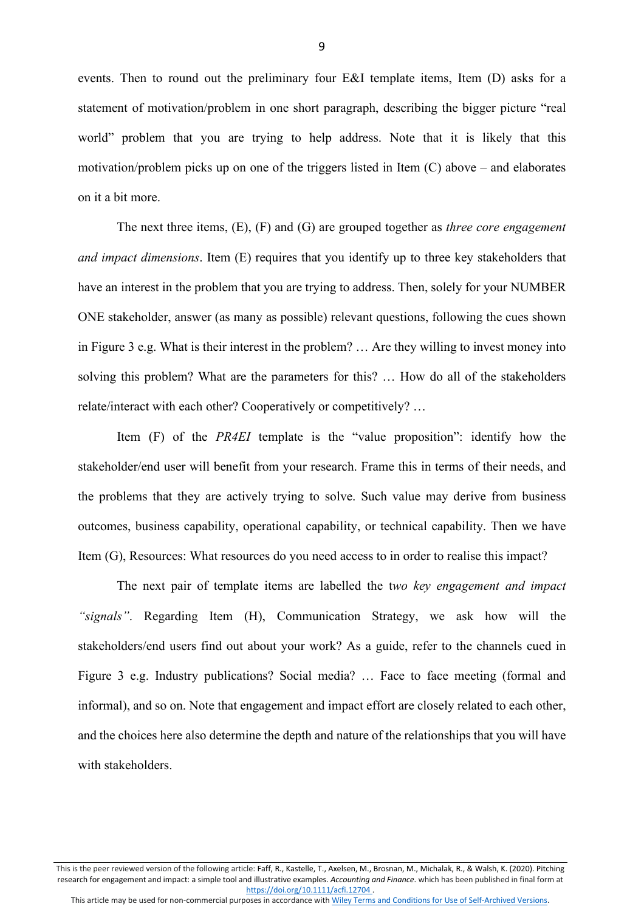events. Then to round out the preliminary four E&I template items, Item (D) asks for a statement of motivation/problem in one short paragraph, describing the bigger picture "real world" problem that you are trying to help address. Note that it is likely that this motivation/problem picks up on one of the triggers listed in Item (C) above – and elaborates on it a bit more.

The next three items, (E), (F) and (G) are grouped together as *three core engagement and impact dimensions*. Item (E) requires that you identify up to three key stakeholders that have an interest in the problem that you are trying to address. Then, solely for your NUMBER ONE stakeholder, answer (as many as possible) relevant questions, following the cues shown in Figure 3 e.g. What is their interest in the problem? … Are they willing to invest money into solving this problem? What are the parameters for this? … How do all of the stakeholders relate/interact with each other? Cooperatively or competitively? …

Item (F) of the *PR4EI* template is the "value proposition": identify how the stakeholder/end user will benefit from your research. Frame this in terms of their needs, and the problems that they are actively trying to solve. Such value may derive from business outcomes, business capability, operational capability, or technical capability. Then we have Item (G), Resources: What resources do you need access to in order to realise this impact?

The next pair of template items are labelled the t*wo key engagement and impact "signals"*. Regarding Item (H), Communication Strategy, we ask how will the stakeholders/end users find out about your work? As a guide, refer to the channels cued in Figure 3 e.g. Industry publications? Social media? … Face to face meeting (formal and informal), and so on. Note that engagement and impact effort are closely related to each other, and the choices here also determine the depth and nature of the relationships that you will have with stakeholders.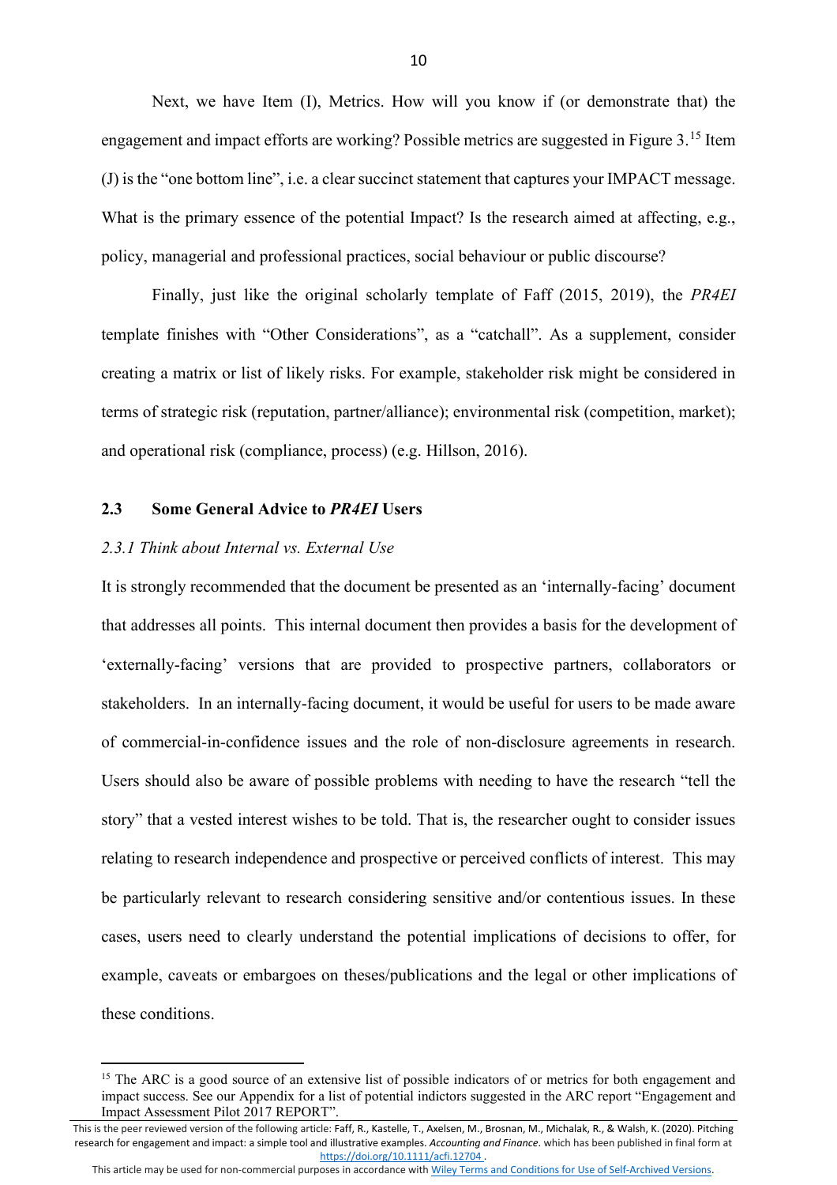Next, we have Item (I), Metrics. How will you know if (or demonstrate that) the engagement and impact efforts are working? Possible metrics are suggested in Figure 3.[15] Item (J) is the "one bottom line", i.e. a clear succinct statement that captures your IMPACT message. What is the primary essence of the potential Impact? Is the research aimed at affecting, e.g., policy, managerial and professional practices, social behaviour or public discourse?

Finally, just like the original scholarly template of Faff (2015, 2019), the *PR4EI* template finishes with "Other Considerations", as a "catchall". As a supplement, consider creating a matrix or list of likely risks. For example, stakeholder risk might be considered in terms of strategic risk (reputation, partner/alliance); environmental risk (competition, market); and operational risk (compliance, process) (e.g. Hillson, 2016).

## 2.3 Some General Advice to *PR4EI* Users

### *2.3.1 Think about Internal vs. External Use*

It is strongly recommended that the document be presented as an 'internally-facing' document that addresses all points. This internal document then provides a basis for the development of 'externally-facing' versions that are provided to prospective partners, collaborators or stakeholders. In an internally-facing document, it would be useful for users to be made aware of commercial-in-confidence issues and the role of non-disclosure agreements in research. Users should also be aware of possible problems with needing to have the research "tell the story" that a vested interest wishes to be told. That is, the researcher ought to consider issues relating to research independence and prospective or perceived conflicts of interest. This may be particularly relevant to research considering sensitive and/or contentious issues. In these cases, users need to clearly understand the potential implications of decisions to offer, for example, caveats or embargoes on theses/publications and the legal or other implications of these conditions.

[15] The ARC is a good source of an extensive list of possible indicators of or metrics for both engagement and impact success. See our Appendix for a list of potential indictors suggested in the ARC report "Engagement and Impact Assessment Pilot 2017 REPORT".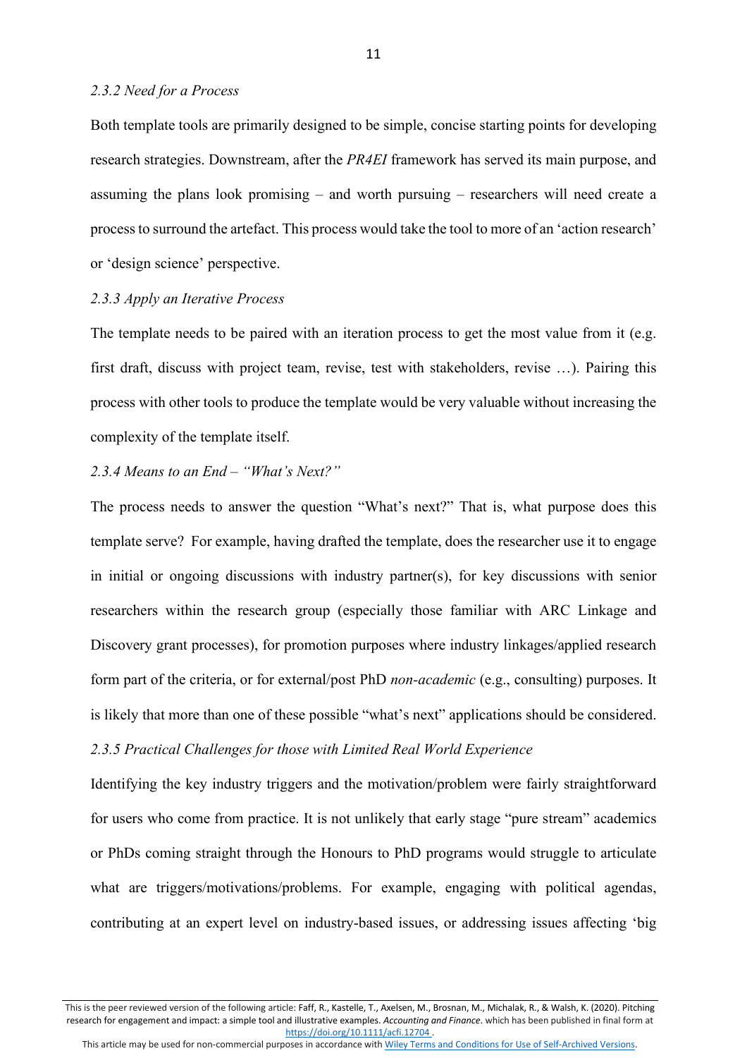### *2.3.2 Need for a Process*

Both template tools are primarily designed to be simple, concise starting points for developing research strategies. Downstream, after the *PR4EI* framework has served its main purpose, and assuming the plans look promising – and worth pursuing – researchers will need create a process to surround the artefact. This process would take the tool to more of an 'action research' or 'design science' perspective.

### *2.3.3 Apply an Iterative Process*

The template needs to be paired with an iteration process to get the most value from it (e.g. first draft, discuss with project team, revise, test with stakeholders, revise …). Pairing this process with other tools to produce the template would be very valuable without increasing the complexity of the template itself.

### *2.3.4 Means to an End – "What's Next?"*

The process needs to answer the question "What's next?" That is, what purpose does this template serve? For example, having drafted the template, does the researcher use it to engage in initial or ongoing discussions with industry partner(s), for key discussions with senior researchers within the research group (especially those familiar with ARC Linkage and Discovery grant processes), for promotion purposes where industry linkages/applied research form part of the criteria, or for external/post PhD *non-academic* (e.g., consulting) purposes. It is likely that more than one of these possible "what's next" applications should be considered.

### *2.3.5 Practical Challenges for those with Limited Real World Experience*

Identifying the key industry triggers and the motivation/problem were fairly straightforward for users who come from practice. It is not unlikely that early stage "pure stream" academics or PhDs coming straight through the Honours to PhD programs would struggle to articulate what are triggers/motivations/problems. For example, engaging with political agendas, contributing at an expert level on industry-based issues, or addressing issues affecting 'big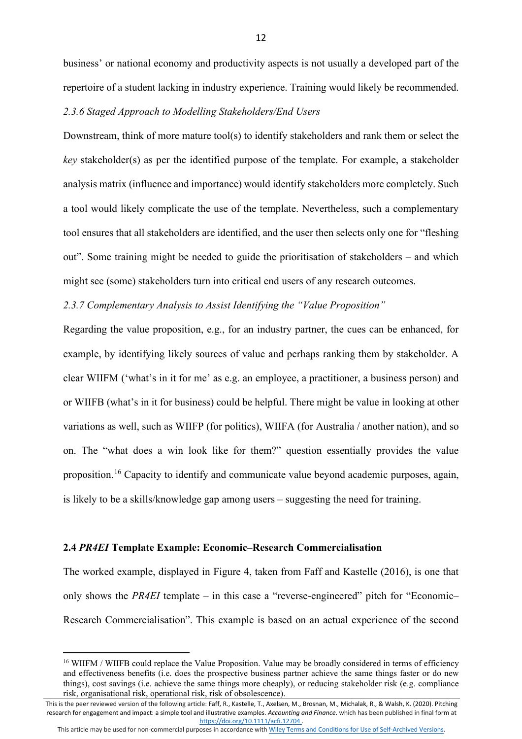business' or national economy and productivity aspects is not usually a developed part of the repertoire of a student lacking in industry experience. Training would likely be recommended.

### *2.3.6 Staged Approach to Modelling Stakeholders/End Users*

Downstream, think of more mature tool(s) to identify stakeholders and rank them or select the *key* stakeholder(s) as per the identified purpose of the template. For example, a stakeholder analysis matrix (influence and importance) would identify stakeholders more completely. Such a tool would likely complicate the use of the template. Nevertheless, such a complementary tool ensures that all stakeholders are identified, and the user then selects only one for "fleshing out". Some training might be needed to guide the prioritisation of stakeholders – and which might see (some) stakeholders turn into critical end users of any research outcomes.

### *2.3.7 Complementary Analysis to Assist Identifying the "Value Proposition"*

Regarding the value proposition, e.g., for an industry partner, the cues can be enhanced, for example, by identifying likely sources of value and perhaps ranking them by stakeholder. A clear WIIFM ('what's in it for me' as e.g. an employee, a practitioner, a business person) and or WIIFB (what's in it for business) could be helpful. There might be value in looking at other variations as well, such as WIIFP (for politics), WIIFA (for Australia / another nation), and so on. The "what does a win look like for them?" question essentially provides the value proposition.[16] Capacity to identify and communicate value beyond academic purposes, again, is likely to be a skills/knowledge gap among users – suggesting the need for training.

## 2.4 *PR4EI* Template Example: Economic–Research Commercialisation

The worked example, displayed in Figure 4, taken from Faff and Kastelle (2016), is one that only shows the *PR4EI* template – in this case a "reverse-engineered" pitch for "Economic–Research Commercialisation". This example is based on an actual experience of the second

---

[16] WIIFM / WIIFB could replace the Value Proposition. Value may be broadly considered in terms of efficiency and effectiveness benefits (i.e. does the prospective business partner achieve the same things faster or do new things), cost savings (i.e. achieve the same things more cheaply), or reducing stakeholder risk (e.g. compliance risk, organisational risk, operational risk, risk of obsolescence).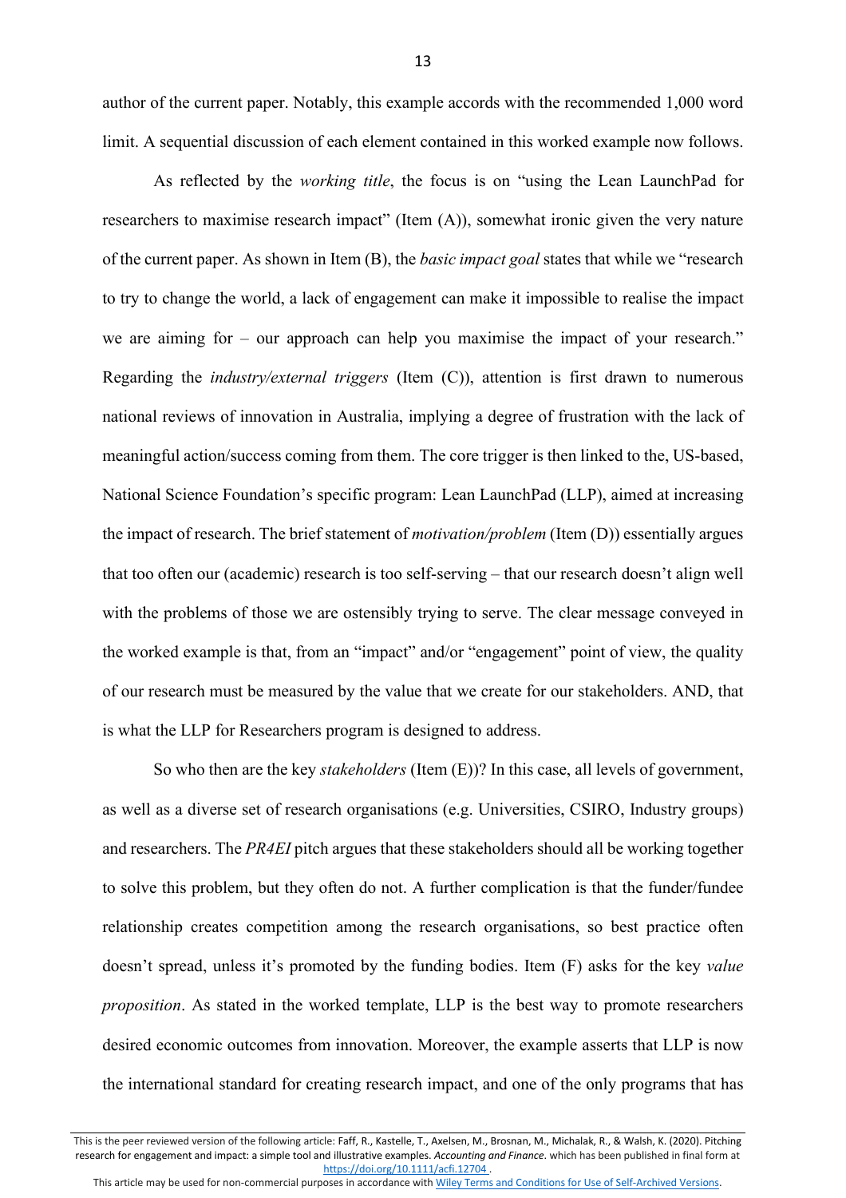author of the current paper. Notably, this example accords with the recommended 1,000 word limit. A sequential discussion of each element contained in this worked example now follows.

As reflected by the *working title*, the focus is on "using the Lean LaunchPad for researchers to maximise research impact" (Item (A)), somewhat ironic given the very nature of the current paper. As shown in Item (B), the *basic impact goal* states that while we "research to try to change the world, a lack of engagement can make it impossible to realise the impact we are aiming for – our approach can help you maximise the impact of your research." Regarding the *industry/external triggers* (Item (C)), attention is first drawn to numerous national reviews of innovation in Australia, implying a degree of frustration with the lack of meaningful action/success coming from them. The core trigger is then linked to the, US-based, National Science Foundation's specific program: Lean LaunchPad (LLP), aimed at increasing the impact of research. The brief statement of *motivation/problem* (Item (D)) essentially argues that too often our (academic) research is too self-serving – that our research doesn't align well with the problems of those we are ostensibly trying to serve. The clear message conveyed in the worked example is that, from an "impact" and/or "engagement" point of view, the quality of our research must be measured by the value that we create for our stakeholders. AND, that is what the LLP for Researchers program is designed to address.

So who then are the key *stakeholders* (Item (E))? In this case, all levels of government, as well as a diverse set of research organisations (e.g. Universities, CSIRO, Industry groups) and researchers. The *PR4EI* pitch argues that these stakeholders should all be working together to solve this problem, but they often do not. A further complication is that the funder/fundee relationship creates competition among the research organisations, so best practice often doesn't spread, unless it's promoted by the funding bodies. Item (F) asks for the key *value proposition*. As stated in the worked template, LLP is the best way to promote researchers desired economic outcomes from innovation. Moreover, the example asserts that LLP is now the international standard for creating research impact, and one of the only programs that has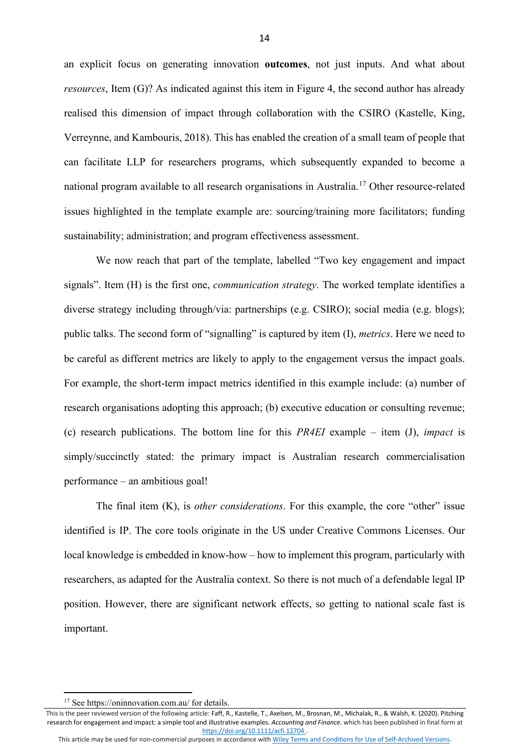an explicit focus on generating innovation **outcomes**, not just inputs. And what about *resources*, Item (G)? As indicated against this item in Figure 4, the second author has already realised this dimension of impact through collaboration with the CSIRO (Kastelle, King, Verreynne, and Kambouris, 2018). This has enabled the creation of a small team of people that can facilitate LLP for researchers programs, which subsequently expanded to become a national program available to all research organisations in Australia.[17] Other resource-related issues highlighted in the template example are: sourcing/training more facilitators; funding sustainability; administration; and program effectiveness assessment.

We now reach that part of the template, labelled "Two key engagement and impact signals". Item (H) is the first one, *communication strategy*. The worked template identifies a diverse strategy including through/via: partnerships (e.g. CSIRO); social media (e.g. blogs); public talks. The second form of "signalling" is captured by item (I), *metrics*. Here we need to be careful as different metrics are likely to apply to the engagement versus the impact goals. For example, the short-term impact metrics identified in this example include: (a) number of research organisations adopting this approach; (b) executive education or consulting revenue; (c) research publications. The bottom line for this *PR4EI* example – item (J), *impact* is simply/succinctly stated: the primary impact is Australian research commercialisation performance – an ambitious goal!

The final item (K), is *other considerations*. For this example, the core "other" issue identified is IP. The core tools originate in the US under Creative Commons Licenses. Our local knowledge is embedded in know-how – how to implement this program, particularly with researchers, as adapted for the Australia context. So there is not much of a defendable legal IP position. However, there are significant network effects, so getting to national scale fast is important.

---

[17] See https://oninnovation.com.au/ for details.

This is the peer reviewed version of the following article: Faff, R., Kastelle, T., Axelsen, M., Brosnan, M., Michalak, R., & Walsh, K. (2020). Pitching research for engagement and impact: a simple tool and illustrative examples. *Accounting and Finance*. which has been published in final form at https://doi.org/10.1111/acfi.12704 .
This article may be used for non-commercial purposes in accordance with Wiley Terms and Conditions for Use of Self-Archived Versions.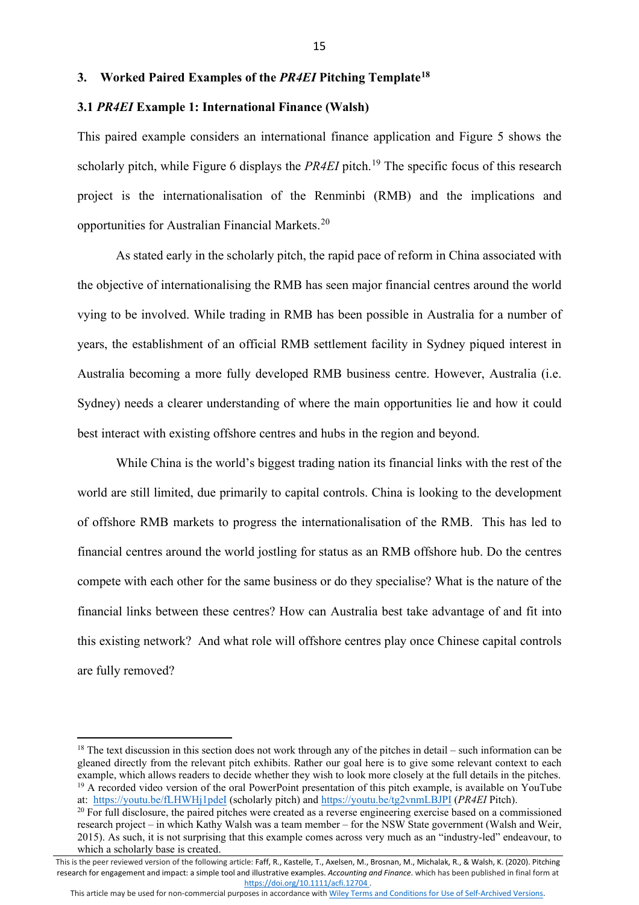## 3. Worked Paired Examples of the *PR4EI* Pitching Template[18]

### 3.1 *PR4EI* Example 1: International Finance (Walsh)

This paired example considers an international finance application and Figure 5 shows the scholarly pitch, while Figure 6 displays the *PR4EI* pitch.[19] The specific focus of this research project is the internationalisation of the Renminbi (RMB) and the implications and opportunities for Australian Financial Markets.[20]

As stated early in the scholarly pitch, the rapid pace of reform in China associated with the objective of internationalising the RMB has seen major financial centres around the world vying to be involved. While trading in RMB has been possible in Australia for a number of years, the establishment of an official RMB settlement facility in Sydney piqued interest in Australia becoming a more fully developed RMB business centre. However, Australia (i.e. Sydney) needs a clearer understanding of where the main opportunities lie and how it could best interact with existing offshore centres and hubs in the region and beyond.

While China is the world's biggest trading nation its financial links with the rest of the world are still limited, due primarily to capital controls. China is looking to the development of offshore RMB markets to progress the internationalisation of the RMB. This has led to financial centres around the world jostling for status as an RMB offshore hub. Do the centres compete with each other for the same business or do they specialise? What is the nature of the financial links between these centres? How can Australia best take advantage of and fit into this existing network? And what role will offshore centres play once Chinese capital controls are fully removed?

---

[18] The text discussion in this section does not work through any of the pitches in detail – such information can be gleaned directly from the relevant pitch exhibits. Rather our goal here is to give some relevant context to each example, which allows readers to decide whether they wish to look more closely at the full details in the pitches.

[19] A recorded video version of the oral PowerPoint presentation of this pitch example, is available on YouTube at: https://youtu.be/fLHWHj1pdeI (scholarly pitch) and https://youtu.be/tg2vnmLBJPI (*PR4EI* Pitch).

[20] For full disclosure, the paired pitches were created as a reverse engineering exercise based on a commissioned research project – in which Kathy Walsh was a team member – for the NSW State government (Walsh and Weir, 2015). As such, it is not surprising that this example comes across very much as an "industry-led" endeavour, to which a scholarly base is created.

This is the peer reviewed version of the following article: Faff, R., Kastelle, T., Axelsen, M., Brosnan, M., Michalak, R., & Walsh, K. (2020). Pitching research for engagement and impact: a simple tool and illustrative examples. *Accounting and Finance*. which has been published in final form at https://doi.org/10.1111/acfi.12704 .
This article may be used for non-commercial purposes in accordance with Wiley Terms and Conditions for Use of Self-Archived Versions.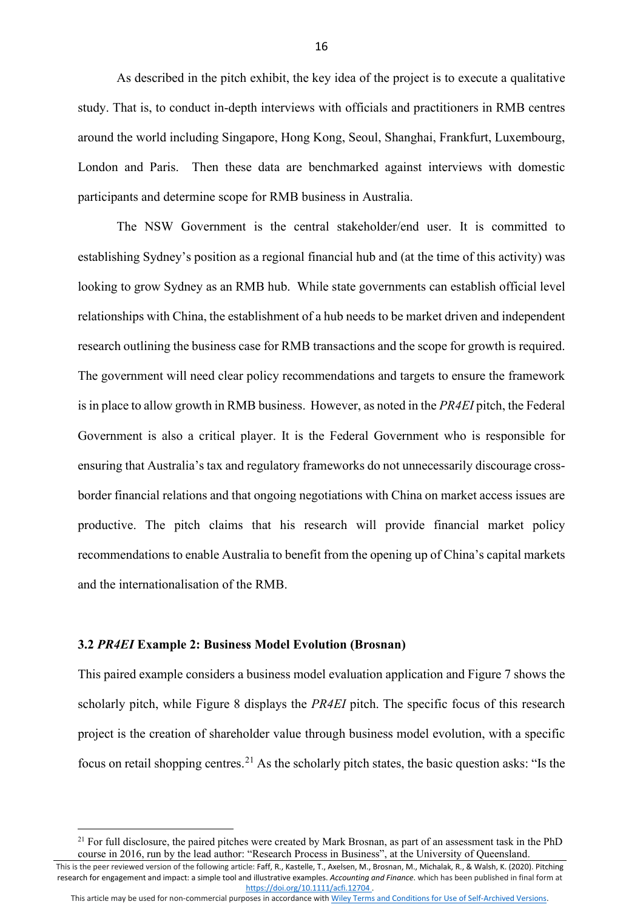As described in the pitch exhibit, the key idea of the project is to execute a qualitative study. That is, to conduct in-depth interviews with officials and practitioners in RMB centres around the world including Singapore, Hong Kong, Seoul, Shanghai, Frankfurt, Luxembourg, London and Paris. Then these data are benchmarked against interviews with domestic participants and determine scope for RMB business in Australia.

The NSW Government is the central stakeholder/end user. It is committed to establishing Sydney's position as a regional financial hub and (at the time of this activity) was looking to grow Sydney as an RMB hub. While state governments can establish official level relationships with China, the establishment of a hub needs to be market driven and independent research outlining the business case for RMB transactions and the scope for growth is required. The government will need clear policy recommendations and targets to ensure the framework is in place to allow growth in RMB business. However, as noted in the *PR4EI* pitch, the Federal Government is also a critical player. It is the Federal Government who is responsible for ensuring that Australia's tax and regulatory frameworks do not unnecessarily discourage cross-border financial relations and that ongoing negotiations with China on market access issues are productive. The pitch claims that his research will provide financial market policy recommendations to enable Australia to benefit from the opening up of China's capital markets and the internationalisation of the RMB.

### 3.2 *PR4EI* Example 2: Business Model Evolution (Brosnan)

This paired example considers a business model evaluation application and Figure 7 shows the scholarly pitch, while Figure 8 displays the *PR4EI* pitch. The specific focus of this research project is the creation of shareholder value through business model evolution, with a specific focus on retail shopping centres.[21] As the scholarly pitch states, the basic question asks: "Is the

[21] For full disclosure, the paired pitches were created by Mark Brosnan, as part of an assessment task in the PhD course in 2016, run by the lead author: "Research Process in Business", at the University of Queensland.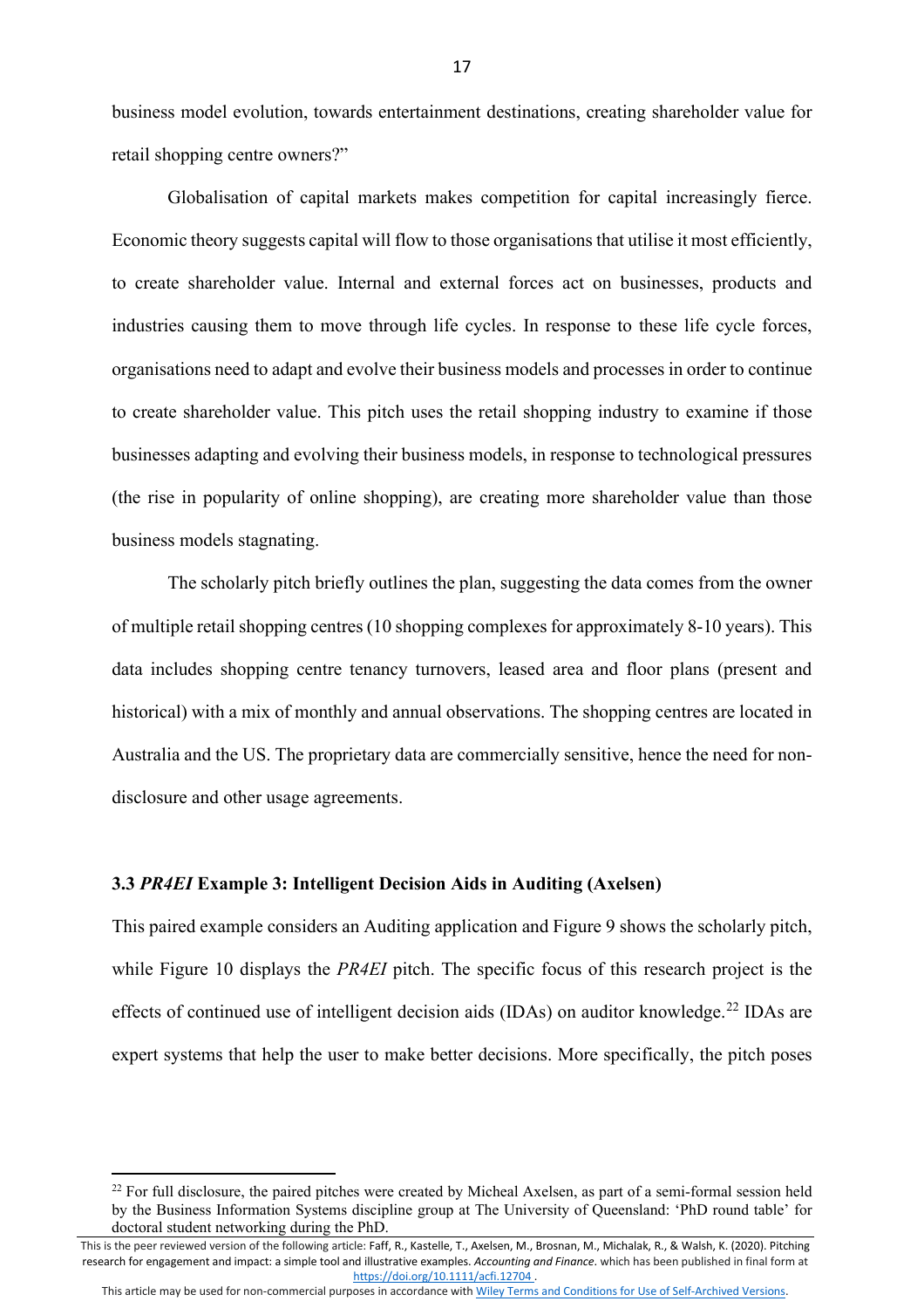business model evolution, towards entertainment destinations, creating shareholder value for retail shopping centre owners?"

Globalisation of capital markets makes competition for capital increasingly fierce. Economic theory suggests capital will flow to those organisations that utilise it most efficiently, to create shareholder value. Internal and external forces act on businesses, products and industries causing them to move through life cycles. In response to these life cycle forces, organisations need to adapt and evolve their business models and processes in order to continue to create shareholder value. This pitch uses the retail shopping industry to examine if those businesses adapting and evolving their business models, in response to technological pressures (the rise in popularity of online shopping), are creating more shareholder value than those business models stagnating.

The scholarly pitch briefly outlines the plan, suggesting the data comes from the owner of multiple retail shopping centres (10 shopping complexes for approximately 8-10 years). This data includes shopping centre tenancy turnovers, leased area and floor plans (present and historical) with a mix of monthly and annual observations. The shopping centres are located in Australia and the US. The proprietary data are commercially sensitive, hence the need for non-disclosure and other usage agreements.

### 3.3 *PR4EI* Example 3: Intelligent Decision Aids in Auditing (Axelsen)

This paired example considers an Auditing application and Figure 9 shows the scholarly pitch, while Figure 10 displays the *PR4EI* pitch. The specific focus of this research project is the effects of continued use of intelligent decision aids (IDAs) on auditor knowledge.[22] IDAs are expert systems that help the user to make better decisions. More specifically, the pitch poses

[22] For full disclosure, the paired pitches were created by Micheal Axelsen, as part of a semi-formal session held by the Business Information Systems discipline group at The University of Queensland: 'PhD round table' for doctoral student networking during the PhD.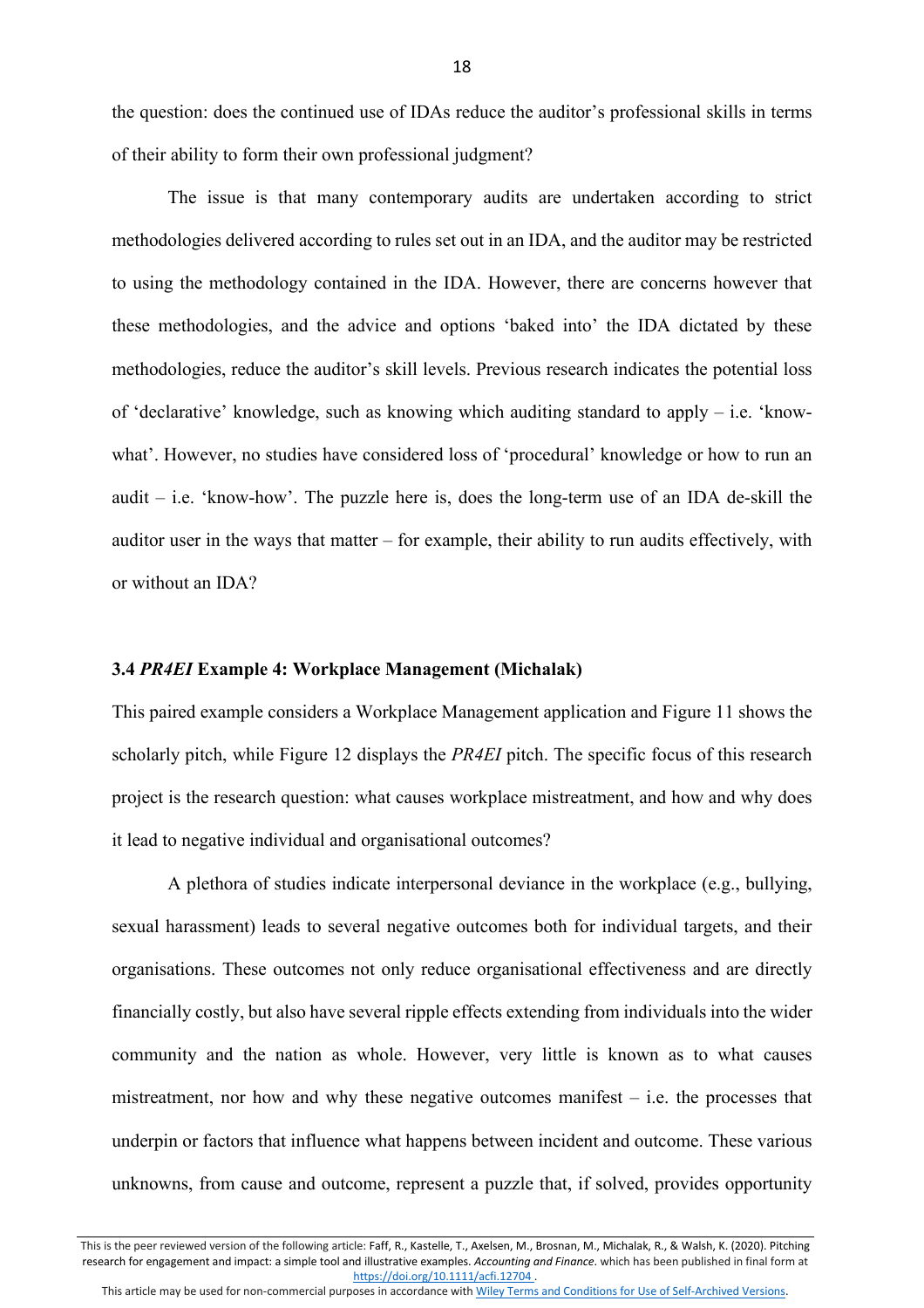the question: does the continued use of IDAs reduce the auditor's professional skills in terms of their ability to form their own professional judgment?

The issue is that many contemporary audits are undertaken according to strict methodologies delivered according to rules set out in an IDA, and the auditor may be restricted to using the methodology contained in the IDA. However, there are concerns however that these methodologies, and the advice and options 'baked into' the IDA dictated by these methodologies, reduce the auditor's skill levels. Previous research indicates the potential loss of 'declarative' knowledge, such as knowing which auditing standard to apply – i.e. 'know-what'. However, no studies have considered loss of 'procedural' knowledge or how to run an audit – i.e. 'know-how'. The puzzle here is, does the long-term use of an IDA de-skill the auditor user in the ways that matter – for example, their ability to run audits effectively, with or without an IDA?

### 3.4 *PR4EI* Example 4: Workplace Management (Michalak)

This paired example considers a Workplace Management application and Figure 11 shows the scholarly pitch, while Figure 12 displays the *PR4EI* pitch. The specific focus of this research project is the research question: what causes workplace mistreatment, and how and why does it lead to negative individual and organisational outcomes?

A plethora of studies indicate interpersonal deviance in the workplace (e.g., bullying, sexual harassment) leads to several negative outcomes both for individual targets, and their organisations. These outcomes not only reduce organisational effectiveness and are directly financially costly, but also have several ripple effects extending from individuals into the wider community and the nation as whole. However, very little is known as to what causes mistreatment, nor how and why these negative outcomes manifest – i.e. the processes that underpin or factors that influence what happens between incident and outcome. These various unknowns, from cause and outcome, represent a puzzle that, if solved, provides opportunity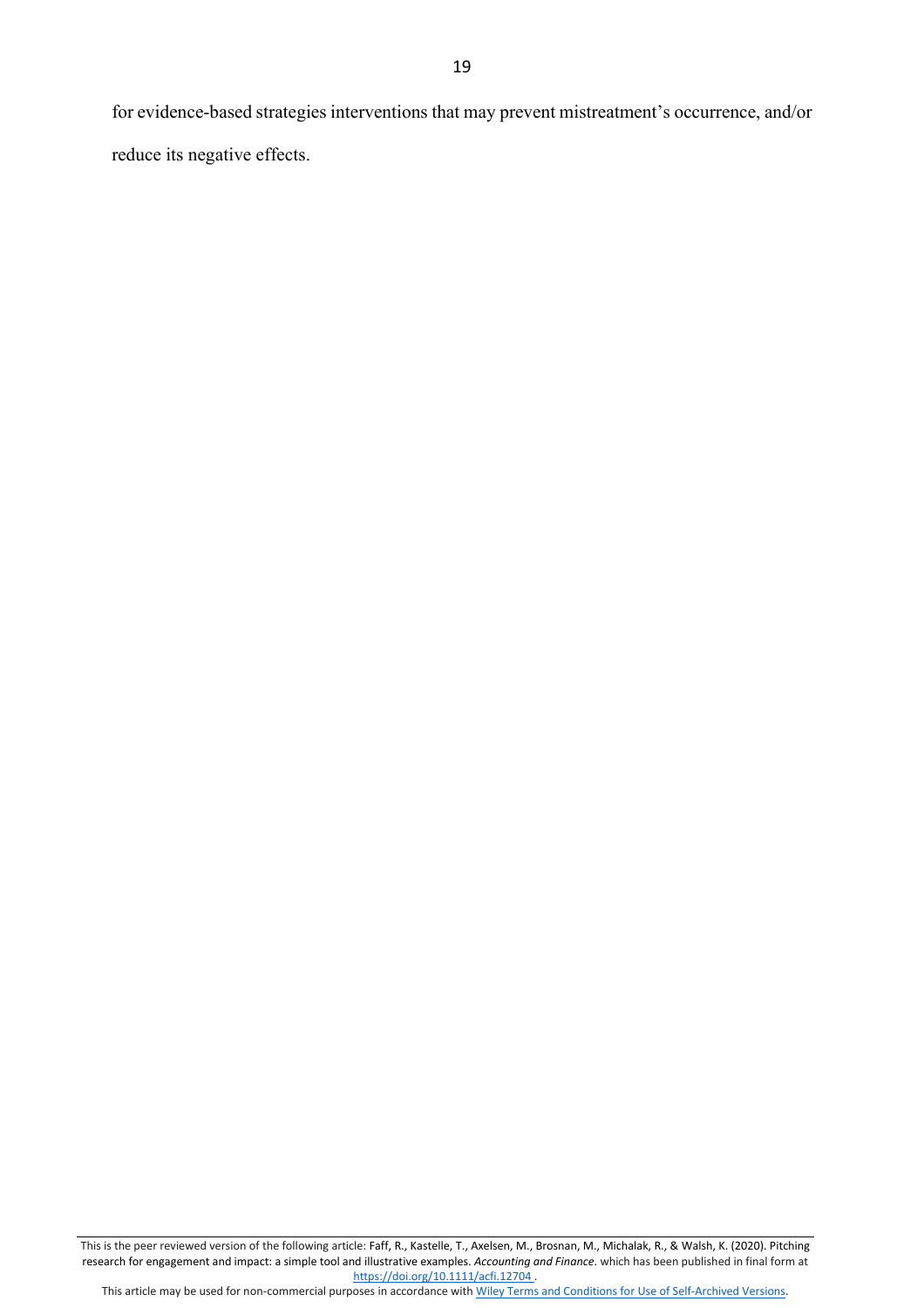for evidence-based strategies interventions that may prevent mistreatment's occurrence, and/or reduce its negative effects.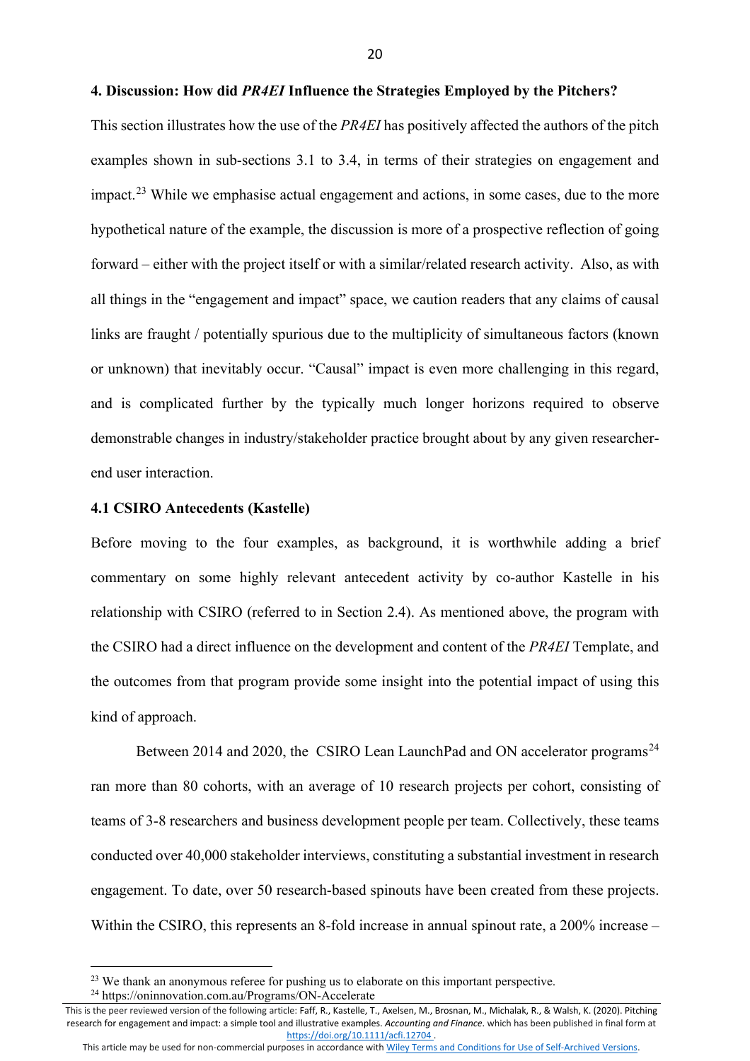## 4. Discussion: How did *PR4EI* Influence the Strategies Employed by the Pitchers?

This section illustrates how the use of the *PR4EI* has positively affected the authors of the pitch examples shown in sub-sections 3.1 to 3.4, in terms of their strategies on engagement and impact.[23] While we emphasise actual engagement and actions, in some cases, due to the more hypothetical nature of the example, the discussion is more of a prospective reflection of going forward – either with the project itself or with a similar/related research activity. Also, as with all things in the "engagement and impact" space, we caution readers that any claims of causal links are fraught / potentially spurious due to the multiplicity of simultaneous factors (known or unknown) that inevitably occur. "Causal" impact is even more challenging in this regard, and is complicated further by the typically much longer horizons required to observe demonstrable changes in industry/stakeholder practice brought about by any given researcher-end user interaction.

### 4.1 CSIRO Antecedents (Kastelle)

Before moving to the four examples, as background, it is worthwhile adding a brief commentary on some highly relevant antecedent activity by co-author Kastelle in his relationship with CSIRO (referred to in Section 2.4). As mentioned above, the program with the CSIRO had a direct influence on the development and content of the *PR4EI* Template, and the outcomes from that program provide some insight into the potential impact of using this kind of approach.

Between 2014 and 2020, the CSIRO Lean LaunchPad and ON accelerator programs[24] ran more than 80 cohorts, with an average of 10 research projects per cohort, consisting of teams of 3-8 researchers and business development people per team. Collectively, these teams conducted over 40,000 stakeholder interviews, constituting a substantial investment in research engagement. To date, over 50 research-based spinouts have been created from these projects. Within the CSIRO, this represents an 8-fold increase in annual spinout rate, a 200% increase –

[23] We thank an anonymous referee for pushing us to elaborate on this important perspective.

[24] https://oninnovation.com.au/Programs/ON-Accelerate

This is the peer reviewed version of the following article: Faff, R., Kastelle, T., Axelsen, M., Brosnan, M., Michalak, R., & Walsh, K. (2020). Pitching research for engagement and impact: a simple tool and illustrative examples. *Accounting and Finance*. which has been published in final form at https://doi.org/10.1111/acfi.12704 .

This article may be used for non-commercial purposes in accordance with Wiley Terms and Conditions for Use of Self-Archived Versions.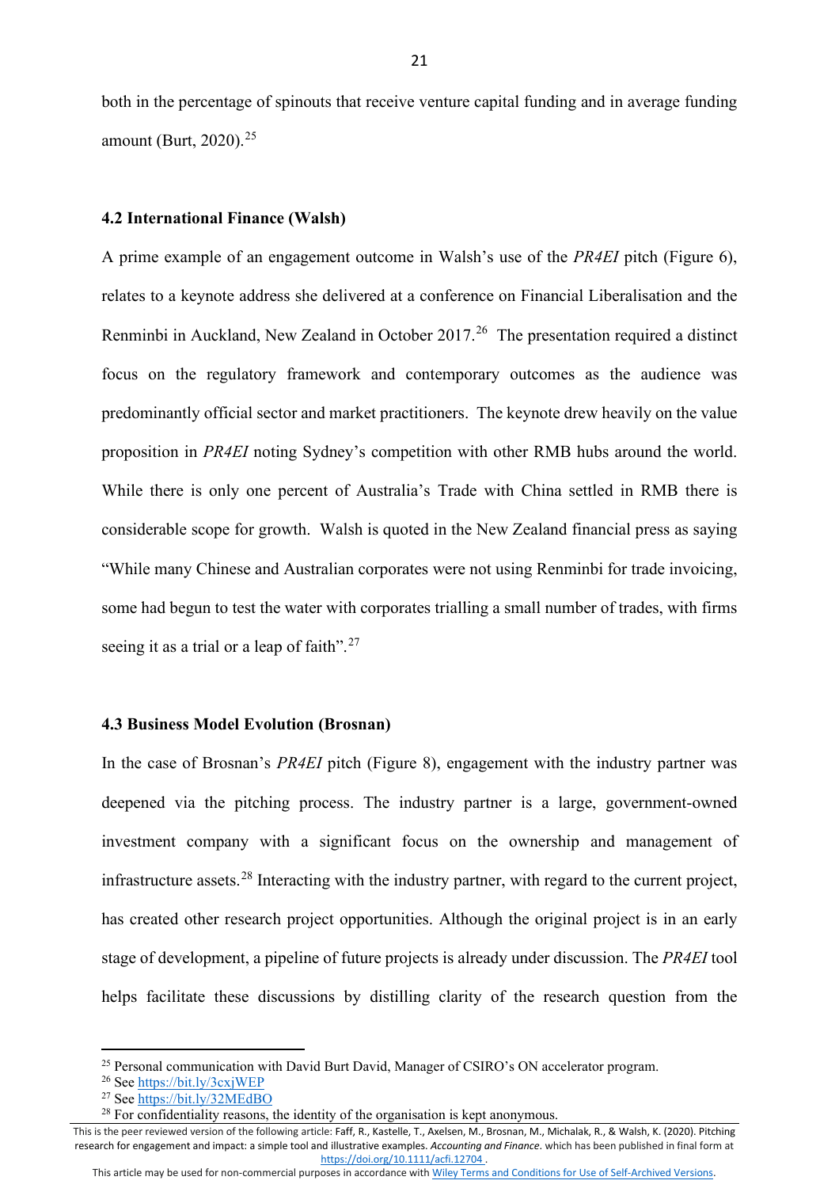both in the percentage of spinouts that receive venture capital funding and in average funding amount (Burt, 2020).[25]

### 4.2 International Finance (Walsh)

A prime example of an engagement outcome in Walsh's use of the *PR4EI* pitch (Figure 6), relates to a keynote address she delivered at a conference on Financial Liberalisation and the Renminbi in Auckland, New Zealand in October 2017.[26] The presentation required a distinct focus on the regulatory framework and contemporary outcomes as the audience was predominantly official sector and market practitioners. The keynote drew heavily on the value proposition in *PR4EI* noting Sydney's competition with other RMB hubs around the world. While there is only one percent of Australia's Trade with China settled in RMB there is considerable scope for growth. Walsh is quoted in the New Zealand financial press as saying "While many Chinese and Australian corporates were not using Renminbi for trade invoicing, some had begun to test the water with corporates trialling a small number of trades, with firms seeing it as a trial or a leap of faith".[27]

### 4.3 Business Model Evolution (Brosnan)

In the case of Brosnan's *PR4EI* pitch (Figure 8), engagement with the industry partner was deepened via the pitching process. The industry partner is a large, government-owned investment company with a significant focus on the ownership and management of infrastructure assets.[28] Interacting with the industry partner, with regard to the current project, has created other research project opportunities. Although the original project is in an early stage of development, a pipeline of future projects is already under discussion. The *PR4EI* tool helps facilitate these discussions by distilling clarity of the research question from the

---

[25] Personal communication with David Burt David, Manager of CSIRO's ON accelerator program.

[26] See https://bit.ly/3cxjWEP

[27] See https://bit.ly/32MEdBO

[28] For confidentiality reasons, the identity of the organisation is kept anonymous.

This is the peer reviewed version of the following article: Faff, R., Kastelle, T., Axelsen, M., Brosnan, M., Michalak, R., & Walsh, K. (2020). Pitching research for engagement and impact: a simple tool and illustrative examples. *Accounting and Finance*. which has been published in final form at https://doi.org/10.1111/acfi.12704 .
This article may be used for non-commercial purposes in accordance with Wiley Terms and Conditions for Use of Self-Archived Versions.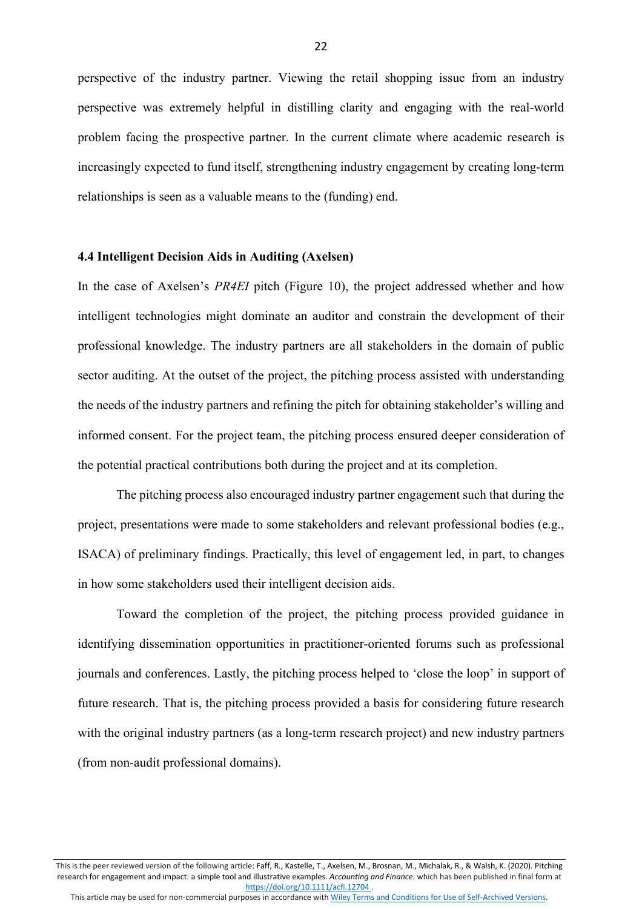perspective of the industry partner. Viewing the retail shopping issue from an industry perspective was extremely helpful in distilling clarity and engaging with the real-world problem facing the prospective partner. In the current climate where academic research is increasingly expected to fund itself, strengthening industry engagement by creating long-term relationships is seen as a valuable means to the (funding) end.

### 4.4 Intelligent Decision Aids in Auditing (Axelsen)

In the case of Axelsen's *PR4EI* pitch (Figure 10), the project addressed whether and how intelligent technologies might dominate an auditor and constrain the development of their professional knowledge. The industry partners are all stakeholders in the domain of public sector auditing. At the outset of the project, the pitching process assisted with understanding the needs of the industry partners and refining the pitch for obtaining stakeholder's willing and informed consent. For the project team, the pitching process ensured deeper consideration of the potential practical contributions both during the project and at its completion.

The pitching process also encouraged industry partner engagement such that during the project, presentations were made to some stakeholders and relevant professional bodies (e.g., ISACA) of preliminary findings. Practically, this level of engagement led, in part, to changes in how some stakeholders used their intelligent decision aids.

Toward the completion of the project, the pitching process provided guidance in identifying dissemination opportunities in practitioner-oriented forums such as professional journals and conferences. Lastly, the pitching process helped to 'close the loop' in support of future research. That is, the pitching process provided a basis for considering future research with the original industry partners (as a long-term research project) and new industry partners (from non-audit professional domains).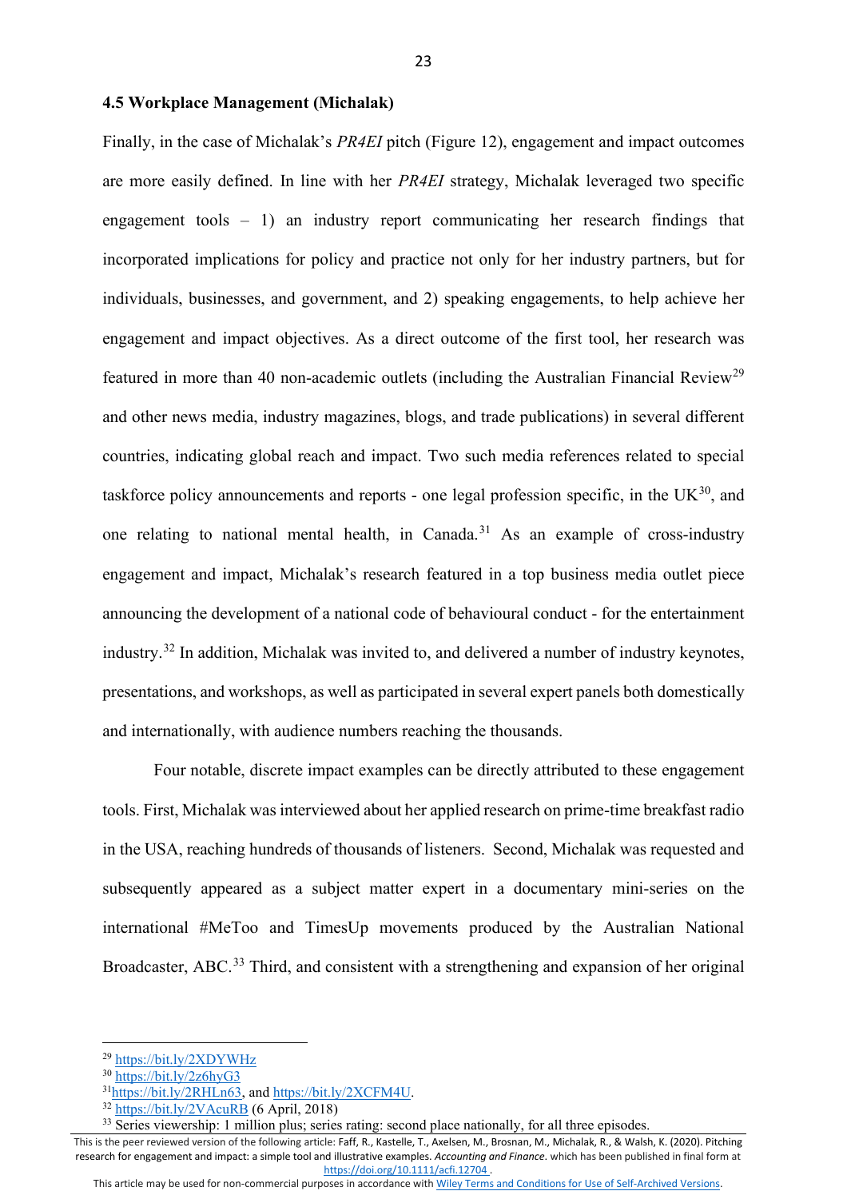### 4.5 Workplace Management (Michalak)

Finally, in the case of Michalak's *PR4EI* pitch (Figure 12), engagement and impact outcomes are more easily defined. In line with her *PR4EI* strategy, Michalak leveraged two specific engagement tools – 1) an industry report communicating her research findings that incorporated implications for policy and practice not only for her industry partners, but for individuals, businesses, and government, and 2) speaking engagements, to help achieve her engagement and impact objectives. As a direct outcome of the first tool, her research was featured in more than 40 non-academic outlets (including the Australian Financial Review[29] and other news media, industry magazines, blogs, and trade publications) in several different countries, indicating global reach and impact. Two such media references related to special taskforce policy announcements and reports - one legal profession specific, in the UK[30], and one relating to national mental health, in Canada.[31] As an example of cross-industry engagement and impact, Michalak's research featured in a top business media outlet piece announcing the development of a national code of behavioural conduct - for the entertainment industry.[32] In addition, Michalak was invited to, and delivered a number of industry keynotes, presentations, and workshops, as well as participated in several expert panels both domestically and internationally, with audience numbers reaching the thousands.

Four notable, discrete impact examples can be directly attributed to these engagement tools. First, Michalak was interviewed about her applied research on prime-time breakfast radio in the USA, reaching hundreds of thousands of listeners. Second, Michalak was requested and subsequently appeared as a subject matter expert in a documentary mini-series on the international #MeToo and TimesUp movements produced by the Australian National Broadcaster, ABC.[33] Third, and consistent with a strengthening and expansion of her original

---

[29] https://bit.ly/2XDYWHz

[30] https://bit.ly/2z6hyG3

[31] https://bit.ly/2RHLn63, and https://bit.ly/2XCFM4U.

[32] https://bit.ly/2VAcuRB (6 April, 2018)

[33] Series viewership: 1 million plus; series rating: second place nationally, for all three episodes.

This is the peer reviewed version of the following article: Faff, R., Kastelle, T., Axelsen, M., Brosnan, M., Michalak, R., & Walsh, K. (2020). Pitching research for engagement and impact: a simple tool and illustrative examples. *Accounting and Finance*. which has been published in final form at https://doi.org/10.1111/acfi.12704 .

This article may be used for non-commercial purposes in accordance with Wiley Terms and Conditions for Use of Self-Archived Versions.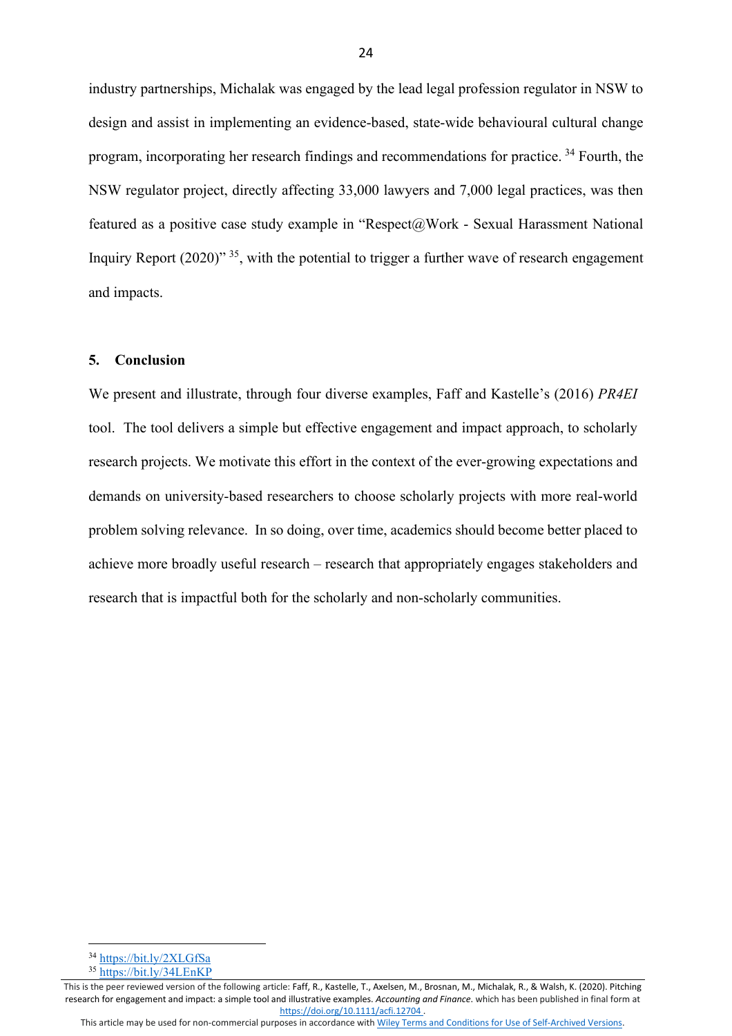industry partnerships, Michalak was engaged by the lead legal profession regulator in NSW to design and assist in implementing an evidence-based, state-wide behavioural cultural change program, incorporating her research findings and recommendations for practice. [34] Fourth, the NSW regulator project, directly affecting 33,000 lawyers and 7,000 legal practices, was then featured as a positive case study example in "Respect@Work - Sexual Harassment National Inquiry Report (2020)" [35], with the potential to trigger a further wave of research engagement and impacts.

## 5. Conclusion

We present and illustrate, through four diverse examples, Faff and Kastelle's (2016) *PR4EI* tool. The tool delivers a simple but effective engagement and impact approach, to scholarly research projects. We motivate this effort in the context of the ever-growing expectations and demands on university-based researchers to choose scholarly projects with more real-world problem solving relevance. In so doing, over time, academics should become better placed to achieve more broadly useful research – research that appropriately engages stakeholders and research that is impactful both for the scholarly and non-scholarly communities.

[34] https://bit.ly/2XLGfSa

[35] https://bit.ly/34LEnKP

This is the peer reviewed version of the following article: Faff, R., Kastelle, T., Axelsen, M., Brosnan, M., Michalak, R., & Walsh, K. (2020). Pitching research for engagement and impact: a simple tool and illustrative examples. *Accounting and Finance*. which has been published in final form at https://doi.org/10.1111/acfi.12704 .
This article may be used for non-commercial purposes in accordance with Wiley Terms and Conditions for Use of Self-Archived Versions.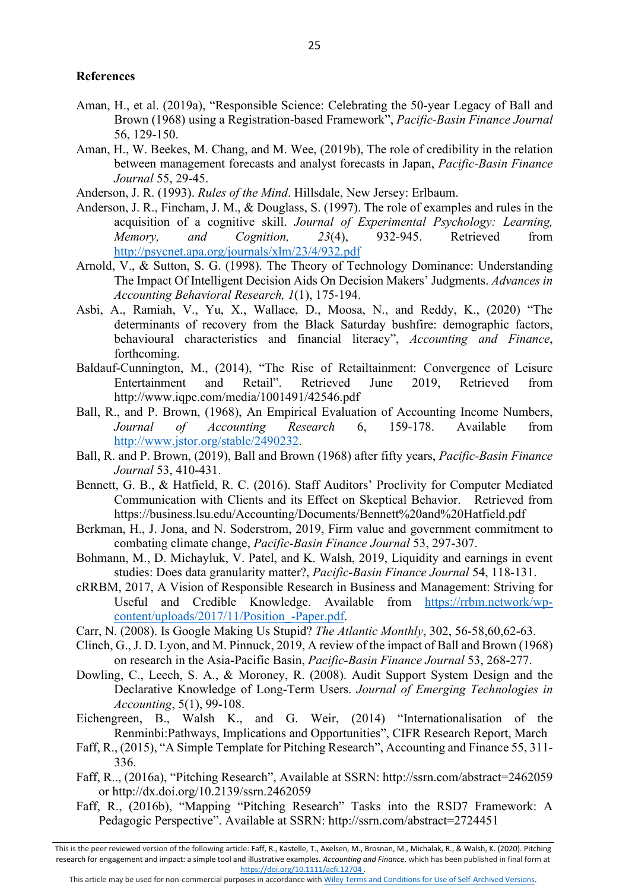**References**

Aman, H., et al. (2019a), "Responsible Science: Celebrating the 50-year Legacy of Ball and Brown (1968) using a Registration-based Framework", *Pacific-Basin Finance Journal* 56, 129-150.

Aman, H., W. Beekes, M. Chang, and M. Wee, (2019b), The role of credibility in the relation between management forecasts and analyst forecasts in Japan, *Pacific-Basin Finance Journal* 55, 29-45.

Anderson, J. R. (1993). *Rules of the Mind*. Hillsdale, New Jersey: Erlbaum.

Anderson, J. R., Fincham, J. M., & Douglass, S. (1997). The role of examples and rules in the acquisition of a cognitive skill. *Journal of Experimental Psychology: Learning, Memory, and Cognition, 23*(4), 932-945. Retrieved from http://psycnet.apa.org/journals/xlm/23/4/932.pdf

Arnold, V., & Sutton, S. G. (1998). The Theory of Technology Dominance: Understanding The Impact Of Intelligent Decision Aids On Decision Makers' Judgments. *Advances in Accounting Behavioral Research, 1*(1), 175-194.

Asbi, A., Ramiah, V., Yu, X., Wallace, D., Moosa, N., and Reddy, K., (2020) "The determinants of recovery from the Black Saturday bushfire: demographic factors, behavioural characteristics and financial literacy", *Accounting and Finance*, forthcoming.

Baldauf-Cunnington, M., (2014), "The Rise of Retailtainment: Convergence of Leisure Entertainment and Retail". Retrieved June 2019, Retrieved from http://www.iqpc.com/media/1001491/42546.pdf

Ball, R., and P. Brown, (1968), An Empirical Evaluation of Accounting Income Numbers, *Journal of Accounting Research* 6, 159-178. Available from http://www.jstor.org/stable/2490232.

Ball, R. and P. Brown, (2019), Ball and Brown (1968) after fifty years, *Pacific-Basin Finance Journal* 53, 410-431.

Bennett, G. B., & Hatfield, R. C. (2016). Staff Auditors' Proclivity for Computer Mediated Communication with Clients and its Effect on Skeptical Behavior. Retrieved from https://business.lsu.edu/Accounting/Documents/Bennett%20and%20Hatfield.pdf

Berkman, H., J. Jona, and N. Soderstrom, 2019, Firm value and government commitment to combating climate change, *Pacific-Basin Finance Journal* 53, 297-307.

Bohmann, M., D. Michayluk, V. Patel, and K. Walsh, 2019, Liquidity and earnings in event studies: Does data granularity matter?, *Pacific-Basin Finance Journal* 54, 118-131.

cRRBM, 2017, A Vision of Responsible Research in Business and Management: Striving for Useful and Credible Knowledge. Available from https://rrbm.network/wp-content/uploads/2017/11/Position_-Paper.pdf.

Carr, N. (2008). Is Google Making Us Stupid? *The Atlantic Monthly*, 302, 56-58,60,62-63.

Clinch, G., J. D. Lyon, and M. Pinnuck, 2019, A review of the impact of Ball and Brown (1968) on research in the Asia-Pacific Basin, *Pacific-Basin Finance Journal* 53, 268-277.

Dowling, C., Leech, S. A., & Moroney, R. (2008). Audit Support System Design and the Declarative Knowledge of Long-Term Users. *Journal of Emerging Technologies in Accounting*, 5(1), 99-108.

Eichengreen, B., Walsh K., and G. Weir, (2014) "Internationalisation of the Renminbi:Pathways, Implications and Opportunities", CIFR Research Report, March

Faff, R., (2015), "A Simple Template for Pitching Research", Accounting and Finance 55, 311-336.

Faff, R.., (2016a), "Pitching Research", Available at SSRN: http://ssrn.com/abstract=2462059 or http://dx.doi.org/10.2139/ssrn.2462059

Faff, R., (2016b), "Mapping "Pitching Research" Tasks into the RSD7 Framework: A Pedagogic Perspective". Available at SSRN: http://ssrn.com/abstract=2724451

This is the peer reviewed version of the following article: Faff, R., Kastelle, T., Axelsen, M., Brosnan, M., Michalak, R., & Walsh, K. (2020). Pitching research for engagement and impact: a simple tool and illustrative examples. *Accounting and Finance*. which has been published in final form at https://doi.org/10.1111/acfi.12704 .
This article may be used for non-commercial purposes in accordance with Wiley Terms and Conditions for Use of Self-Archived Versions.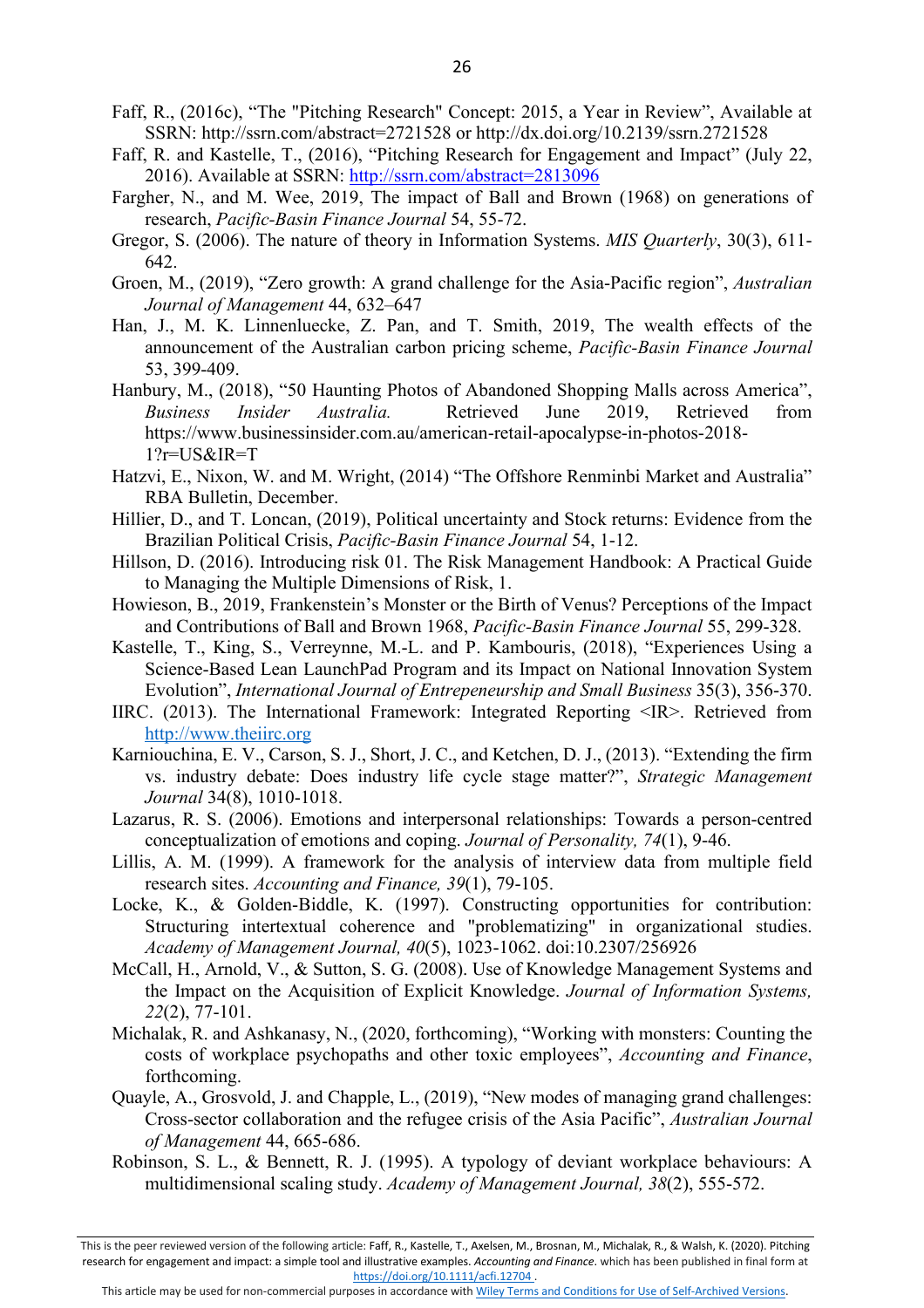Faff, R., (2016c), “The "Pitching Research" Concept: 2015, a Year in Review”, Available at SSRN: http://ssrn.com/abstract=2721528 or http://dx.doi.org/10.2139/ssrn.2721528

Faff, R. and Kastelle, T., (2016), “Pitching Research for Engagement and Impact” (July 22, 2016). Available at SSRN: http://ssrn.com/abstract=2813096

Fargher, N., and M. Wee, 2019, The impact of Ball and Brown (1968) on generations of research, *Pacific-Basin Finance Journal* 54, 55-72.

Gregor, S. (2006). The nature of theory in Information Systems. *MIS Quarterly*, 30(3), 611-642.

Groen, M., (2019), “Zero growth: A grand challenge for the Asia-Pacific region”, *Australian Journal of Management* 44, 632–647

Han, J., M. K. Linnenluecke, Z. Pan, and T. Smith, 2019, The wealth effects of the announcement of the Australian carbon pricing scheme, *Pacific-Basin Finance Journal* 53, 399-409.

Hanbury, M., (2018), “50 Haunting Photos of Abandoned Shopping Malls across America”, *Business Insider Australia.* Retrieved June 2019, Retrieved from https://www.businessinsider.com.au/american-retail-apocalypse-in-photos-2018-1?r=US&IR=T

Hatzvi, E., Nixon, W. and M. Wright, (2014) “The Offshore Renminbi Market and Australia” RBA Bulletin, December.

Hillier, D., and T. Loncan, (2019), Political uncertainty and Stock returns: Evidence from the Brazilian Political Crisis, *Pacific-Basin Finance Journal* 54, 1-12.

Hillson, D. (2016). Introducing risk 01. The Risk Management Handbook: A Practical Guide to Managing the Multiple Dimensions of Risk, 1.

Howieson, B., 2019, Frankenstein’s Monster or the Birth of Venus? Perceptions of the Impact and Contributions of Ball and Brown 1968, *Pacific-Basin Finance Journal* 55, 299-328.

Kastelle, T., King, S., Verreynne, M.-L. and P. Kambouris, (2018), “Experiences Using a Science-Based Lean LaunchPad Program and its Impact on National Innovation System Evolution”, *International Journal of Entrepeneurship and Small Business* 35(3), 356-370.

IIRC. (2013). The International Framework: Integrated Reporting <IR>. Retrieved from http://www.theiirc.org

Karniouchina, E. V., Carson, S. J., Short, J. C., and Ketchen, D. J., (2013). “Extending the firm vs. industry debate: Does industry life cycle stage matter?”, *Strategic Management Journal* 34(8), 1010-1018.

Lazarus, R. S. (2006). Emotions and interpersonal relationships: Towards a person-centred conceptualization of emotions and coping. *Journal of Personality, 74*(1), 9-46.

Lillis, A. M. (1999). A framework for the analysis of interview data from multiple field research sites. *Accounting and Finance, 39*(1), 79-105.

Locke, K., & Golden-Biddle, K. (1997). Constructing opportunities for contribution: Structuring intertextual coherence and "problematizing" in organizational studies. *Academy of Management Journal, 40*(5), 1023-1062. doi:10.2307/256926

McCall, H., Arnold, V., & Sutton, S. G. (2008). Use of Knowledge Management Systems and the Impact on the Acquisition of Explicit Knowledge. *Journal of Information Systems, 22*(2), 77-101.

Michalak, R. and Ashkanasy, N., (2020, forthcoming), “Working with monsters: Counting the costs of workplace psychopaths and other toxic employees”, *Accounting and Finance*, forthcoming.

Quayle, A., Grosvold, J. and Chapple, L., (2019), “New modes of managing grand challenges: Cross-sector collaboration and the refugee crisis of the Asia Pacific”, *Australian Journal of Management* 44, 665-686.

Robinson, S. L., & Bennett, R. J. (1995). A typology of deviant workplace behaviours: A multidimensional scaling study. *Academy of Management Journal, 38*(2), 555-572.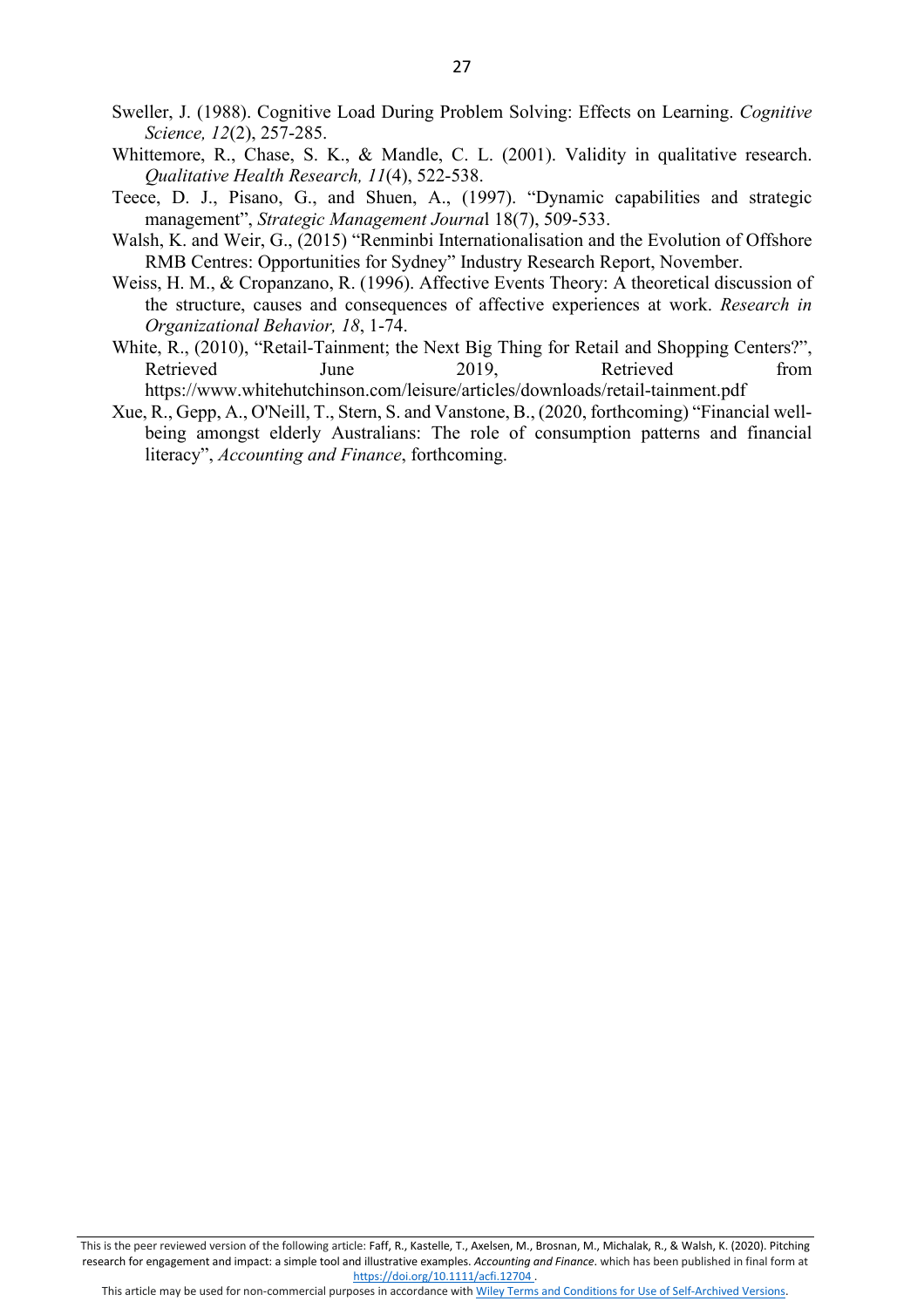Sweller, J. (1988). Cognitive Load During Problem Solving: Effects on Learning. *Cognitive Science, 12*(2), 257-285.

Whittemore, R., Chase, S. K., & Mandle, C. L. (2001). Validity in qualitative research. *Qualitative Health Research, 11*(4), 522-538.

Teece, D. J., Pisano, G., and Shuen, A., (1997). "Dynamic capabilities and strategic management", *Strategic Management Journa*l 18(7), 509-533.

Walsh, K. and Weir, G., (2015) "Renminbi Internationalisation and the Evolution of Offshore RMB Centres: Opportunities for Sydney" Industry Research Report, November.

Weiss, H. M., & Cropanzano, R. (1996). Affective Events Theory: A theoretical discussion of the structure, causes and consequences of affective experiences at work. *Research in Organizational Behavior, 18*, 1-74.

White, R., (2010), "Retail-Tainment; the Next Big Thing for Retail and Shopping Centers?", Retrieved June 2019, Retrieved from https://www.whitehutchinson.com/leisure/articles/downloads/retail-tainment.pdf

Xue, R., Gepp, A., O'Neill, T., Stern, S. and Vanstone, B., (2020, forthcoming) "Financial well-being amongst elderly Australians: The role of consumption patterns and financial literacy", *Accounting and Finance*, forthcoming.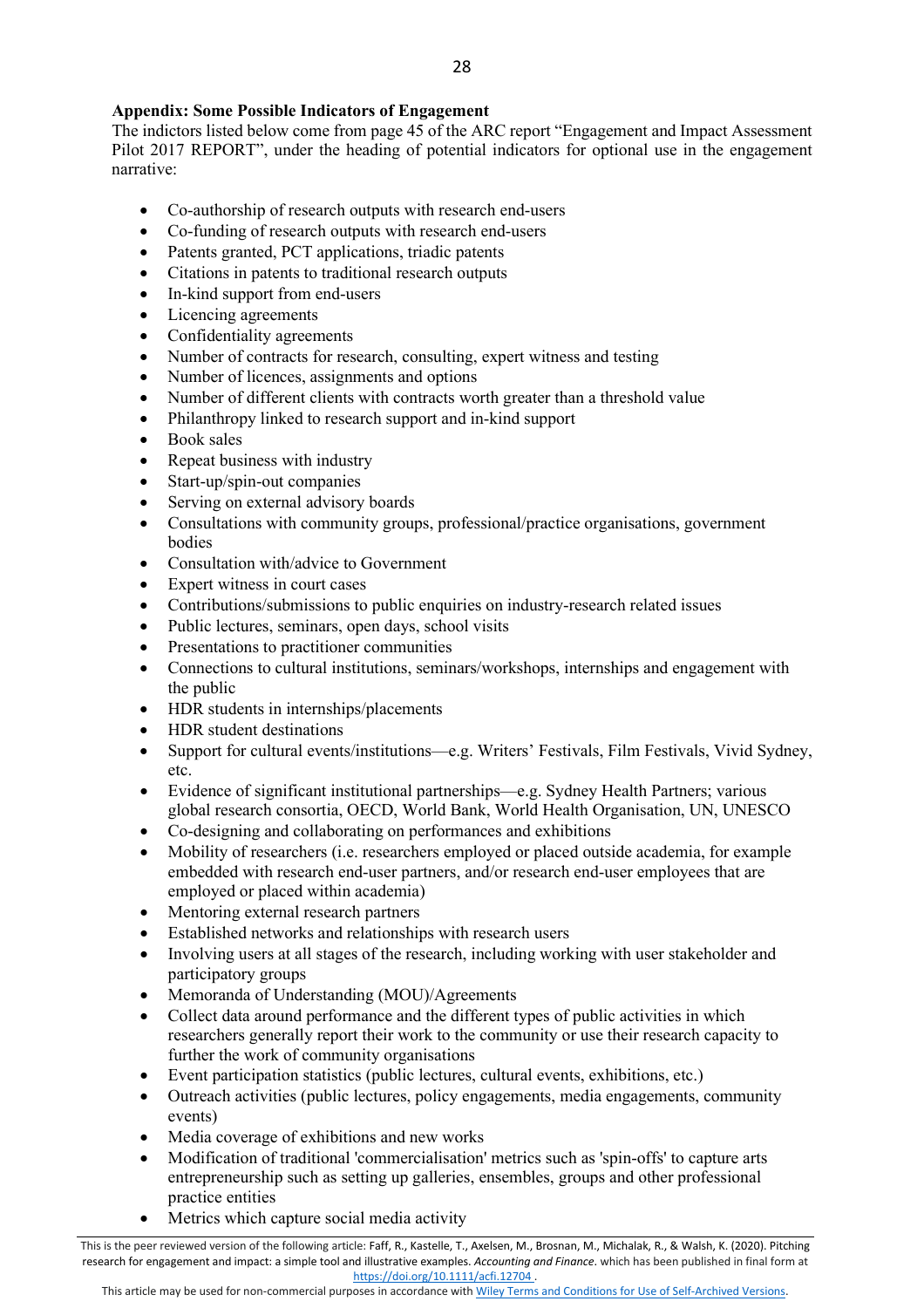**Appendix: Some Possible Indicators of Engagement**

The indictors listed below come from page 45 of the ARC report "Engagement and Impact Assessment Pilot 2017 REPORT", under the heading of potential indicators for optional use in the engagement narrative:

- Co-authorship of research outputs with research end-users
- Co-funding of research outputs with research end-users
- Patents granted, PCT applications, triadic patents
- Citations in patents to traditional research outputs
- In-kind support from end-users
- Licencing agreements
- Confidentiality agreements
- Number of contracts for research, consulting, expert witness and testing
- Number of licences, assignments and options
- Number of different clients with contracts worth greater than a threshold value
- Philanthropy linked to research support and in-kind support
- Book sales
- Repeat business with industry
- Start-up/spin-out companies
- Serving on external advisory boards
- Consultations with community groups, professional/practice organisations, government bodies
- Consultation with/advice to Government
- Expert witness in court cases
- Contributions/submissions to public enquiries on industry-research related issues
- Public lectures, seminars, open days, school visits
- Presentations to practitioner communities
- Connections to cultural institutions, seminars/workshops, internships and engagement with the public
- HDR students in internships/placements
- HDR student destinations
- Support for cultural events/institutions—e.g. Writers' Festivals, Film Festivals, Vivid Sydney, etc.
- Evidence of significant institutional partnerships—e.g. Sydney Health Partners; various global research consortia, OECD, World Bank, World Health Organisation, UN, UNESCO
- Co-designing and collaborating on performances and exhibitions
- Mobility of researchers (i.e. researchers employed or placed outside academia, for example embedded with research end-user partners, and/or research end-user employees that are employed or placed within academia)
- Mentoring external research partners
- Established networks and relationships with research users
- Involving users at all stages of the research, including working with user stakeholder and participatory groups
- Memoranda of Understanding (MOU)/Agreements
- Collect data around performance and the different types of public activities in which researchers generally report their work to the community or use their research capacity to further the work of community organisations
- Event participation statistics (public lectures, cultural events, exhibitions, etc.)
- Outreach activities (public lectures, policy engagements, media engagements, community events)
- Media coverage of exhibitions and new works
- Modification of traditional 'commercialisation' metrics such as 'spin-offs' to capture arts entrepreneurship such as setting up galleries, ensembles, groups and other professional practice entities
- Metrics which capture social media activity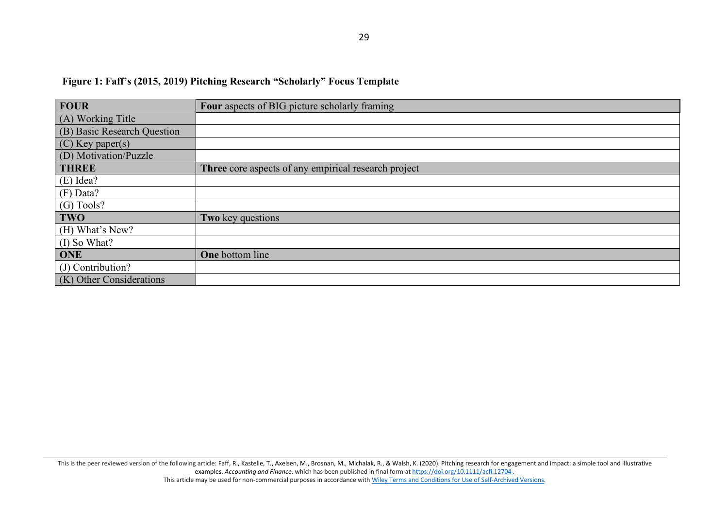**Figure 1: Faff's (2015, 2019) Pitching Research "Scholarly" Focus Template**

| **FOUR** | **Four** aspects of BIG picture scholarly framing |
|---|---|
| (A) Working Title | |
| (B) Basic Research Question | |
| (C) Key paper(s) | |
| (D) Motivation/Puzzle | |
| **THREE** | **Three** core aspects of any empirical research project |
| (E) Idea? | |
| (F) Data? | |
| (G) Tools? | |
| **TWO** | **Two** key questions |
| (H) What's New? | |
| (I) So What? | |
| **ONE** | **One** bottom line |
| (J) Contribution? | |
| (K) Other Considerations | |

This is the peer reviewed version of the following article: Faff, R., Kastelle, T., Axelsen, M., Brosnan, M., Michalak, R., & Walsh, K. (2020). Pitching research for engagement and impact: a simple tool and illustrative examples. *Accounting and Finance*. which has been published in final form at https://doi.org/10.1111/acfi.12704 .
This article may be used for non-commercial purposes in accordance with Wiley Terms and Conditions for Use of Self-Archived Versions.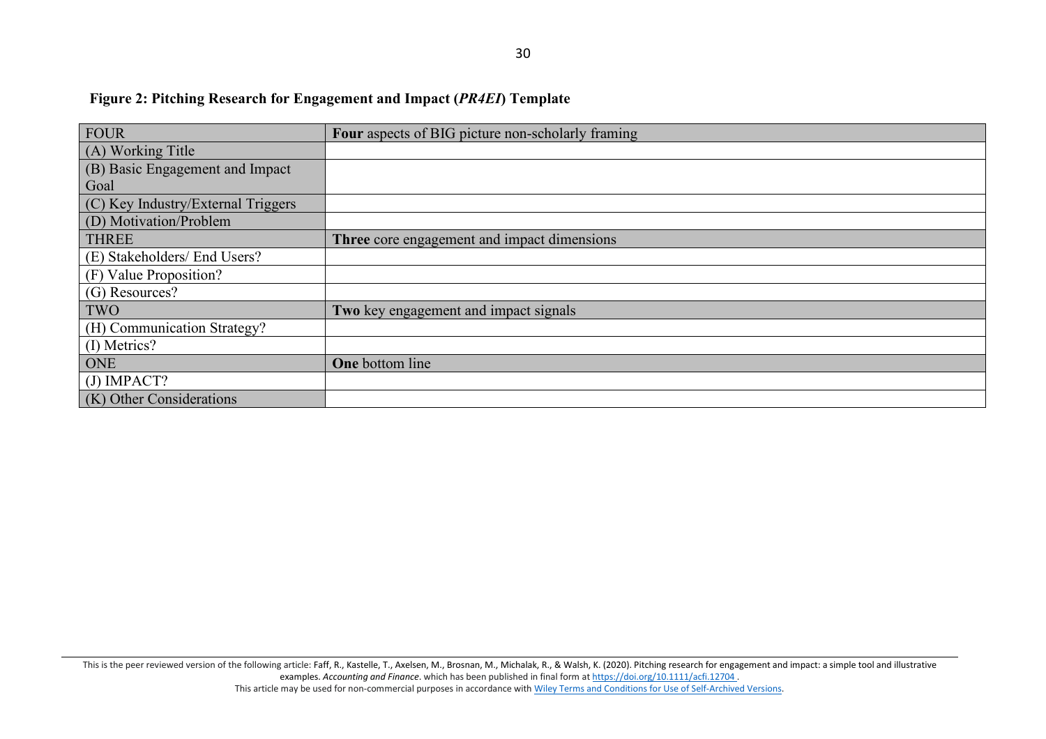**Figure 2: Pitching Research for Engagement and Impact (*PR4EI*) Template**

| FOUR | **Four** aspects of BIG picture non-scholarly framing |
|---|---|
| (A) Working Title | |
| (B) Basic Engagement and Impact Goal | |
| (C) Key Industry/External Triggers | |
| (D) Motivation/Problem | |
| THREE | **Three** core engagement and impact dimensions |
| (E) Stakeholders/ End Users? | |
| (F) Value Proposition? | |
| (G) Resources? | |
| TWO | **Two** key engagement and impact signals |
| (H) Communication Strategy? | |
| (I) Metrics? | |
| ONE | **One** bottom line |
| (J) IMPACT? | |
| (K) Other Considerations | |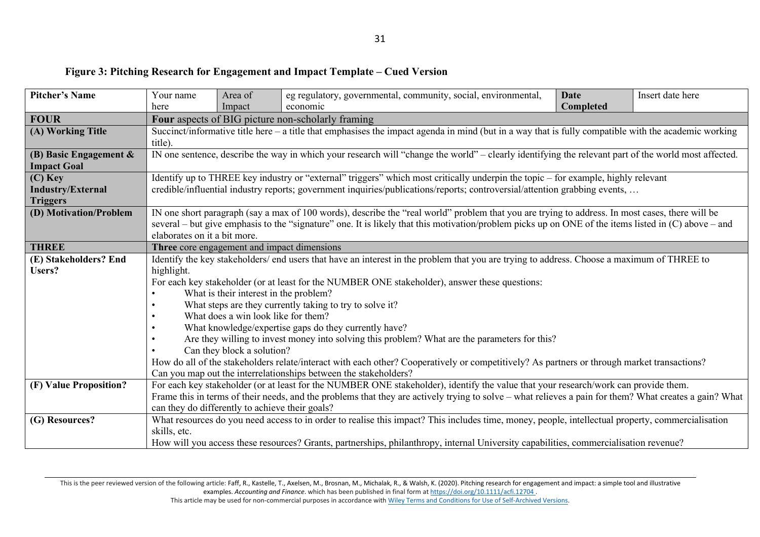**Figure 3: Pitching Research for Engagement and Impact Template – Cued Version**

| **Pitcher's Name** | Your name here | Area of Impact | eg regulatory, governmental, community, social, environmental, economic | **Date Completed** | Insert date here |
|---|---|---|---|---|---|
| **FOUR** | **Four** aspects of BIG picture non-scholarly framing | | | | |
| **(A) Working Title** | Succinct/informative title here – a title that emphasises the impact agenda in mind (but in a way that is fully compatible with the academic working title). | | | | |
| **(B) Basic Engagement & Impact Goal** | IN one sentence, describe the way in which your research will "change the world" – clearly identifying the relevant part of the world most affected. | | | | |
| **(C) Key Industry/External Triggers** | Identify up to THREE key industry or "external" triggers" which most critically underpin the topic – for example, highly relevant credible/influential industry reports; government inquiries/publications/reports; controversial/attention grabbing events, … | | | | |
| **(D) Motivation/Problem** | IN one short paragraph (say a max of 100 words), describe the "real world" problem that you are trying to address. In most cases, there will be several – but give emphasis to the "signature" one. It is likely that this motivation/problem picks up on ONE of the items listed in (C) above – and elaborates on it a bit more. | | | | |
| **THREE** | **Three** core engagement and impact dimensions | | | | |
| **(E) Stakeholders? End Users?** | Identify the key stakeholders/ end users that have an interest in the problem that you are trying to address. Choose a maximum of THREE to highlight.<br>For each key stakeholder (or at least for the NUMBER ONE stakeholder), answer these questions:<br>• What is their interest in the problem?<br>• What steps are they currently taking to try to solve it?<br>• What does a win look like for them?<br>• What knowledge/expertise gaps do they currently have?<br>• Are they willing to invest money into solving this problem? What are the parameters for this?<br>• Can they block a solution?<br>How do all of the stakeholders relate/interact with each other? Cooperatively or competitively? As partners or through market transactions?<br>Can you map out the interrelationships between the stakeholders? | | | | |
| **(F) Value Proposition?** | For each key stakeholder (or at least for the NUMBER ONE stakeholder), identify the value that your research/work can provide them.<br>Frame this in terms of their needs, and the problems that they are actively trying to solve – what relieves a pain for them? What creates a gain? What can they do differently to achieve their goals? | | | | |
| **(G) Resources?** | What resources do you need access to in order to realise this impact? This includes time, money, people, intellectual property, commercialisation skills, etc.<br>How will you access these resources? Grants, partnerships, philanthropy, internal University capabilities, commercialisation revenue? | | | | |

This is the peer reviewed version of the following article: Faff, R., Kastelle, T., Axelsen, M., Brosnan, M., Michalak, R., & Walsh, K. (2020). Pitching research for engagement and impact: a simple tool and illustrative examples. *Accounting and Finance*. which has been published in final form at https://doi.org/10.1111/acfi.12704 .
This article may be used for non-commercial purposes in accordance with Wiley Terms and Conditions for Use of Self-Archived Versions.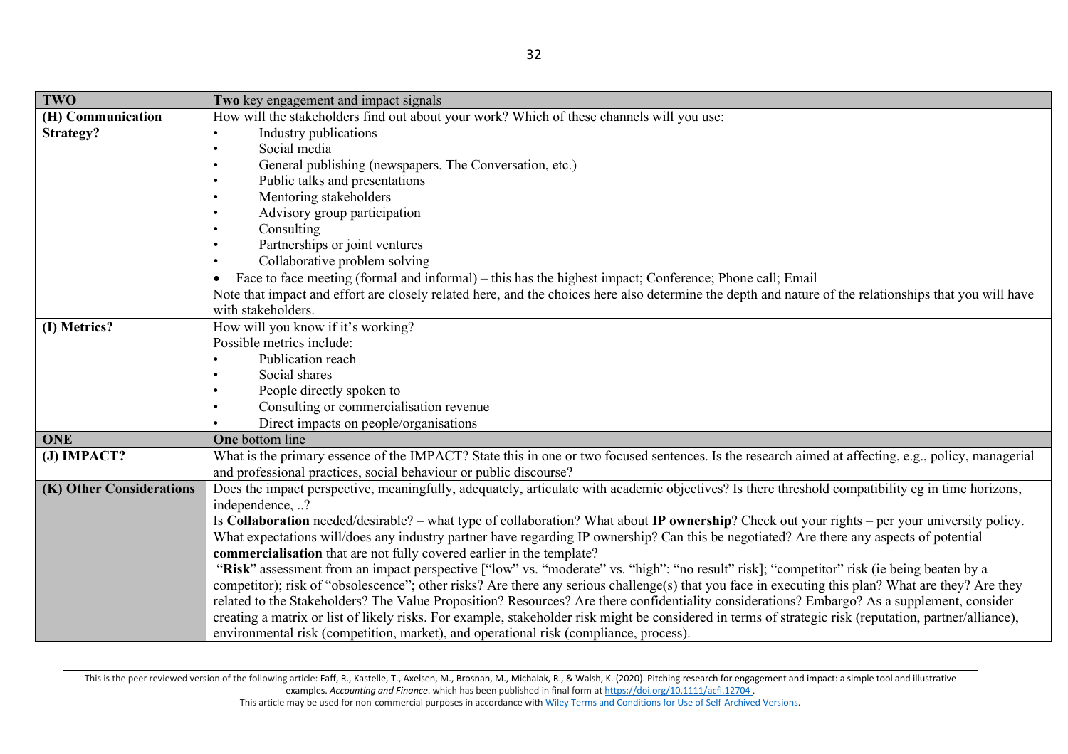| TWO | **Two** key engagement and impact signals |
|---|---|
| **(H) Communication Strategy?** | How will the stakeholders find out about your work? Which of these channels will you use:<br>• Industry publications<br>• Social media<br>• General publishing (newspapers, The Conversation, etc.)<br>• Public talks and presentations<br>• Mentoring stakeholders<br>• Advisory group participation<br>• Consulting<br>• Partnerships or joint ventures<br>• Collaborative problem solving<br>• Face to face meeting (formal and informal) – this has the highest impact; Conference; Phone call; Email<br>Note that impact and effort are closely related here, and the choices here also determine the depth and nature of the relationships that you will have with stakeholders. |
| **(I) Metrics?** | How will you know if it's working?<br>Possible metrics include:<br>• Publication reach<br>• Social shares<br>• People directly spoken to<br>• Consulting or commercialisation revenue<br>• Direct impacts on people/organisations |
| **ONE** | **One** bottom line |
| **(J) IMPACT?** | What is the primary essence of the IMPACT? State this in one or two focused sentences. Is the research aimed at affecting, e.g., policy, managerial and professional practices, social behaviour or public discourse? |
| **(K) Other Considerations** | Does the impact perspective, meaningfully, adequately, articulate with academic objectives? Is there threshold compatibility eg in time horizons, independence, ..?<br>Is **Collaboration** needed/desirable? – what type of collaboration? What about **IP ownership**? Check out your rights – per your university policy. What expectations will/does any industry partner have regarding IP ownership? Can this be negotiated? Are there any aspects of potential **commercialisation** that are not fully covered earlier in the template?<br>"**Risk**" assessment from an impact perspective ["low" vs. "moderate" vs. "high": "no result" risk]; "competitor" risk (ie being beaten by a competitor); risk of "obsolescence"; other risks? Are there any serious challenge(s) that you face in executing this plan? What are they? Are they related to the Stakeholders? The Value Proposition? Resources? Are there confidentiality considerations? Embargo? As a supplement, consider creating a matrix or list of likely risks. For example, stakeholder risk might be considered in terms of strategic risk (reputation, partner/alliance), environmental risk (competition, market), and operational risk (compliance, process). |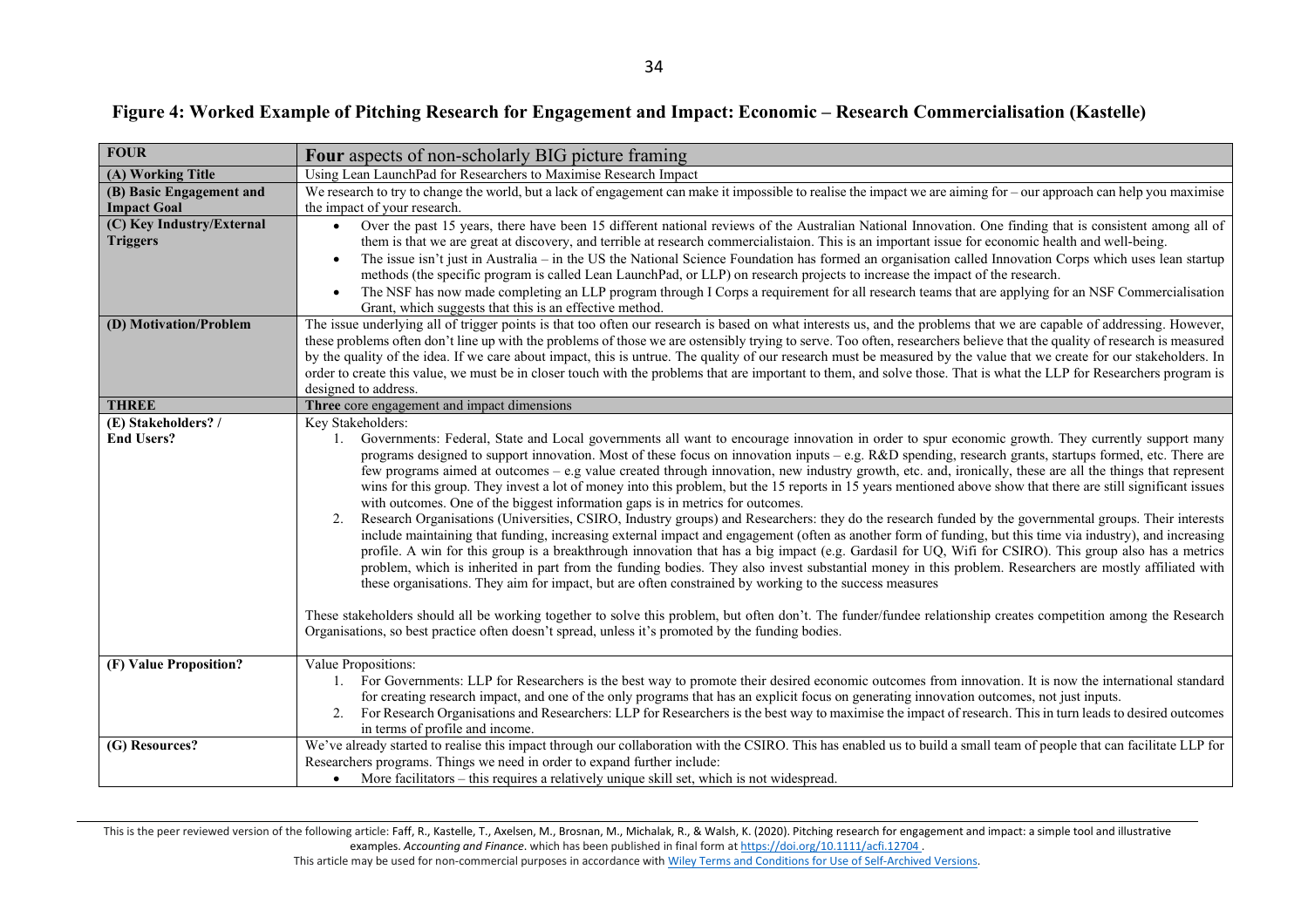# Figure 4: Worked Example of Pitching Research for Engagement and Impact: Economic – Research Commercialisation (Kastelle)

| **FOUR** | **Four** aspects of non-scholarly BIG picture framing |
|---|---|
| **(A) Working Title** | Using Lean LaunchPad for Researchers to Maximise Research Impact |
| **(B) Basic Engagement and Impact Goal** | We research to try to change the world, but a lack of engagement can make it impossible to realise the impact we are aiming for – our approach can help you maximise the impact of your research. |
| **(C) Key Industry/External Triggers** | • Over the past 15 years, there have been 15 different national reviews of the Australian National Innovation. One finding that is consistent among all of them is that we are great at discovery, and terrible at research commercialistaion. This is an important issue for economic health and well-being.<br>• The issue isn't just in Australia – in the US the National Science Foundation has formed an organisation called Innovation Corps which uses lean startup methods (the specific program is called Lean LaunchPad, or LLP) on research projects to increase the impact of the research.<br>• The NSF has now made completing an LLP program through I Corps a requirement for all research teams that are applying for an NSF Commercialisation Grant, which suggests that this is an effective method. |
| **(D) Motivation/Problem** | The issue underlying all of trigger points is that too often our research is based on what interests us, and the problems that we are capable of addressing. However, these problems often don't line up with the problems of those we are ostensibly trying to serve. Too often, researchers believe that the quality of research is measured by the quality of the idea. If we care about impact, this is untrue. The quality of our research must be measured by the value that we create for our stakeholders. In order to create this value, we must be in closer touch with the problems that are important to them, and solve those. That is what the LLP for Researchers program is designed to address. |
| **THREE** | **Three** core engagement and impact dimensions |
| **(E) Stakeholders? / End Users?** | Key Stakeholders:<br>1. Governments: Federal, State and Local governments all want to encourage innovation in order to spur economic growth. They currently support many programs designed to support innovation. Most of these focus on innovation inputs – e.g. R&D spending, research grants, startups formed, etc. There are few programs aimed at outcomes – e.g value created through innovation, new industry growth, etc. and, ironically, these are all the things that represent wins for this group. They invest a lot of money into this problem, but the 15 reports in 15 years mentioned above show that there are still significant issues with outcomes. One of the biggest information gaps is in metrics for outcomes.<br>2. Research Organisations (Universities, CSIRO, Industry groups) and Researchers: they do the research funded by the governmental groups. Their interests include maintaining that funding, increasing external impact and engagement (often as another form of funding, but this time via industry), and increasing profile. A win for this group is a breakthrough innovation that has a big impact (e.g. Gardasil for UQ, Wifi for CSIRO). This group also has a metrics problem, which is inherited in part from the funding bodies. They also invest substantial money in this problem. Researchers are mostly affiliated with these organisations. They aim for impact, but are often constrained by working to the success measures<br><br>These stakeholders should all be working together to solve this problem, but often don't. The funder/fundee relationship creates competition among the Research Organisations, so best practice often doesn't spread, unless it's promoted by the funding bodies. |
| **(F) Value Proposition?** | Value Propositions:<br>1. For Governments: LLP for Researchers is the best way to promote their desired economic outcomes from innovation. It is now the international standard for creating research impact, and one of the only programs that has an explicit focus on generating innovation outcomes, not just inputs.<br>2. For Research Organisations and Researchers: LLP for Researchers is the best way to maximise the impact of research. This in turn leads to desired outcomes in terms of profile and income. |
| **(G) Resources?** | We've already started to realise this impact through our collaboration with the CSIRO. This has enabled us to build a small team of people that can facilitate LLP for Researchers programs. Things we need in order to expand further include:<br>• More facilitators – this requires a relatively unique skill set, which is not widespread. |

This is the peer reviewed version of the following article: Faff, R., Kastelle, T., Axelsen, M., Brosnan, M., Michalak, R., & Walsh, K. (2020). Pitching research for engagement and impact: a simple tool and illustrative examples. *Accounting and Finance*. which has been published in final form at https://doi.org/10.1111/acfi.12704 .
This article may be used for non-commercial purposes in accordance with Wiley Terms and Conditions for Use of Self-Archived Versions.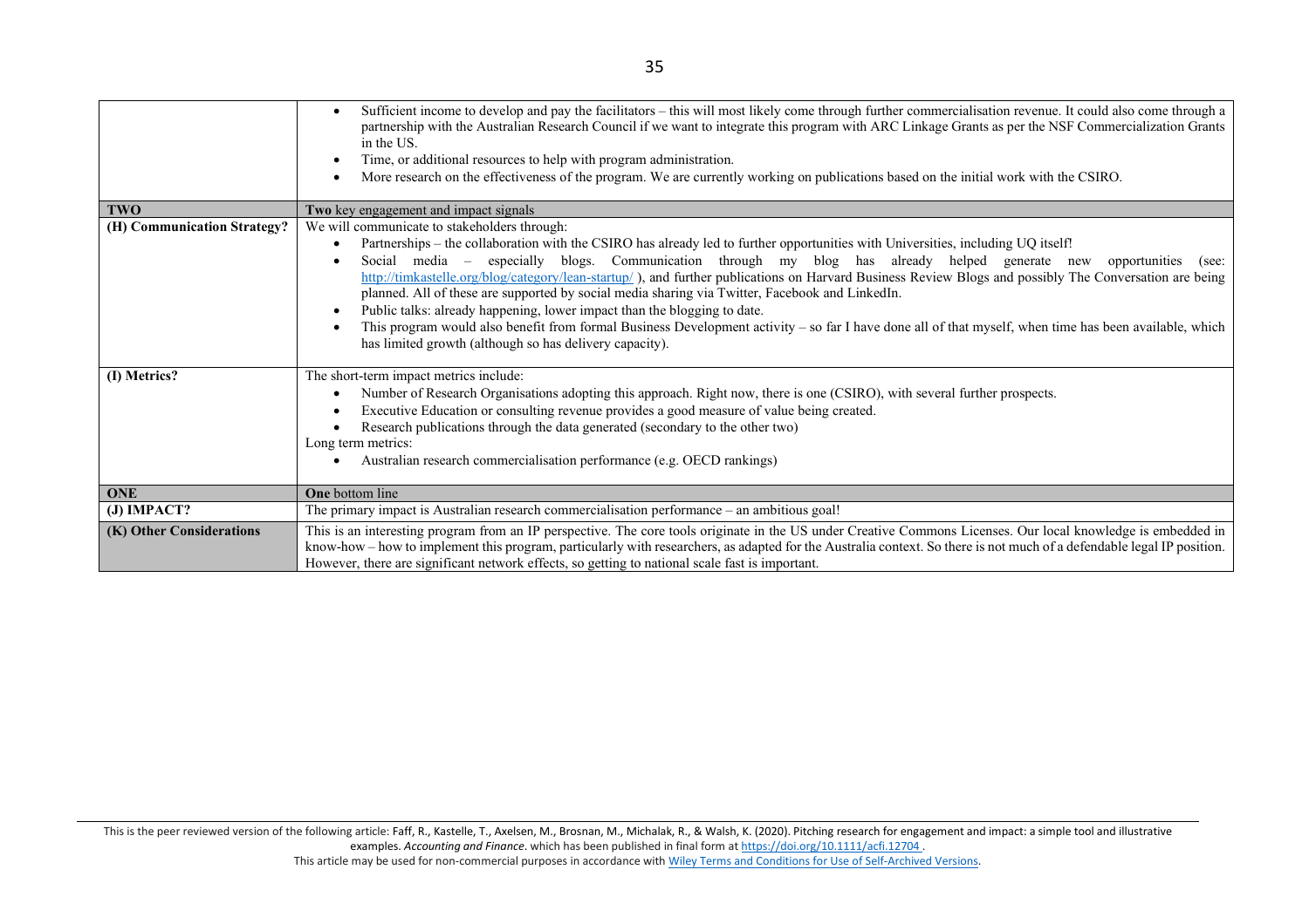| | |
|---|---|
| | • Sufficient income to develop and pay the facilitators – this will most likely come through further commercialisation revenue. It could also come through a partnership with the Australian Research Council if we want to integrate this program with ARC Linkage Grants as per the NSF Commercialization Grants in the US.<br>• Time, or additional resources to help with program administration.<br>• More research on the effectiveness of the program. We are currently working on publications based on the initial work with the CSIRO. |
| **TWO** | **Two** key engagement and impact signals |
| **(H) Communication Strategy?** | We will communicate to stakeholders through:<br>• Partnerships – the collaboration with the CSIRO has already led to further opportunities with Universities, including UQ itself!<br>• Social media – especially blogs. Communication through my blog has already helped generate new opportunities (see: http://timkastelle.org/blog/category/lean-startup/ ), and further publications on Harvard Business Review Blogs and possibly The Conversation are being planned. All of these are supported by social media sharing via Twitter, Facebook and LinkedIn.<br>• Public talks: already happening, lower impact than the blogging to date.<br>• This program would also benefit from formal Business Development activity – so far I have done all of that myself, when time has been available, which has limited growth (although so has delivery capacity). |
| **(I) Metrics?** | The short-term impact metrics include:<br>• Number of Research Organisations adopting this approach. Right now, there is one (CSIRO), with several further prospects.<br>• Executive Education or consulting revenue provides a good measure of value being created.<br>• Research publications through the data generated (secondary to the other two)<br>Long term metrics:<br>• Australian research commercialisation performance (e.g. OECD rankings) |
| **ONE** | **One** bottom line |
| **(J) IMPACT?** | The primary impact is Australian research commercialisation performance – an ambitious goal! |
| **(K) Other Considerations** | This is an interesting program from an IP perspective. The core tools originate in the US under Creative Commons Licenses. Our local knowledge is embedded in know-how – how to implement this program, particularly with researchers, as adapted for the Australia context. So there is not much of a defendable legal IP position. However, there are significant network effects, so getting to national scale fast is important. |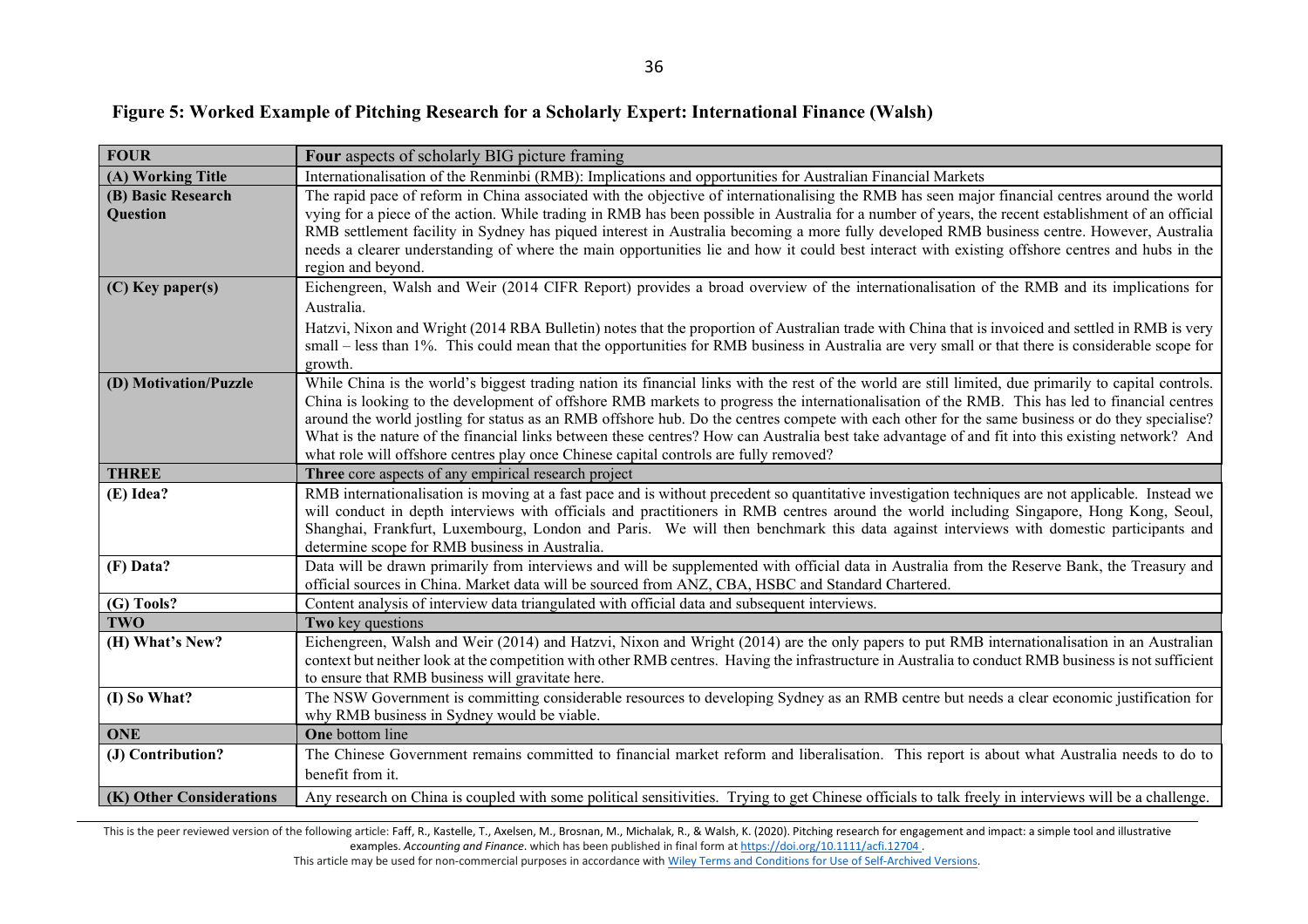**Figure 5: Worked Example of Pitching Research for a Scholarly Expert: International Finance (Walsh)**

| **FOUR** | **Four** aspects of scholarly BIG picture framing |
|---|---|
| **(A) Working Title** | Internationalisation of the Renminbi (RMB): Implications and opportunities for Australian Financial Markets |
| **(B) Basic Research Question** | The rapid pace of reform in China associated with the objective of internationalising the RMB has seen major financial centres around the world vying for a piece of the action. While trading in RMB has been possible in Australia for a number of years, the recent establishment of an official RMB settlement facility in Sydney has piqued interest in Australia becoming a more fully developed RMB business centre. However, Australia needs a clearer understanding of where the main opportunities lie and how it could best interact with existing offshore centres and hubs in the region and beyond. |
| **(C) Key paper(s)** | Eichengreen, Walsh and Weir (2014 CIFR Report) provides a broad overview of the internationalisation of the RMB and its implications for Australia. <br> Hatzvi, Nixon and Wright (2014 RBA Bulletin) notes that the proportion of Australian trade with China that is invoiced and settled in RMB is very small – less than 1%. This could mean that the opportunities for RMB business in Australia are very small or that there is considerable scope for growth. |
| **(D) Motivation/Puzzle** | While China is the world's biggest trading nation its financial links with the rest of the world are still limited, due primarily to capital controls. China is looking to the development of offshore RMB markets to progress the internationalisation of the RMB. This has led to financial centres around the world jostling for status as an RMB offshore hub. Do the centres compete with each other for the same business or do they specialise? What is the nature of the financial links between these centres? How can Australia best take advantage of and fit into this existing network? And what role will offshore centres play once Chinese capital controls are fully removed? |
| **THREE** | **Three** core aspects of any empirical research project |
| **(E) Idea?** | RMB internationalisation is moving at a fast pace and is without precedent so quantitative investigation techniques are not applicable. Instead we will conduct in depth interviews with officials and practitioners in RMB centres around the world including Singapore, Hong Kong, Seoul, Shanghai, Frankfurt, Luxembourg, London and Paris. We will then benchmark this data against interviews with domestic participants and determine scope for RMB business in Australia. |
| **(F) Data?** | Data will be drawn primarily from interviews and will be supplemented with official data in Australia from the Reserve Bank, the Treasury and official sources in China. Market data will be sourced from ANZ, CBA, HSBC and Standard Chartered. |
| **(G) Tools?** | Content analysis of interview data triangulated with official data and subsequent interviews. |
| **TWO** | **Two** key questions |
| **(H) What's New?** | Eichengreen, Walsh and Weir (2014) and Hatzvi, Nixon and Wright (2014) are the only papers to put RMB internationalisation in an Australian context but neither look at the competition with other RMB centres. Having the infrastructure in Australia to conduct RMB business is not sufficient to ensure that RMB business will gravitate here. |
| **(I) So What?** | The NSW Government is committing considerable resources to developing Sydney as an RMB centre but needs a clear economic justification for why RMB business in Sydney would be viable. |
| **ONE** | **One** bottom line |
| **(J) Contribution?** | The Chinese Government remains committed to financial market reform and liberalisation. This report is about what Australia needs to do to benefit from it. |
| **(K) Other Considerations** | Any research on China is coupled with some political sensitivities. Trying to get Chinese officials to talk freely in interviews will be a challenge. |

This is the peer reviewed version of the following article: Faff, R., Kastelle, T., Axelsen, M., Brosnan, M., Michalak, R., & Walsh, K. (2020). Pitching research for engagement and impact: a simple tool and illustrative examples. *Accounting and Finance*. which has been published in final form at https://doi.org/10.1111/acfi.12704 .
This article may be used for non-commercial purposes in accordance with Wiley Terms and Conditions for Use of Self-Archived Versions.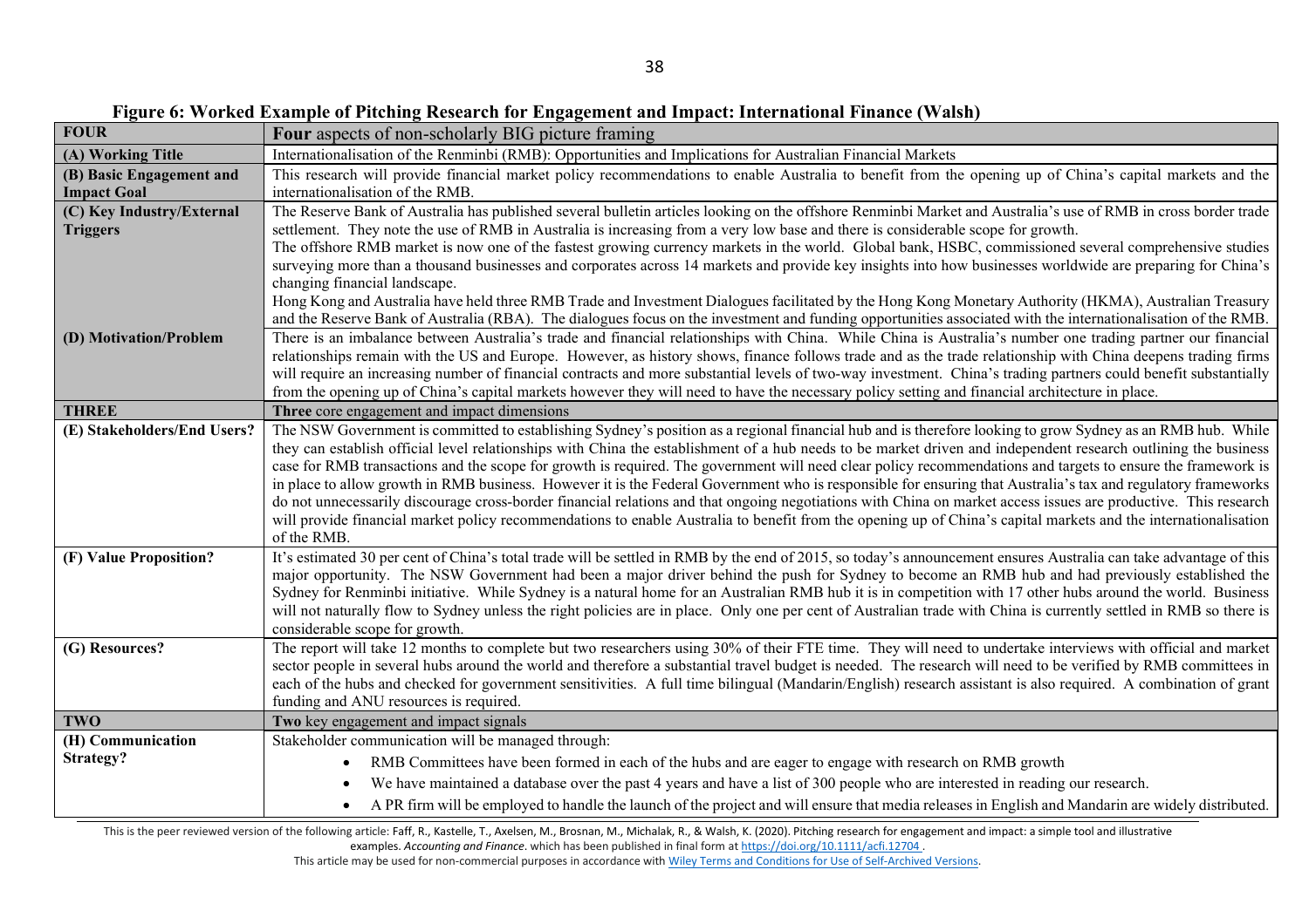**Figure 6: Worked Example of Pitching Research for Engagement and Impact: International Finance (Walsh)**

| | |
|---|---|
| **FOUR** | **Four** aspects of non-scholarly BIG picture framing |
| **(A) Working Title** | Internationalisation of the Renminbi (RMB): Opportunities and Implications for Australian Financial Markets |
| **(B) Basic Engagement and Impact Goal** | This research will provide financial market policy recommendations to enable Australia to benefit from the opening up of China's capital markets and the internationalisation of the RMB. |
| **(C) Key Industry/External Triggers** | The Reserve Bank of Australia has published several bulletin articles looking on the offshore Renminbi Market and Australia's use of RMB in cross border trade settlement. They note the use of RMB in Australia is increasing from a very low base and there is considerable scope for growth. The offshore RMB market is now one of the fastest growing currency markets in the world. Global bank, HSBC, commissioned several comprehensive studies surveying more than a thousand businesses and corporates across 14 markets and provide key insights into how businesses worldwide are preparing for China's changing financial landscape. Hong Kong and Australia have held three RMB Trade and Investment Dialogues facilitated by the Hong Kong Monetary Authority (HKMA), Australian Treasury and the Reserve Bank of Australia (RBA). The dialogues focus on the investment and funding opportunities associated with the internationalisation of the RMB. |
| **(D) Motivation/Problem** | There is an imbalance between Australia's trade and financial relationships with China. While China is Australia's number one trading partner our financial relationships remain with the US and Europe. However, as history shows, finance follows trade and as the trade relationship with China deepens trading firms will require an increasing number of financial contracts and more substantial levels of two-way investment. China's trading partners could benefit substantially from the opening up of China's capital markets however they will need to have the necessary policy setting and financial architecture in place. |
| **THREE** | **Three** core engagement and impact dimensions |
| **(E) Stakeholders/End Users?** | The NSW Government is committed to establishing Sydney's position as a regional financial hub and is therefore looking to grow Sydney as an RMB hub. While they can establish official level relationships with China the establishment of a hub needs to be market driven and independent research outlining the business case for RMB transactions and the scope for growth is required. The government will need clear policy recommendations and targets to ensure the framework is in place to allow growth in RMB business. However it is the Federal Government who is responsible for ensuring that Australia's tax and regulatory frameworks do not unnecessarily discourage cross-border financial relations and that ongoing negotiations with China on market access issues are productive. This research will provide financial market policy recommendations to enable Australia to benefit from the opening up of China's capital markets and the internationalisation of the RMB. |
| **(F) Value Proposition?** | It's estimated 30 per cent of China's total trade will be settled in RMB by the end of 2015, so today's announcement ensures Australia can take advantage of this major opportunity. The NSW Government had been a major driver behind the push for Sydney to become an RMB hub and had previously established the Sydney for Renminbi initiative. While Sydney is a natural home for an Australian RMB hub it is in competition with 17 other hubs around the world. Business will not naturally flow to Sydney unless the right policies are in place. Only one per cent of Australian trade with China is currently settled in RMB so there is considerable scope for growth. |
| **(G) Resources?** | The report will take 12 months to complete but two researchers using 30% of their FTE time. They will need to undertake interviews with official and market sector people in several hubs around the world and therefore a substantial travel budget is needed. The research will need to be verified by RMB committees in each of the hubs and checked for government sensitivities. A full time bilingual (Mandarin/English) research assistant is also required. A combination of grant funding and ANU resources is required. |
| **TWO** | **Two** key engagement and impact signals |
| **(H) Communication Strategy?** | Stakeholder communication will be managed through: <br>• RMB Committees have been formed in each of the hubs and are eager to engage with research on RMB growth <br>• We have maintained a database over the past 4 years and have a list of 300 people who are interested in reading our research. <br>• A PR firm will be employed to handle the launch of the project and will ensure that media releases in English and Mandarin are widely distributed. |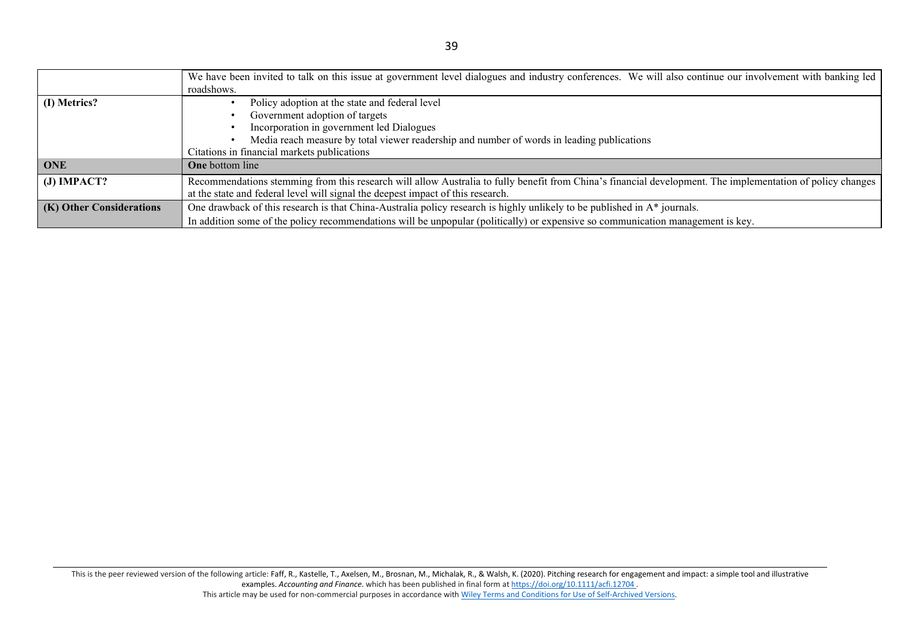| | |
|---|---|
| | We have been invited to talk on this issue at government level dialogues and industry conferences. We will also continue our involvement with banking led roadshows. |
| **(I) Metrics?** | • Policy adoption at the state and federal level<br>• Government adoption of targets<br>• Incorporation in government led Dialogues<br>• Media reach measure by total viewer readership and number of words in leading publications<br>Citations in financial markets publications |
| **ONE** | **One** bottom line |
| **(J) IMPACT?** | Recommendations stemming from this research will allow Australia to fully benefit from China's financial development. The implementation of policy changes at the state and federal level will signal the deepest impact of this research. |
| **(K) Other Considerations** | One drawback of this research is that China-Australia policy research is highly unlikely to be published in A* journals.<br>In addition some of the policy recommendations will be unpopular (politically) or expensive so communication management is key. |

This is the peer reviewed version of the following article: Faff, R., Kastelle, T., Axelsen, M., Brosnan, M., Michalak, R., & Walsh, K. (2020). Pitching research for engagement and impact: a simple tool and illustrative examples. *Accounting and Finance*. which has been published in final form at https://doi.org/10.1111/acfi.12704 .
This article may be used for non-commercial purposes in accordance with Wiley Terms and Conditions for Use of Self-Archived Versions.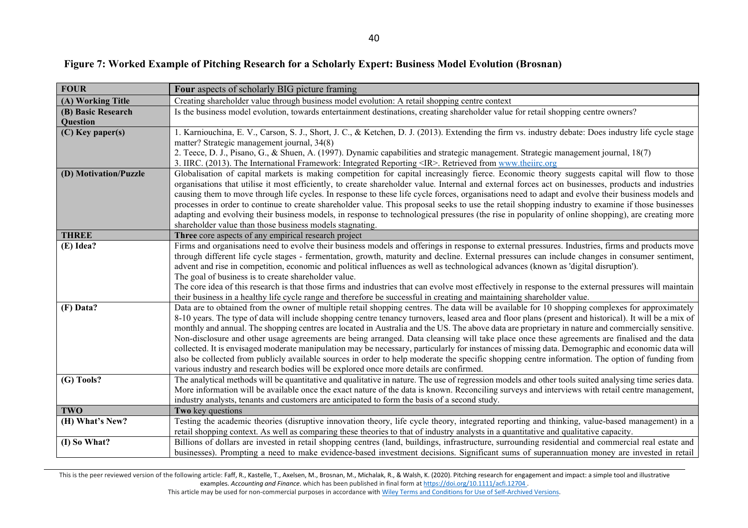**Figure 7: Worked Example of Pitching Research for a Scholarly Expert: Business Model Evolution (Brosnan)**

| **FOUR** | **Four** aspects of scholarly BIG picture framing |
|---|---|
| **(A) Working Title** | Creating shareholder value through business model evolution: A retail shopping centre context |
| **(B) Basic Research Question** | Is the business model evolution, towards entertainment destinations, creating shareholder value for retail shopping centre owners? |
| **(C) Key paper(s)** | 1. Karniouchina, E. V., Carson, S. J., Short, J. C., & Ketchen, D. J. (2013). Extending the firm vs. industry debate: Does industry life cycle stage matter? Strategic management journal, 34(8)<br>2. Teece, D. J., Pisano, G., & Shuen, A. (1997). Dynamic capabilities and strategic management. Strategic management journal, 18(7)<br>3. IIRC. (2013). The International Framework: Integrated Reporting <IR>. Retrieved from www.theiirc.org |
| **(D) Motivation/Puzzle** | Globalisation of capital markets is making competition for capital increasingly fierce. Economic theory suggests capital will flow to those organisations that utilise it most efficiently, to create shareholder value. Internal and external forces act on businesses, products and industries causing them to move through life cycles. In response to these life cycle forces, organisations need to adapt and evolve their business models and processes in order to continue to create shareholder value. This proposal seeks to use the retail shopping industry to examine if those businesses adapting and evolving their business models, in response to technological pressures (the rise in popularity of online shopping), are creating more shareholder value than those business models stagnating. |
| **THREE** | **Three** core aspects of any empirical research project |
| **(E) Idea?** | Firms and organisations need to evolve their business models and offerings in response to external pressures. Industries, firms and products move through different life cycle stages - fermentation, growth, maturity and decline. External pressures can include changes in consumer sentiment, advent and rise in competition, economic and political influences as well as technological advances (known as 'digital disruption').<br>The goal of business is to create shareholder value.<br>The core idea of this research is that those firms and industries that can evolve most effectively in response to the external pressures will maintain their business in a healthy life cycle range and therefore be successful in creating and maintaining shareholder value. |
| **(F) Data?** | Data are to obtained from the owner of multiple retail shopping centres. The data will be available for 10 shopping complexes for approximately 8-10 years. The type of data will include shopping centre tenancy turnovers, leased area and floor plans (present and historical). It will be a mix of monthly and annual. The shopping centres are located in Australia and the US. The above data are proprietary in nature and commercially sensitive. Non-disclosure and other usage agreements are being arranged. Data cleansing will take place once these agreements are finalised and the data collected. It is envisaged moderate manipulation may be necessary, particularly for instances of missing data. Demographic and economic data will also be collected from publicly available sources in order to help moderate the specific shopping centre information. The option of funding from various industry and research bodies will be explored once more details are confirmed. |
| **(G) Tools?** | The analytical methods will be quantitative and qualitative in nature. The use of regression models and other tools suited analysing time series data. More information will be available once the exact nature of the data is known. Reconciling surveys and interviews with retail centre management, industry analysts, tenants and customers are anticipated to form the basis of a second study. |
| **TWO** | **Two** key questions |
| **(H) What's New?** | Testing the academic theories (disruptive innovation theory, life cycle theory, integrated reporting and thinking, value-based management) in a retail shopping context. As well as comparing these theories to that of industry analysts in a quantitative and qualitative capacity. |
| **(I) So What?** | Billions of dollars are invested in retail shopping centres (land, buildings, infrastructure, surrounding residential and commercial real estate and businesses). Prompting a need to make evidence-based investment decisions. Significant sums of superannuation money are invested in retail |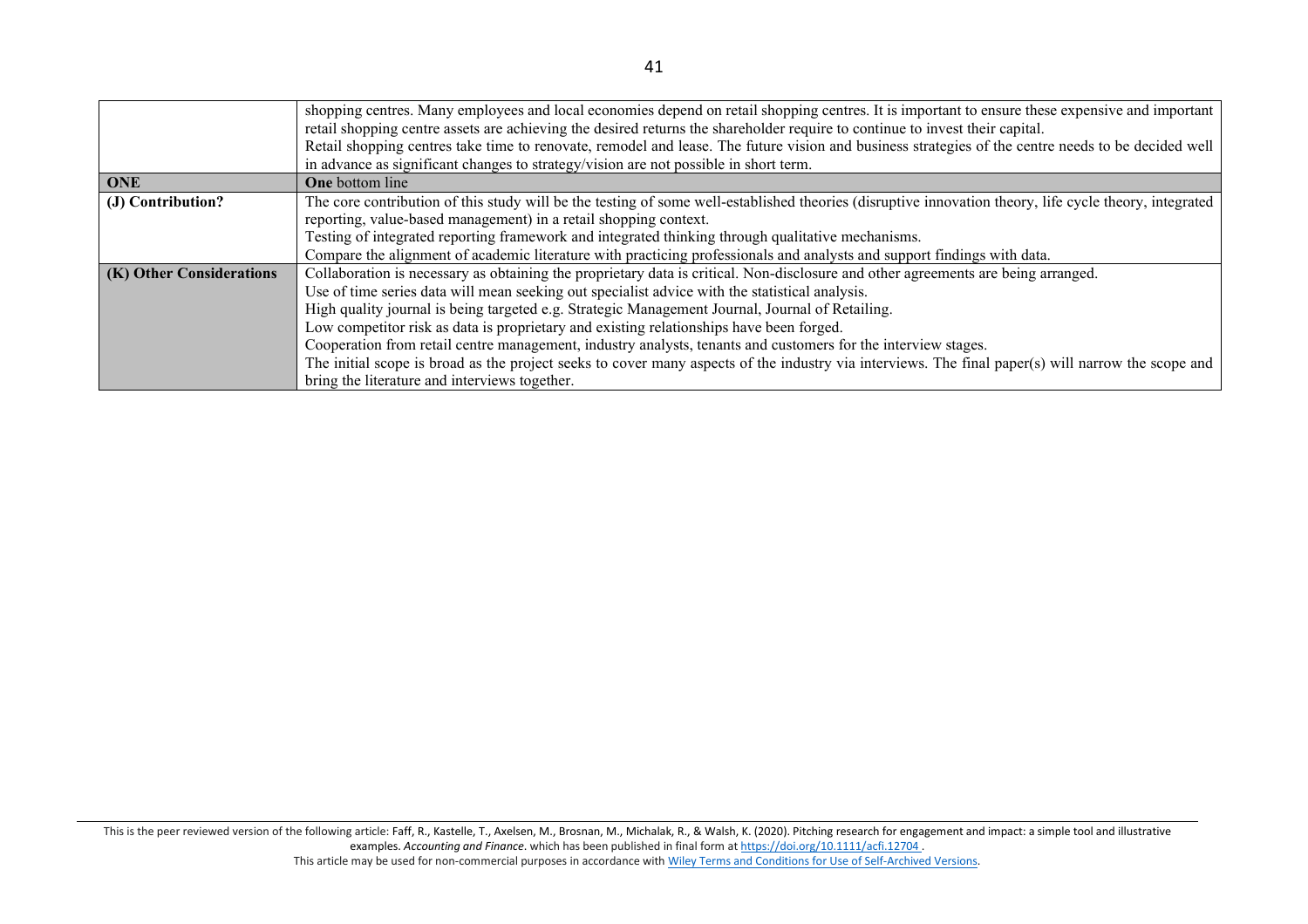| | |
|---|---|
| | shopping centres. Many employees and local economies depend on retail shopping centres. It is important to ensure these expensive and important retail shopping centre assets are achieving the desired returns the shareholder require to continue to invest their capital.<br>Retail shopping centres take time to renovate, remodel and lease. The future vision and business strategies of the centre needs to be decided well in advance as significant changes to strategy/vision are not possible in short term. |
| **ONE** | **One** bottom line |
| **(J) Contribution?** | The core contribution of this study will be the testing of some well-established theories (disruptive innovation theory, life cycle theory, integrated reporting, value-based management) in a retail shopping context.<br>Testing of integrated reporting framework and integrated thinking through qualitative mechanisms.<br>Compare the alignment of academic literature with practicing professionals and analysts and support findings with data. |
| **(K) Other Considerations** | Collaboration is necessary as obtaining the proprietary data is critical. Non-disclosure and other agreements are being arranged.<br>Use of time series data will mean seeking out specialist advice with the statistical analysis.<br>High quality journal is being targeted e.g. Strategic Management Journal, Journal of Retailing.<br>Low competitor risk as data is proprietary and existing relationships have been forged.<br>Cooperation from retail centre management, industry analysts, tenants and customers for the interview stages.<br>The initial scope is broad as the project seeks to cover many aspects of the industry via interviews. The final paper(s) will narrow the scope and bring the literature and interviews together. |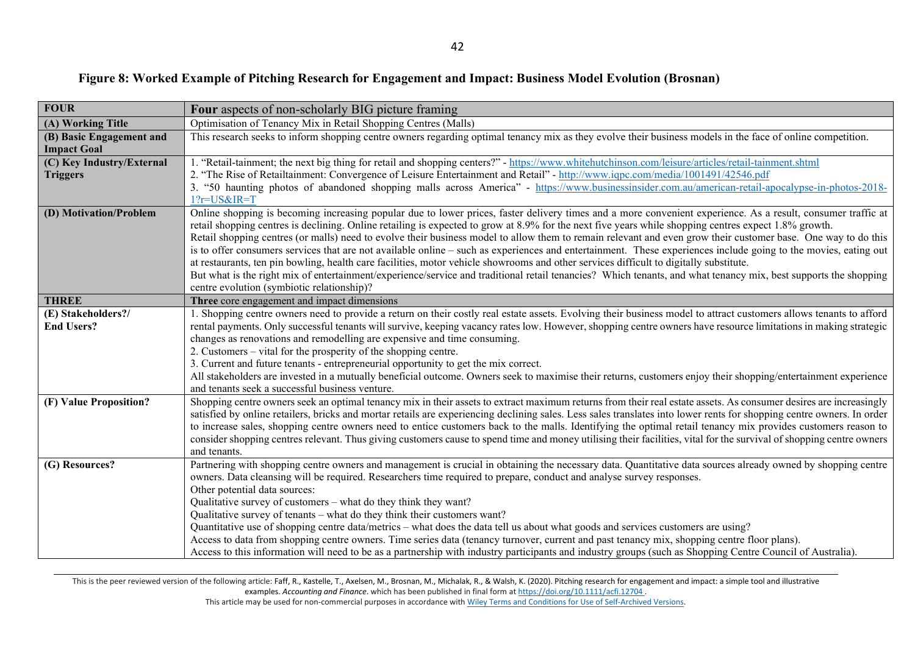**Figure 8: Worked Example of Pitching Research for Engagement and Impact: Business Model Evolution (Brosnan)**

| **FOUR** | **Four** aspects of non-scholarly BIG picture framing |
|---|---|
| **(A) Working Title** | Optimisation of Tenancy Mix in Retail Shopping Centres (Malls) |
| **(B) Basic Engagement and Impact Goal** | This research seeks to inform shopping centre owners regarding optimal tenancy mix as they evolve their business models in the face of online competition. |
| **(C) Key Industry/External Triggers** | 1. "Retail-tainment; the next big thing for retail and shopping centers?" - https://www.whitehutchinson.com/leisure/articles/retail-tainment.shtml<br>2. "The Rise of Retailtainment: Convergence of Leisure Entertainment and Retail" - http://www.iqpc.com/media/1001491/42546.pdf<br>3. "50 haunting photos of abandoned shopping malls across America" - https://www.businessinsider.com.au/american-retail-apocalypse-in-photos-2018-1?r=US&IR=T |
| **(D) Motivation/Problem** | Online shopping is becoming increasing popular due to lower prices, faster delivery times and a more convenient experience. As a result, consumer traffic at retail shopping centres is declining. Online retailing is expected to grow at 8.9% for the next five years while shopping centres expect 1.8% growth.<br>Retail shopping centres (or malls) need to evolve their business model to allow them to remain relevant and even grow their customer base. One way to do this is to offer consumers services that are not available online – such as experiences and entertainment. These experiences include going to the movies, eating out at restaurants, ten pin bowling, health care facilities, motor vehicle showrooms and other services difficult to digitally substitute.<br>But what is the right mix of entertainment/experience/service and traditional retail tenancies? Which tenants, and what tenancy mix, best supports the shopping centre evolution (symbiotic relationship)? |
| **THREE** | **Three** core engagement and impact dimensions |
| **(E) Stakeholders?/ End Users?** | 1. Shopping centre owners need to provide a return on their costly real estate assets. Evolving their business model to attract customers allows tenants to afford rental payments. Only successful tenants will survive, keeping vacancy rates low. However, shopping centre owners have resource limitations in making strategic changes as renovations and remodelling are expensive and time consuming.<br>2. Customers – vital for the prosperity of the shopping centre.<br>3. Current and future tenants - entrepreneurial opportunity to get the mix correct.<br>All stakeholders are invested in a mutually beneficial outcome. Owners seek to maximise their returns, customers enjoy their shopping/entertainment experience and tenants seek a successful business venture. |
| **(F) Value Proposition?** | Shopping centre owners seek an optimal tenancy mix in their assets to extract maximum returns from their real estate assets. As consumer desires are increasingly satisfied by online retailers, bricks and mortar retails are experiencing declining sales. Less sales translates into lower rents for shopping centre owners. In order to increase sales, shopping centre owners need to entice customers back to the malls. Identifying the optimal retail tenancy mix provides customers reason to consider shopping centres relevant. Thus giving customers cause to spend time and money utilising their facilities, vital for the survival of shopping centre owners and tenants. |
| **(G) Resources?** | Partnering with shopping centre owners and management is crucial in obtaining the necessary data. Quantitative data sources already owned by shopping centre owners. Data cleansing will be required. Researchers time required to prepare, conduct and analyse survey responses.<br>Other potential data sources:<br>Qualitative survey of customers – what do they think they want?<br>Qualitative survey of tenants – what do they think their customers want?<br>Quantitative use of shopping centre data/metrics – what does the data tell us about what goods and services customers are using?<br>Access to data from shopping centre owners. Time series data (tenancy turnover, current and past tenancy mix, shopping centre floor plans).<br>Access to this information will need to be as a partnership with industry participants and industry groups (such as Shopping Centre Council of Australia). |

This is the peer reviewed version of the following article: Faff, R., Kastelle, T., Axelsen, M., Brosnan, M., Michalak, R., & Walsh, K. (2020). Pitching research for engagement and impact: a simple tool and illustrative examples. *Accounting and Finance*. which has been published in final form at https://doi.org/10.1111/acfi.12704 .
This article may be used for non-commercial purposes in accordance with Wiley Terms and Conditions for Use of Self-Archived Versions.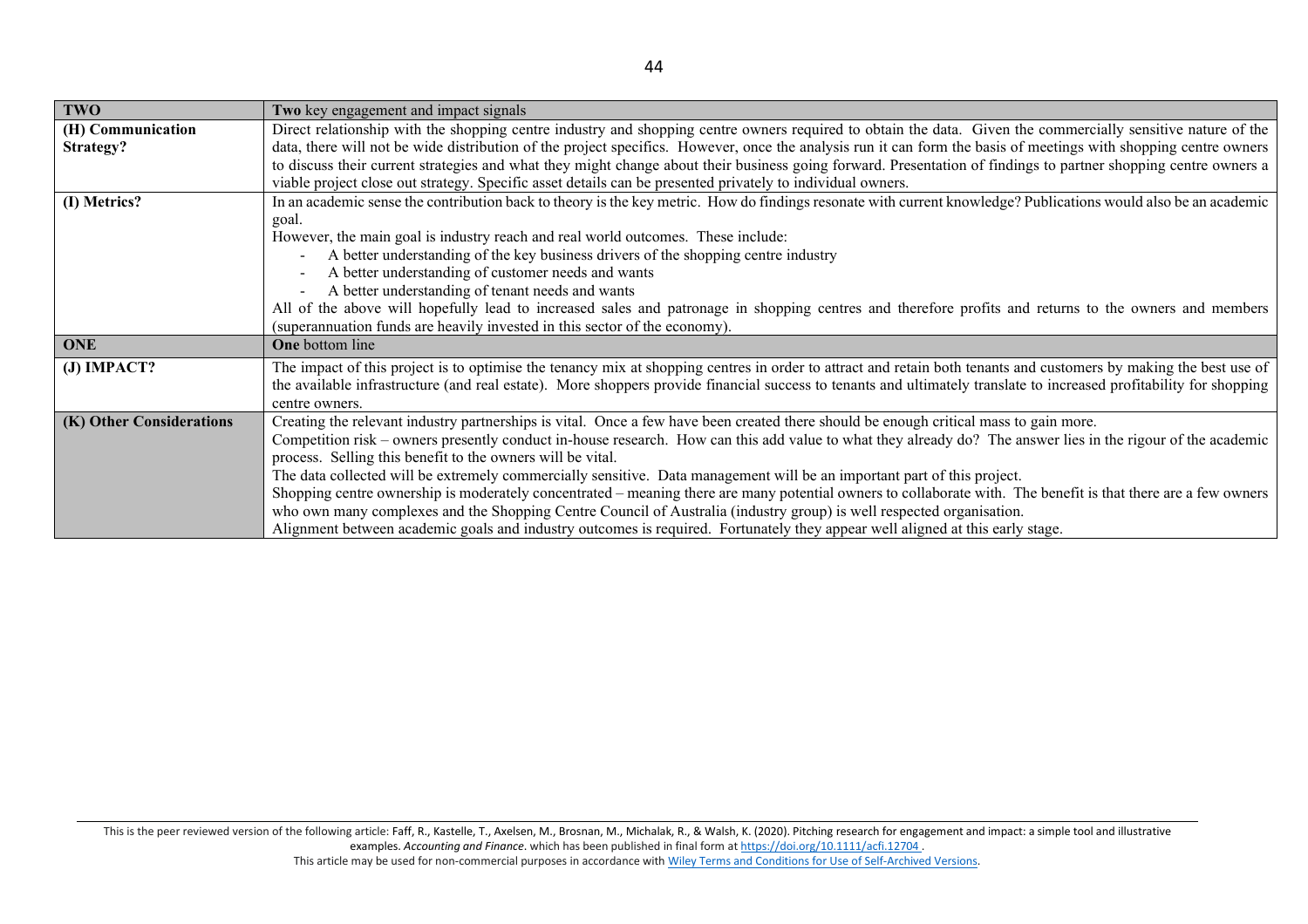| **TWO** | **Two** key engagement and impact signals |
|---|---|
| **(H) Communication Strategy?** | Direct relationship with the shopping centre industry and shopping centre owners required to obtain the data. Given the commercially sensitive nature of the data, there will not be wide distribution of the project specifics. However, once the analysis run it can form the basis of meetings with shopping centre owners to discuss their current strategies and what they might change about their business going forward. Presentation of findings to partner shopping centre owners a viable project close out strategy. Specific asset details can be presented privately to individual owners. |
| **(I) Metrics?** | In an academic sense the contribution back to theory is the key metric. How do findings resonate with current knowledge? Publications would also be an academic goal.<br>However, the main goal is industry reach and real world outcomes. These include:<br>- A better understanding of the key business drivers of the shopping centre industry<br>- A better understanding of customer needs and wants<br>- A better understanding of tenant needs and wants<br>All of the above will hopefully lead to increased sales and patronage in shopping centres and therefore profits and returns to the owners and members (superannuation funds are heavily invested in this sector of the economy). |
| **ONE** | **One** bottom line |
| **(J) IMPACT?** | The impact of this project is to optimise the tenancy mix at shopping centres in order to attract and retain both tenants and customers by making the best use of the available infrastructure (and real estate). More shoppers provide financial success to tenants and ultimately translate to increased profitability for shopping centre owners. |
| **(K) Other Considerations** | Creating the relevant industry partnerships is vital. Once a few have been created there should be enough critical mass to gain more.<br>Competition risk – owners presently conduct in-house research. How can this add value to what they already do? The answer lies in the rigour of the academic process. Selling this benefit to the owners will be vital.<br>The data collected will be extremely commercially sensitive. Data management will be an important part of this project.<br>Shopping centre ownership is moderately concentrated – meaning there are many potential owners to collaborate with. The benefit is that there are a few owners who own many complexes and the Shopping Centre Council of Australia (industry group) is well respected organisation.<br>Alignment between academic goals and industry outcomes is required. Fortunately they appear well aligned at this early stage. |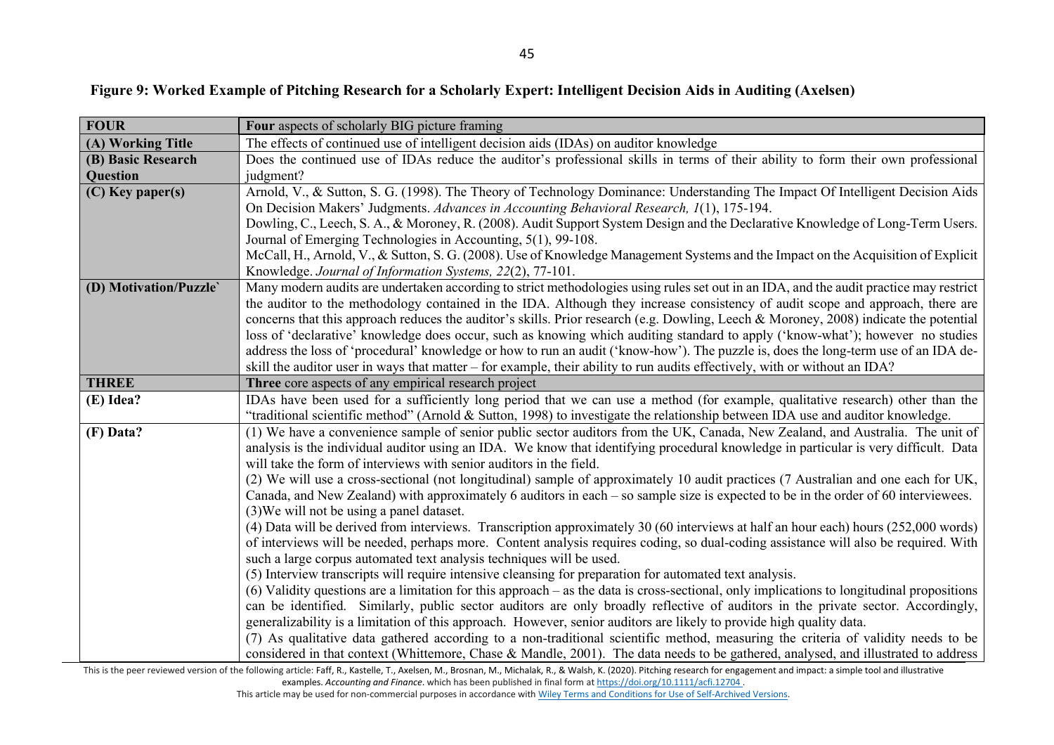**Figure 9: Worked Example of Pitching Research for a Scholarly Expert: Intelligent Decision Aids in Auditing (Axelsen)**

| **FOUR** | **Four** aspects of scholarly BIG picture framing |
|---|---|
| **(A) Working Title** | The effects of continued use of intelligent decision aids (IDAs) on auditor knowledge |
| **(B) Basic Research Question** | Does the continued use of IDAs reduce the auditor's professional skills in terms of their ability to form their own professional judgment? |
| **(C) Key paper(s)** | Arnold, V., & Sutton, S. G. (1998). The Theory of Technology Dominance: Understanding The Impact Of Intelligent Decision Aids On Decision Makers' Judgments. *Advances in Accounting Behavioral Research, 1*(1), 175-194.<br>Dowling, C., Leech, S. A., & Moroney, R. (2008). Audit Support System Design and the Declarative Knowledge of Long-Term Users. Journal of Emerging Technologies in Accounting, 5(1), 99-108.<br>McCall, H., Arnold, V., & Sutton, S. G. (2008). Use of Knowledge Management Systems and the Impact on the Acquisition of Explicit Knowledge. *Journal of Information Systems, 22*(2), 77-101. |
| **(D) Motivation/Puzzle`** | Many modern audits are undertaken according to strict methodologies using rules set out in an IDA, and the audit practice may restrict the auditor to the methodology contained in the IDA. Although they increase consistency of audit scope and approach, there are concerns that this approach reduces the auditor's skills. Prior research (e.g. Dowling, Leech & Moroney, 2008) indicate the potential loss of 'declarative' knowledge does occur, such as knowing which auditing standard to apply ('know-what'); however no studies address the loss of 'procedural' knowledge or how to run an audit ('know-how'). The puzzle is, does the long-term use of an IDA de-skill the auditor user in ways that matter – for example, their ability to run audits effectively, with or without an IDA? |
| **THREE** | **Three** core aspects of any empirical research project |
| **(E) Idea?** | IDAs have been used for a sufficiently long period that we can use a method (for example, qualitative research) other than the "traditional scientific method" (Arnold & Sutton, 1998) to investigate the relationship between IDA use and auditor knowledge. |
| **(F) Data?** | (1) We have a convenience sample of senior public sector auditors from the UK, Canada, New Zealand, and Australia. The unit of analysis is the individual auditor using an IDA. We know that identifying procedural knowledge in particular is very difficult. Data will take the form of interviews with senior auditors in the field.<br>(2) We will use a cross-sectional (not longitudinal) sample of approximately 10 audit practices (7 Australian and one each for UK, Canada, and New Zealand) with approximately 6 auditors in each – so sample size is expected to be in the order of 60 interviewees.<br>(3)We will not be using a panel dataset.<br>(4) Data will be derived from interviews. Transcription approximately 30 (60 interviews at half an hour each) hours (252,000 words) of interviews will be needed, perhaps more. Content analysis requires coding, so dual-coding assistance will also be required. With such a large corpus automated text analysis techniques will be used.<br>(5) Interview transcripts will require intensive cleansing for preparation for automated text analysis.<br>(6) Validity questions are a limitation for this approach – as the data is cross-sectional, only implications to longitudinal propositions can be identified. Similarly, public sector auditors are only broadly reflective of auditors in the private sector. Accordingly, generalizability is a limitation of this approach. However, senior auditors are likely to provide high quality data.<br>(7) As qualitative data gathered according to a non-traditional scientific method, measuring the criteria of validity needs to be considered in that context (Whittemore, Chase & Mandle, 2001). The data needs to be gathered, analysed, and illustrated to address |

This is the peer reviewed version of the following article: Faff, R., Kastelle, T., Axelsen, M., Brosnan, M., Michalak, R., & Walsh, K. (2020). Pitching research for engagement and impact: a simple tool and illustrative examples. *Accounting and Finance*. which has been published in final form at https://doi.org/10.1111/acfi.12704 .
This article may be used for non-commercial purposes in accordance with Wiley Terms and Conditions for Use of Self-Archived Versions.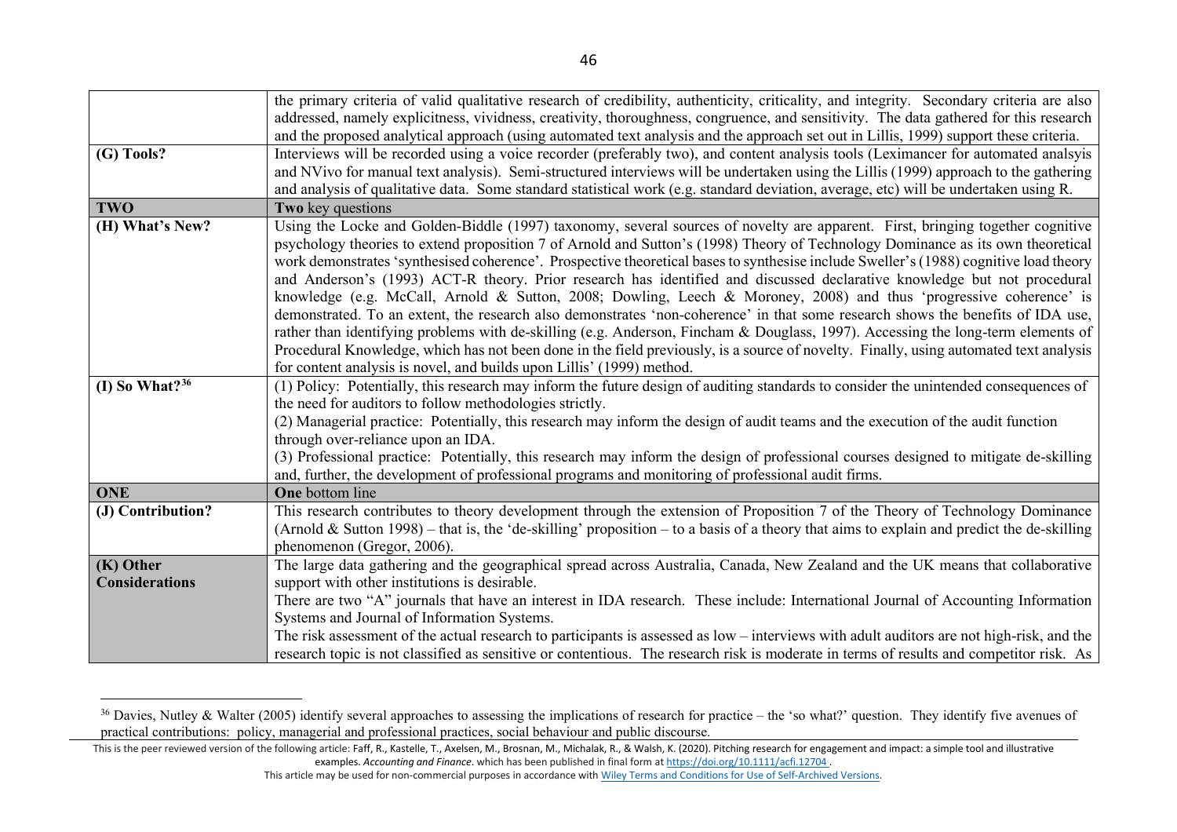| | |
|---|---|
| | the primary criteria of valid qualitative research of credibility, authenticity, criticality, and integrity. Secondary criteria are also addressed, namely explicitness, vividness, creativity, thoroughness, congruence, and sensitivity. The data gathered for this research and the proposed analytical approach (using automated text analysis and the approach set out in Lillis, 1999) support these criteria. |
| **(G) Tools?** | Interviews will be recorded using a voice recorder (preferably two), and content analysis tools (Leximancer for automated analsyis and NVivo for manual text analysis). Semi-structured interviews will be undertaken using the Lillis (1999) approach to the gathering and analysis of qualitative data. Some standard statistical work (e.g. standard deviation, average, etc) will be undertaken using R. |
| **TWO** | **Two** key questions |
| **(H) What's New?** | Using the Locke and Golden-Biddle (1997) taxonomy, several sources of novelty are apparent. First, bringing together cognitive psychology theories to extend proposition 7 of Arnold and Sutton's (1998) Theory of Technology Dominance as its own theoretical work demonstrates 'synthesised coherence'. Prospective theoretical bases to synthesise include Sweller's (1988) cognitive load theory and Anderson's (1993) ACT-R theory. Prior research has identified and discussed declarative knowledge but not procedural knowledge (e.g. McCall, Arnold & Sutton, 2008; Dowling, Leech & Moroney, 2008) and thus 'progressive coherence' is demonstrated. To an extent, the research also demonstrates 'non-coherence' in that some research shows the benefits of IDA use, rather than identifying problems with de-skilling (e.g. Anderson, Fincham & Douglass, 1997). Accessing the long-term elements of Procedural Knowledge, which has not been done in the field previously, is a source of novelty. Finally, using automated text analysis for content analysis is novel, and builds upon Lillis' (1999) method. |
| **(I) So What?**[36] | (1) Policy: Potentially, this research may inform the future design of auditing standards to consider the unintended consequences of the need for auditors to follow methodologies strictly.<br>(2) Managerial practice: Potentially, this research may inform the design of audit teams and the execution of the audit function through over-reliance upon an IDA.<br>(3) Professional practice: Potentially, this research may inform the design of professional courses designed to mitigate de-skilling and, further, the development of professional programs and monitoring of professional audit firms. |
| **ONE** | **One** bottom line |
| **(J) Contribution?** | This research contributes to theory development through the extension of Proposition 7 of the Theory of Technology Dominance (Arnold & Sutton 1998) – that is, the 'de-skilling' proposition – to a basis of a theory that aims to explain and predict the de-skilling phenomenon (Gregor, 2006). |
| **(K) Other Considerations** | The large data gathering and the geographical spread across Australia, Canada, New Zealand and the UK means that collaborative support with other institutions is desirable.<br>There are two "A" journals that have an interest in IDA research. These include: International Journal of Accounting Information Systems and Journal of Information Systems.<br>The risk assessment of the actual research to participants is assessed as low – interviews with adult auditors are not high-risk, and the research topic is not classified as sensitive or contentious. The research risk is moderate in terms of results and competitor risk. As |

[36] Davies, Nutley & Walter (2005) identify several approaches to assessing the implications of research for practice – the 'so what?' question. They identify five avenues of practical contributions: policy, managerial and professional practices, social behaviour and public discourse.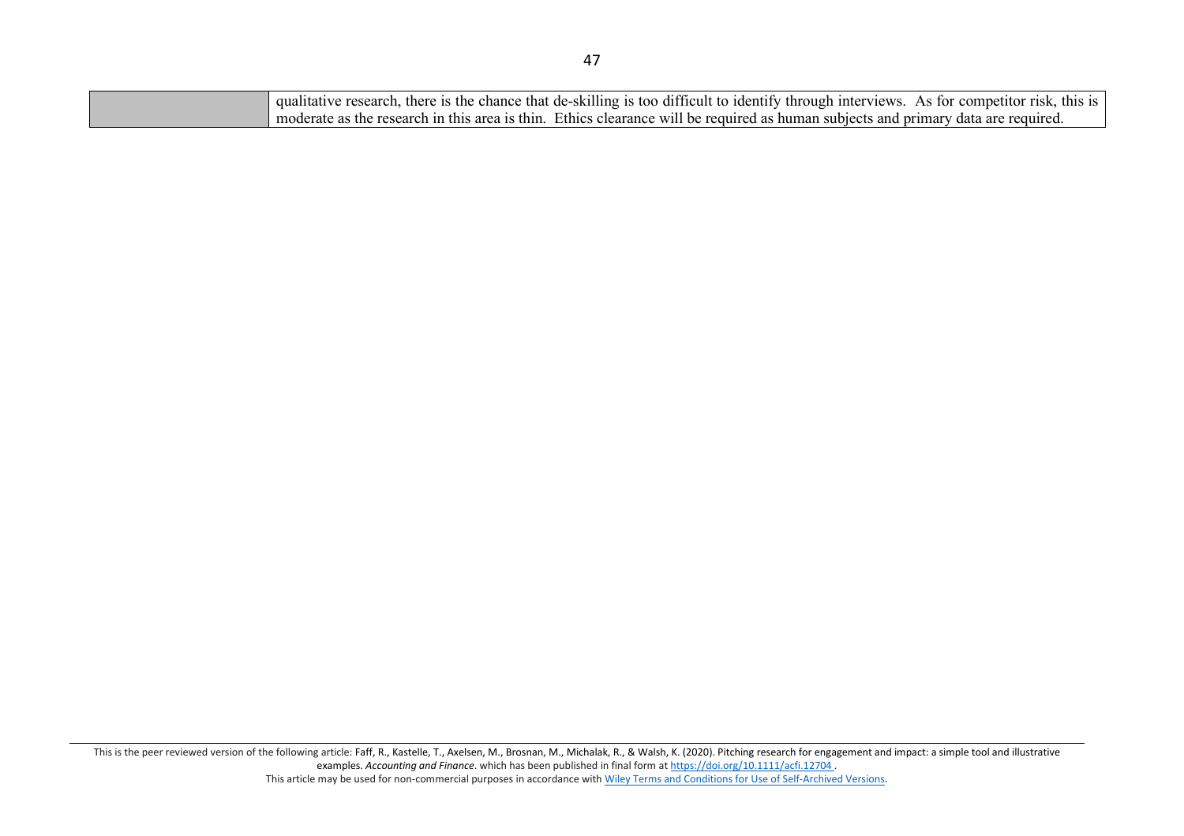| | |
|---|---|
| | qualitative research, there is the chance that de-skilling is too difficult to identify through interviews. As for competitor risk, this is moderate as the research in this area is thin. Ethics clearance will be required as human subjects and primary data are required. |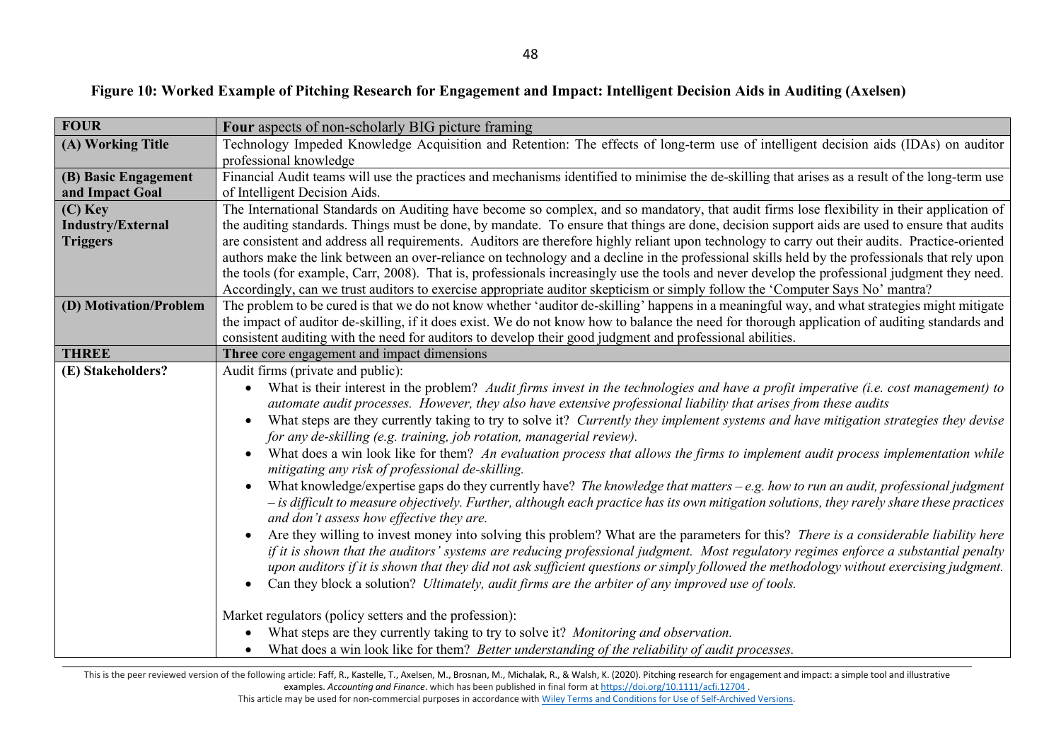**Figure 10: Worked Example of Pitching Research for Engagement and Impact: Intelligent Decision Aids in Auditing (Axelsen)**

| **FOUR** | **Four** aspects of non-scholarly BIG picture framing |
|---|---|
| **(A) Working Title** | Technology Impeded Knowledge Acquisition and Retention: The effects of long-term use of intelligent decision aids (IDAs) on auditor professional knowledge |
| **(B) Basic Engagement and Impact Goal** | Financial Audit teams will use the practices and mechanisms identified to minimise the de-skilling that arises as a result of the long-term use of Intelligent Decision Aids. |
| **(C) Key Industry/External Triggers** | The International Standards on Auditing have become so complex, and so mandatory, that audit firms lose flexibility in their application of the auditing standards. Things must be done, by mandate. To ensure that things are done, decision support aids are used to ensure that audits are consistent and address all requirements. Auditors are therefore highly reliant upon technology to carry out their audits. Practice-oriented authors make the link between an over-reliance on technology and a decline in the professional skills held by the professionals that rely upon the tools (for example, Carr, 2008). That is, professionals increasingly use the tools and never develop the professional judgment they need. Accordingly, can we trust auditors to exercise appropriate auditor skepticism or simply follow the 'Computer Says No' mantra? |
| **(D) Motivation/Problem** | The problem to be cured is that we do not know whether 'auditor de-skilling' happens in a meaningful way, and what strategies might mitigate the impact of auditor de-skilling, if it does exist. We do not know how to balance the need for thorough application of auditing standards and consistent auditing with the need for auditors to develop their good judgment and professional abilities. |
| **THREE** | **Three** core engagement and impact dimensions |
| **(E) Stakeholders?** | Audit firms (private and public):<br>• What is their interest in the problem? *Audit firms invest in the technologies and have a profit imperative (i.e. cost management) to automate audit processes. However, they also have extensive professional liability that arises from these audits*<br>• What steps are they currently taking to try to solve it? *Currently they implement systems and have mitigation strategies they devise for any de-skilling (e.g. training, job rotation, managerial review).*<br>• What does a win look like for them? *An evaluation process that allows the firms to implement audit process implementation while mitigating any risk of professional de-skilling.*<br>• What knowledge/expertise gaps do they currently have? *The knowledge that matters – e.g. how to run an audit, professional judgment – is difficult to measure objectively. Further, although each practice has its own mitigation solutions, they rarely share these practices and don't assess how effective they are.*<br>• Are they willing to invest money into solving this problem? What are the parameters for this? *There is a considerable liability here if it is shown that the auditors' systems are reducing professional judgment. Most regulatory regimes enforce a substantial penalty upon auditors if it is shown that they did not ask sufficient questions or simply followed the methodology without exercising judgment.*<br>• Can they block a solution? *Ultimately, audit firms are the arbiter of any improved use of tools.*<br><br>Market regulators (policy setters and the profession):<br>• What steps are they currently taking to try to solve it? *Monitoring and observation.*<br>• What does a win look like for them? *Better understanding of the reliability of audit processes.* |

This is the peer reviewed version of the following article: Faff, R., Kastelle, T., Axelsen, M., Brosnan, M., Michalak, R., & Walsh, K. (2020). Pitching research for engagement and impact: a simple tool and illustrative examples. *Accounting and Finance*. which has been published in final form at https://doi.org/10.1111/acfi.12704 .
This article may be used for non-commercial purposes in accordance with Wiley Terms and Conditions for Use of Self-Archived Versions.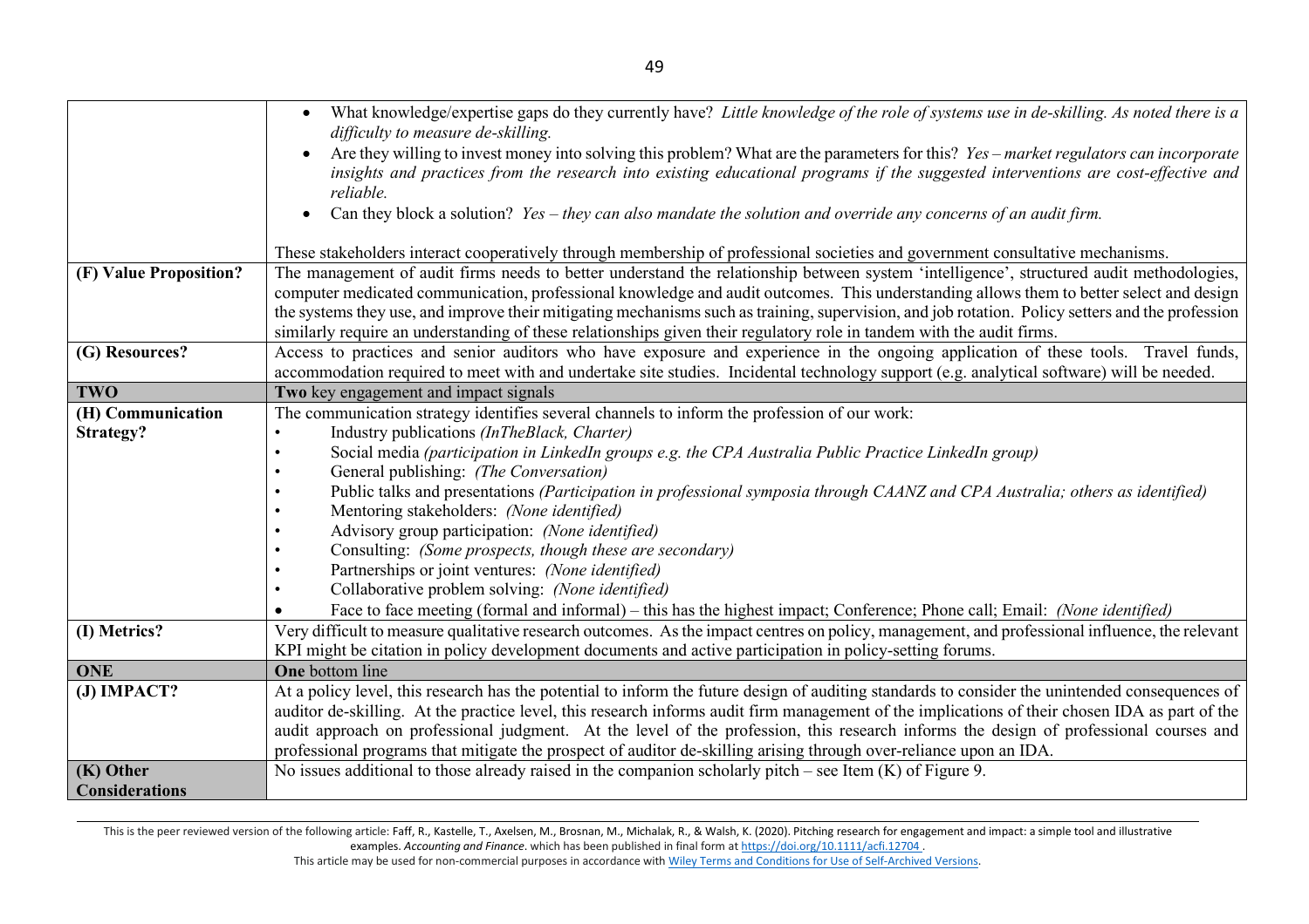| | |
|---|---|
| | • What knowledge/expertise gaps do they currently have? *Little knowledge of the role of systems use in de-skilling. As noted there is a difficulty to measure de-skilling.*<br>• Are they willing to invest money into solving this problem? What are the parameters for this? *Yes – market regulators can incorporate insights and practices from the research into existing educational programs if the suggested interventions are cost-effective and reliable.*<br>• Can they block a solution? *Yes – they can also mandate the solution and override any concerns of an audit firm.*<br><br>These stakeholders interact cooperatively through membership of professional societies and government consultative mechanisms. |
| **(F) Value Proposition?** | The management of audit firms needs to better understand the relationship between system 'intelligence', structured audit methodologies, computer medicated communication, professional knowledge and audit outcomes. This understanding allows them to better select and design the systems they use, and improve their mitigating mechanisms such as training, supervision, and job rotation. Policy setters and the profession similarly require an understanding of these relationships given their regulatory role in tandem with the audit firms. |
| **(G) Resources?** | Access to practices and senior auditors who have exposure and experience in the ongoing application of these tools. Travel funds, accommodation required to meet with and undertake site studies. Incidental technology support (e.g. analytical software) will be needed. |
| **TWO** | **Two** key engagement and impact signals |
| **(H) Communication Strategy?** | The communication strategy identifies several channels to inform the profession of our work:<br>• Industry publications *(InTheBlack, Charter)*<br>• Social media *(participation in LinkedIn groups e.g. the CPA Australia Public Practice LinkedIn group)*<br>• General publishing: *(The Conversation)*<br>• Public talks and presentations *(Participation in professional symposia through CAANZ and CPA Australia; others as identified)*<br>• Mentoring stakeholders: *(None identified)*<br>• Advisory group participation: *(None identified)*<br>• Consulting: *(Some prospects, though these are secondary)*<br>• Partnerships or joint ventures: *(None identified)*<br>• Collaborative problem solving: *(None identified)*<br>• Face to face meeting (formal and informal) – this has the highest impact; Conference; Phone call; Email: *(None identified)* |
| **(I) Metrics?** | Very difficult to measure qualitative research outcomes. As the impact centres on policy, management, and professional influence, the relevant KPI might be citation in policy development documents and active participation in policy-setting forums. |
| **ONE** | **One** bottom line |
| **(J) IMPACT?** | At a policy level, this research has the potential to inform the future design of auditing standards to consider the unintended consequences of auditor de-skilling. At the practice level, this research informs audit firm management of the implications of their chosen IDA as part of the audit approach on professional judgment. At the level of the profession, this research informs the design of professional courses and professional programs that mitigate the prospect of auditor de-skilling arising through over-reliance upon an IDA. |
| **(K) Other Considerations** | No issues additional to those already raised in the companion scholarly pitch – see Item (K) of Figure 9. |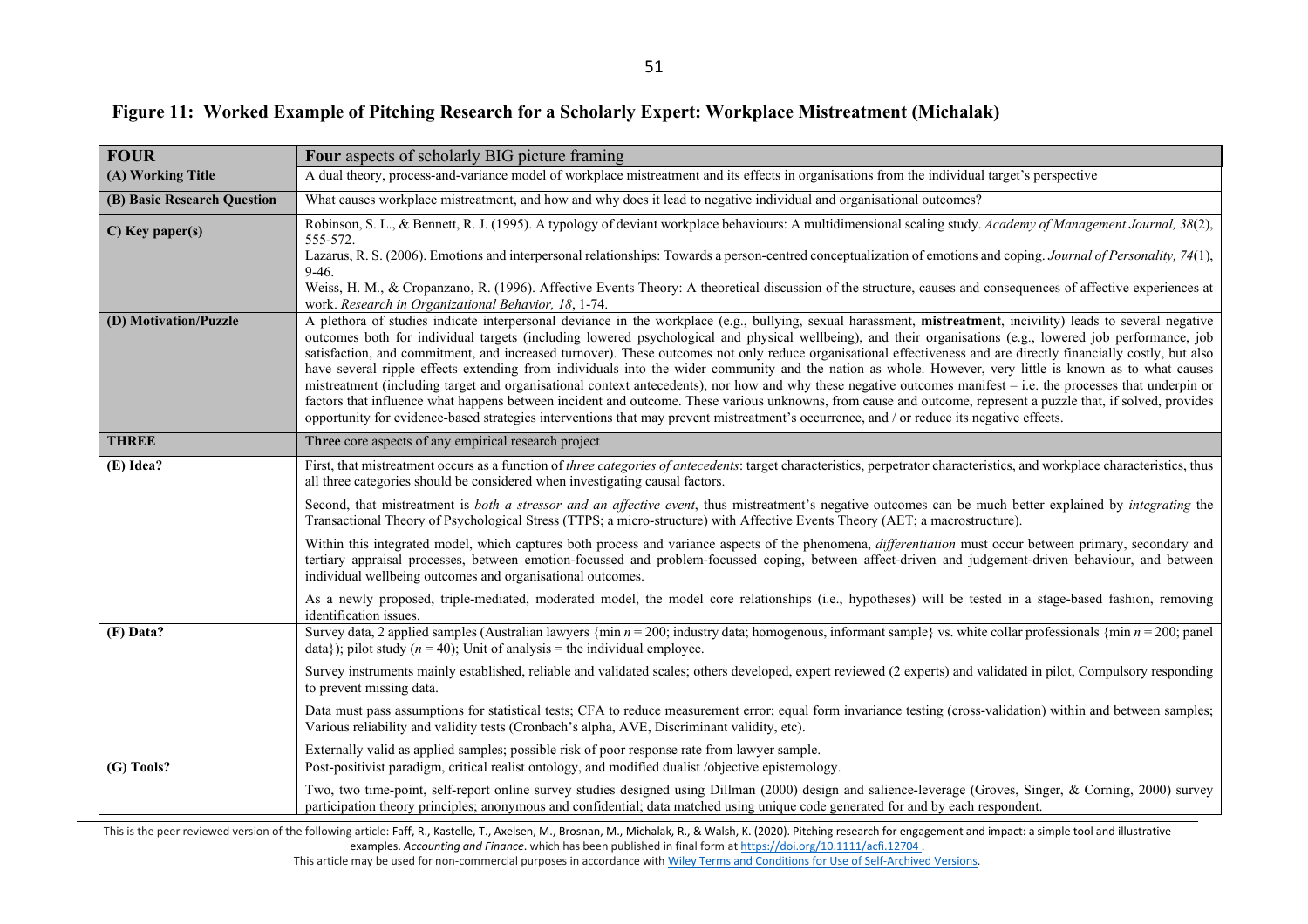# Figure 11: Worked Example of Pitching Research for a Scholarly Expert: Workplace Mistreatment (Michalak)

| FOUR | Four aspects of scholarly BIG picture framing |
|---|---|
| (A) Working Title | A dual theory, process-and-variance model of workplace mistreatment and its effects in organisations from the individual target's perspective |
| (B) Basic Research Question | What causes workplace mistreatment, and how and why does it lead to negative individual and organisational outcomes? |
| C) Key paper(s) | Robinson, S. L., & Bennett, R. J. (1995). A typology of deviant workplace behaviours: A multidimensional scaling study. *Academy of Management Journal, 38*(2), 555-572.<br>Lazarus, R. S. (2006). Emotions and interpersonal relationships: Towards a person-centred conceptualization of emotions and coping. *Journal of Personality, 74*(1), 9-46.<br>Weiss, H. M., & Cropanzano, R. (1996). Affective Events Theory: A theoretical discussion of the structure, causes and consequences of affective experiences at work. *Research in Organizational Behavior, 18*, 1-74. |
| (D) Motivation/Puzzle | A plethora of studies indicate interpersonal deviance in the workplace (e.g., bullying, sexual harassment, **mistreatment**, incivility) leads to several negative outcomes both for individual targets (including lowered psychological and physical wellbeing), and their organisations (e.g., lowered job performance, job satisfaction, and commitment, and increased turnover). These outcomes not only reduce organisational effectiveness and are directly financially costly, but also have several ripple effects extending from individuals into the wider community and the nation as a whole. However, very little is known as to what causes mistreatment (including target and organisational context antecedents), nor how and why these negative outcomes manifest – i.e. the processes that underpin or factors that influence what happens between incident and outcome. These various unknowns, from cause and outcome, represent a puzzle that, if solved, provides opportunity for evidence-based strategies interventions that may prevent mistreatment's occurrence, and / or reduce its negative effects. |
| **THREE** | **Three** core aspects of any empirical research project |
| (E) Idea? | First, that mistreatment occurs as a function of *three categories of antecedents*: target characteristics, perpetrator characteristics, and workplace characteristics, thus all three categories should be considered when investigating causal factors.<br><br>Second, that mistreatment is *both a stressor and an affective event*, thus mistreatment's negative outcomes can be much better explained by *integrating* the Transactional Theory of Psychological Stress (TTPS; a micro-structure) with Affective Events Theory (AET; a macrostructure).<br><br>Within this integrated model, which captures both process and variance aspects of the phenomena, *differentiation* must occur between primary, secondary and tertiary appraisal processes, between emotion-focussed and problem-focussed coping, between affect-driven and judgement-driven behaviour, and between individual wellbeing outcomes and organisational outcomes.<br><br>As a newly proposed, triple-mediated, moderated model, the model core relationships (i.e., hypotheses) will be tested in a stage-based fashion, removing identification issues. |
| (F) Data? | Survey data, 2 applied samples (Australian lawyers {min $n = 200$; industry data; homogenous, informant sample} vs. white collar professionals {min $n = 200$; panel data}); pilot study ($n = 40$); Unit of analysis = the individual employee.<br><br>Survey instruments mainly established, reliable and validated scales; others developed, expert reviewed (2 experts) and validated in pilot, Compulsory responding to prevent missing data.<br><br>Data must pass assumptions for statistical tests; CFA to reduce measurement error; equal form invariance testing (cross-validation) within and between samples; Various reliability and validity tests (Cronbach's alpha, AVE, Discriminant validity, etc).<br><br>Externally valid as applied samples; possible risk of poor response rate from lawyer sample. |
| (G) Tools? | Post-positivist paradigm, critical realist ontology, and modified dualist /objective epistemology.<br><br>Two, two time-point, self-report online survey studies designed using Dillman (2000) design and salience-leverage (Groves, Singer, & Corning, 2000) survey participation theory principles; anonymous and confidential; data matched using unique code generated for and by each respondent. |

This is the peer reviewed version of the following article: Faff, R., Kastelle, T., Axelsen, M., Brosnan, M., Michalak, R., & Walsh, K. (2020). Pitching research for engagement and impact: a simple tool and illustrative examples. *Accounting and Finance*. which has been published in final form at https://doi.org/10.1111/acfi.12704 .
This article may be used for non-commercial purposes in accordance with Wiley Terms and Conditions for Use of Self-Archived Versions.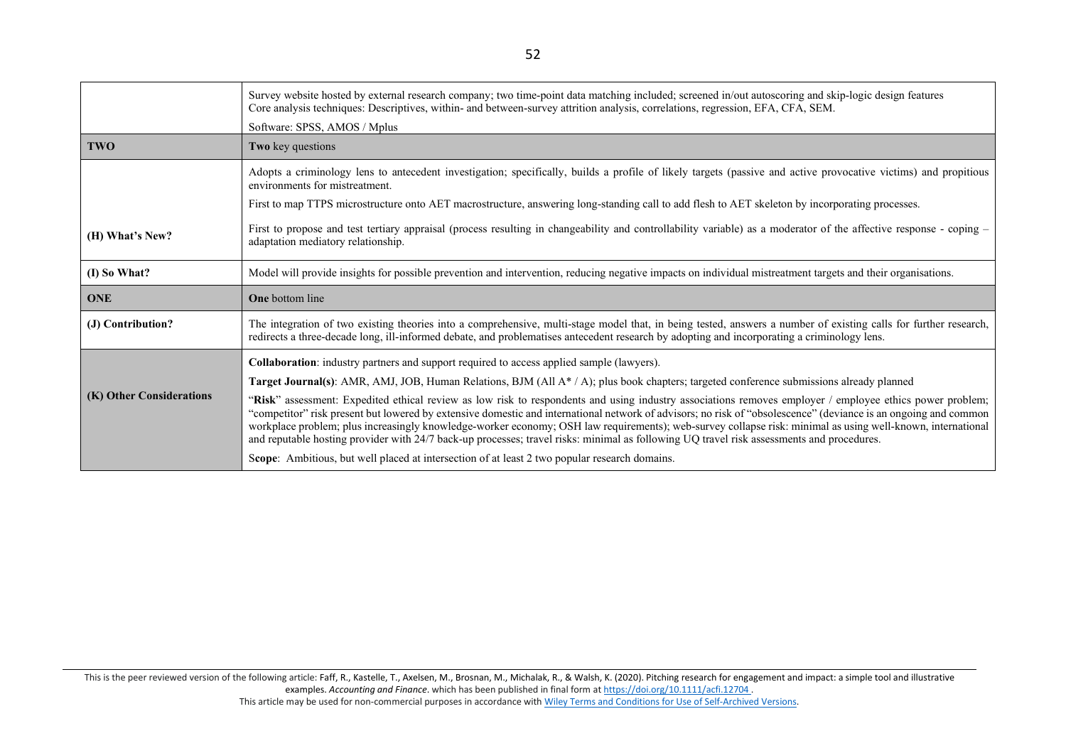| | |
|---|---|
| | Survey website hosted by external research company; two time-point data matching included; screened in/out autoscoring and skip-logic design features<br>Core analysis techniques: Descriptives, within- and between-survey attrition analysis, correlations, regression, EFA, CFA, SEM.<br>Software: SPSS, AMOS / Mplus |
| **TWO** | **Two** key questions |
| **(H) What's New?** | Adopts a criminology lens to antecedent investigation; specifically, builds a profile of likely targets (passive and active provocative victims) and propitious environments for mistreatment.<br>First to map TTPS microstructure onto AET macrostructure, answering long-standing call to add flesh to AET skeleton by incorporating processes.<br>First to propose and test tertiary appraisal (process resulting in changeability and controllability variable) as a moderator of the affective response - coping – adaptation mediatory relationship. |
| **(I) So What?** | Model will provide insights for possible prevention and intervention, reducing negative impacts on individual mistreatment targets and their organisations. |
| **ONE** | **One** bottom line |
| **(J) Contribution?** | The integration of two existing theories into a comprehensive, multi-stage model that, in being tested, answers a number of existing calls for further research, redirects a three-decade long, ill-informed debate, and problematises antecedent research by adopting and incorporating a criminology lens. |
| **(K) Other Considerations** | **Collaboration**: industry partners and support required to access applied sample (lawyers).<br>**Target Journal(s)**: AMR, AMJ, JOB, Human Relations, BJM (All A* / A); plus book chapters; targeted conference submissions already planned<br>"**Risk**" assessment: Expedited ethical review as low risk to respondents and using industry associations removes employer / employee ethics power problem; "competitor" risk present but lowered by extensive domestic and international network of advisors; no risk of "obsolescence" (deviance is an ongoing and common workplace problem; plus increasingly knowledge-worker economy; OSH law requirements); web-survey collapse risk: minimal as using well-known, international and reputable hosting provider with 24/7 back-up processes; travel risks: minimal as following UQ travel risk assessments and procedures.<br>S**cope**: Ambitious, but well placed at intersection of at least 2 two popular research domains. |

This is the peer reviewed version of the following article: Faff, R., Kastelle, T., Axelsen, M., Brosnan, M., Michalak, R., & Walsh, K. (2020). Pitching research for engagement and impact: a simple tool and illustrative examples. *Accounting and Finance*. which has been published in final form at https://doi.org/10.1111/acfi.12704 .
This article may be used for non-commercial purposes in accordance with Wiley Terms and Conditions for Use of Self-Archived Versions.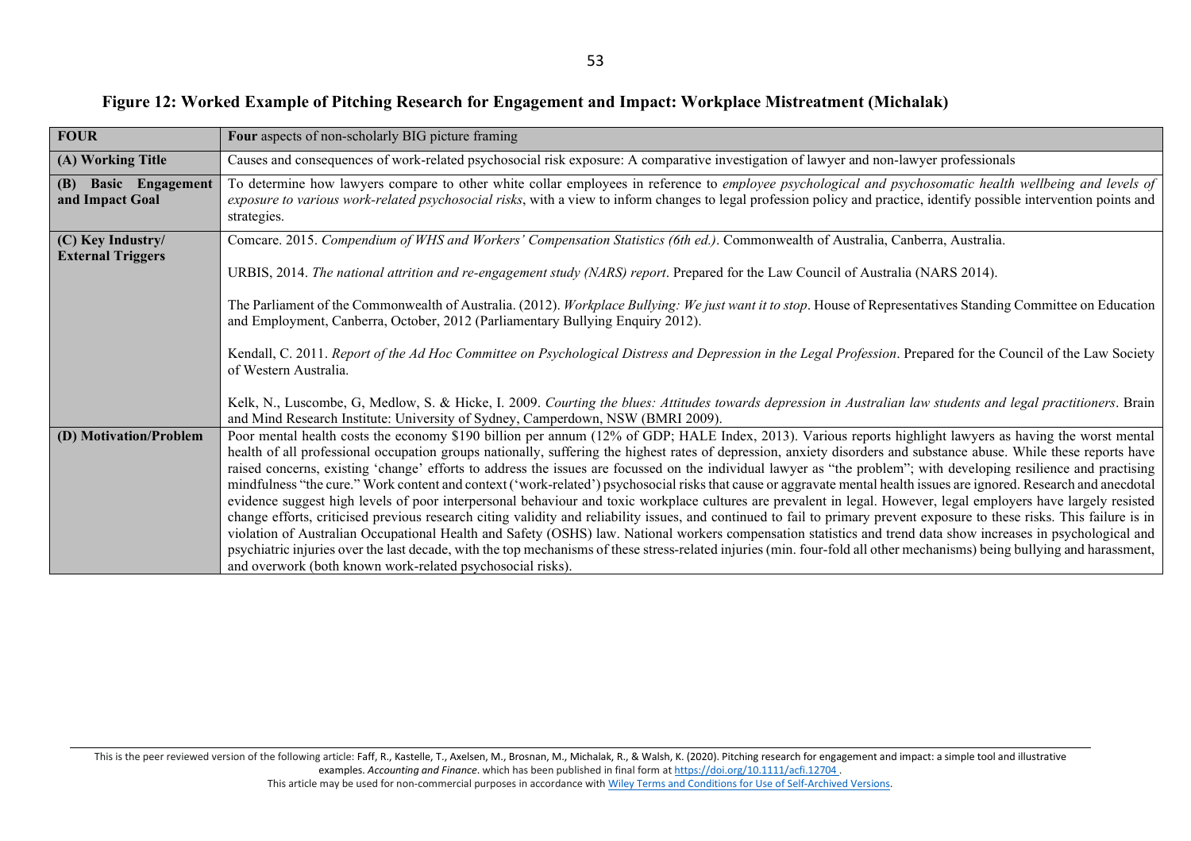**Figure 12: Worked Example of Pitching Research for Engagement and Impact: Workplace Mistreatment (Michalak)**

| **FOUR** | **Four** aspects of non-scholarly BIG picture framing |
|---|---|
| **(A) Working Title** | Causes and consequences of work-related psychosocial risk exposure: A comparative investigation of lawyer and non-lawyer professionals |
| **(B) Basic Engagement and Impact Goal** | To determine how lawyers compare to other white collar employees in reference to *employee psychological and psychosomatic health wellbeing and levels of exposure to various work-related psychosocial risks*, with a view to inform changes to legal profession policy and practice, identify possible intervention points and strategies. |
| **(C) Key Industry/ External Triggers** | Comcare. 2015. *Compendium of WHS and Workers' Compensation Statistics (6th ed.)*. Commonwealth of Australia, Canberra, Australia.<br><br>URBIS, 2014. *The national attrition and re-engagement study (NARS) report*. Prepared for the Law Council of Australia (NARS 2014).<br><br>The Parliament of the Commonwealth of Australia. (2012). *Workplace Bullying: We just want it to stop*. House of Representatives Standing Committee on Education and Employment, Canberra, October, 2012 (Parliamentary Bullying Enquiry 2012).<br><br>Kendall, C. 2011. *Report of the Ad Hoc Committee on Psychological Distress and Depression in the Legal Profession*. Prepared for the Council of the Law Society of Western Australia.<br><br>Kelk, N., Luscombe, G, Medlow, S. & Hicke, I. 2009. *Courting the blues: Attitudes towards depression in Australian law students and legal practitioners*. Brain and Mind Research Institute: University of Sydney, Camperdown, NSW (BMRI 2009). |
| **(D) Motivation/Problem** | Poor mental health costs the economy \$190 billion per annum (12% of GDP; HALE Index, 2013). Various reports highlight lawyers as having the worst mental health of all professional occupation groups nationally, suffering the highest rates of depression, anxiety disorders and substance abuse. While these reports have raised concerns, existing 'change' efforts to address the issues are focussed on the individual lawyer as "the problem"; with developing resilience and practising mindfulness "the cure." Work content and context ('work-related') psychosocial risks that cause or aggravate mental health issues are ignored. Research and anecdotal evidence suggest high levels of poor interpersonal behaviour and toxic workplace cultures are prevalent in legal. However, legal employers have largely resisted change efforts, criticised previous research citing validity and reliability issues, and continued to fail to primary prevent exposure to these risks. This failure is in violation of Australian Occupational Health and Safety (OSHS) law. National workers compensation statistics and trend data show increases in psychological and psychiatric injuries over the last decade, with the top mechanisms of these stress-related injuries (min. four-fold all other mechanisms) being bullying and harassment, and overwork (both known work-related psychosocial risks). |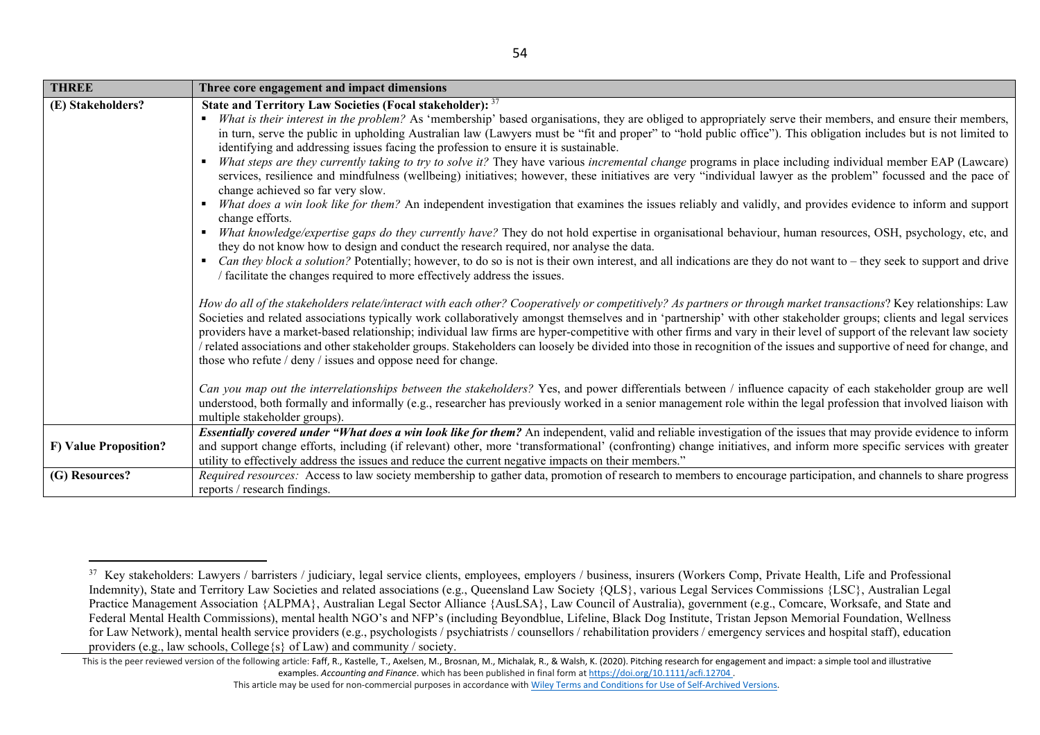| THREE | Three core engagement and impact dimensions |
| --- | --- |
| (E) Stakeholders? | **State and Territory Law Societies (Focal stakeholder):** [37]<br>▪ *What is their interest in the problem?* As 'membership' based organisations, they are obliged to appropriately serve their members, and ensure their members, in turn, serve the public in upholding Australian law (Lawyers must be "fit and proper" to "hold public office"). This obligation includes but is not limited to identifying and addressing issues facing the profession to ensure it is sustainable.<br>▪ *What steps are they currently taking to try to solve it?* They have various *incremental change* programs in place including individual member EAP (Lawcare) services, resilience and mindfulness (wellbeing) initiatives; however, these initiatives are very "individual lawyer as the problem" focussed and the pace of change achieved so far very slow.<br>▪ *What does a win look like for them?* An independent investigation that examines the issues reliably and validly, and provides evidence to inform and support change efforts.<br>▪ *What knowledge/expertise gaps do they currently have?* They do not hold expertise in organisational behaviour, human resources, OSH, psychology, etc, and they do not know how to design and conduct the research required, nor analyse the data.<br>▪ *Can they block a solution?* Potentially; however, to do so is not is their own interest, and all indications are they do not want to – they seek to support and drive / facilitate the changes required to more effectively address the issues.<br><br>*How do all of the stakeholders relate/interact with each other? Cooperatively or competitively? As partners or through market transactions*? Key relationships: Law Societies and related associations typically work collaboratively amongst themselves and in 'partnership' with other stakeholder groups; clients and legal services providers have a market-based relationship; individual law firms are hyper-competitive with other firms and vary in their level of support of the relevant law society / related associations and other stakeholder groups. Stakeholders can loosely be divided into those in recognition of the issues and supportive of need for change, and those who refute / deny / issues and oppose need for change.<br><br>*Can you map out the interrelationships between the stakeholders?* Yes, and power differentials between / influence capacity of each stakeholder group are well understood, both formally and informally (e.g., researcher has previously worked in a senior management role within the legal profession that involved liaison with multiple stakeholder groups). |
| F) Value Proposition? | ***Essentially covered under "What does a win look like for them?*** An independent, valid and reliable investigation of the issues that may provide evidence to inform and support change efforts, including (if relevant) other, more 'transformational' (confronting) change initiatives, and inform more specific services with greater utility to effectively address the issues and reduce the current negative impacts on their members." |
| (G) Resources? | *Required resources:* Access to law society membership to gather data, promotion of research to members to encourage participation, and channels to share progress reports / research findings. |

[37] Key stakeholders: Lawyers / barristers / judiciary, legal service clients, employees, employers / business, insurers (Workers Comp, Private Health, Life and Professional Indemnity), State and Territory Law Societies and related associations (e.g., Queensland Law Society {QLS}, various Legal Services Commissions {LSC}, Australian Legal Practice Management Association {ALPMA}, Australian Legal Sector Alliance {AusLSA}, Law Council of Australia), government (e.g., Comcare, Worksafe, and State and Federal Mental Health Commissions), mental health NGO's and NFP's (including Beyondblue, Lifeline, Black Dog Institute, Tristan Jepson Memorial Foundation, Wellness for Law Network), mental health service providers (e.g., psychologists / psychiatrists / counsellors / rehabilitation providers / emergency services and hospital staff), education providers (e.g., law schools, College{s} of Law) and community / society.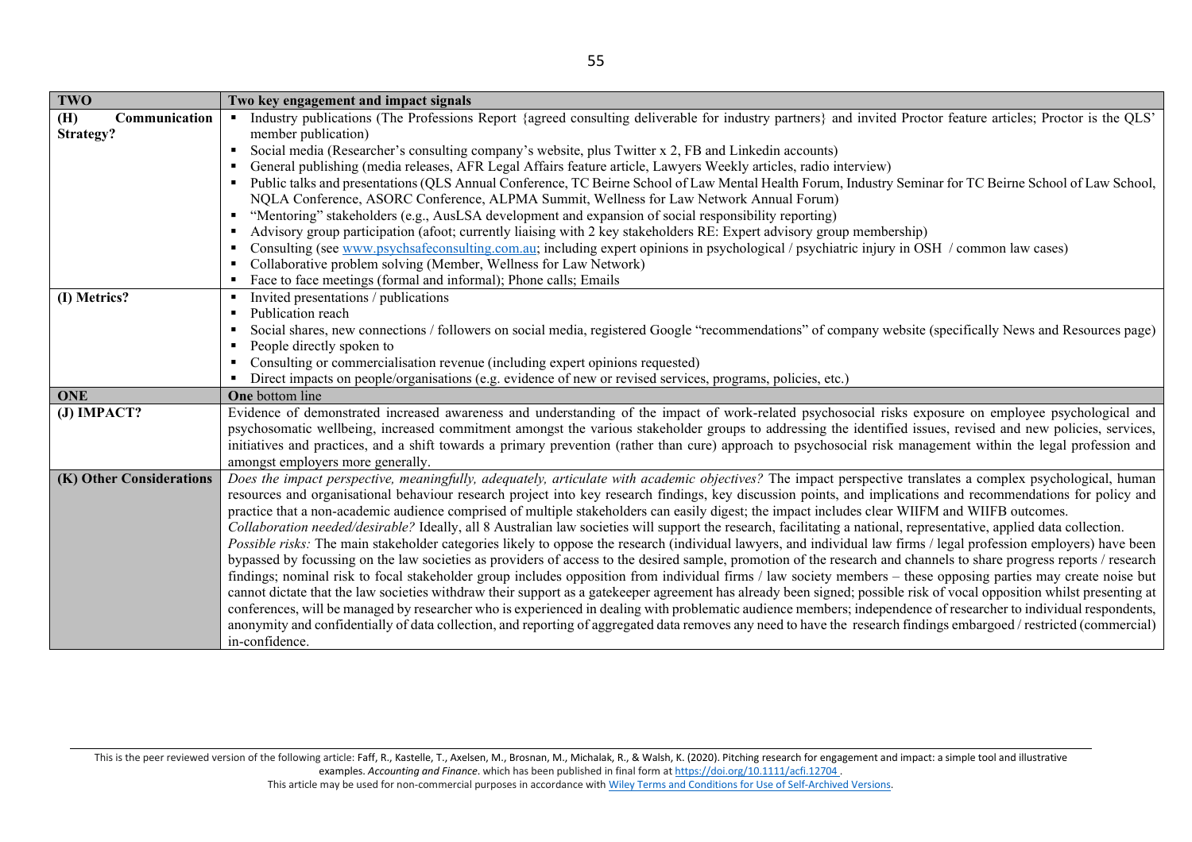| TWO | Two key engagement and impact signals |
|---|---|
| (H) Communication Strategy? | ▪ Industry publications (The Professions Report {agreed consulting deliverable for industry partners} and invited Proctor feature articles; Proctor is the QLS' member publication)<br>▪ Social media (Researcher's consulting company's website, plus Twitter x 2, FB and Linkedin accounts)<br>▪ General publishing (media releases, AFR Legal Affairs feature article, Lawyers Weekly articles, radio interview)<br>▪ Public talks and presentations (QLS Annual Conference, TC Beirne School of Law Mental Health Forum, Industry Seminar for TC Beirne School of Law School, NQLA Conference, ASORC Conference, ALPMA Summit, Wellness for Law Network Annual Forum)<br>▪ "Mentoring" stakeholders (e.g., AusLSA development and expansion of social responsibility reporting)<br>▪ Advisory group participation (afoot; currently liaising with 2 key stakeholders RE: Expert advisory group membership)<br>▪ Consulting (see www.psychsafeconsulting.com.au; including expert opinions in psychological / psychiatric injury in OSH / common law cases)<br>▪ Collaborative problem solving (Member, Wellness for Law Network)<br>▪ Face to face meetings (formal and informal); Phone calls; Emails |
| (I) Metrics? | ▪ Invited presentations / publications<br>▪ Publication reach<br>▪ Social shares, new connections / followers on social media, registered Google "recommendations" of company website (specifically News and Resources page)<br>▪ People directly spoken to<br>▪ Consulting or commercialisation revenue (including expert opinions requested)<br>▪ Direct impacts on people/organisations (e.g. evidence of new or revised services, programs, policies, etc.) |
| **ONE** | **One** bottom line |
| (J) IMPACT? | Evidence of demonstrated increased awareness and understanding of the impact of work-related psychosocial risks exposure on employee psychological and psychosomatic wellbeing, increased commitment amongst the various stakeholder groups to addressing the identified issues, revised and new policies, services, initiatives and practices, and a shift towards a primary prevention (rather than cure) approach to psychosocial risk management within the legal profession and amongst employers more generally. |
| (K) Other Considerations | *Does the impact perspective, meaningfully, adequately, articulate with academic objectives?* The impact perspective translates a complex psychological, human resources and organisational behaviour research project into key research findings, key discussion points, and implications and recommendations for policy and practice that a non-academic audience comprised of multiple stakeholders can easily digest; the impact includes clear WIIFM and WIIFB outcomes.<br>*Collaboration needed/desirable?* Ideally, all 8 Australian law societies will support the research, facilitating a national, representative, applied data collection.<br>*Possible risks:* The main stakeholder categories likely to oppose the research (individual lawyers, and individual law firms / legal profession employers) have been bypassed by focussing on the law societies as providers of access to the desired sample, promotion of the research and channels to share progress reports / research findings; nominal risk to focal stakeholder group includes opposition from individual firms / law society members – these opposing parties may create noise but cannot dictate that the law societies withdraw their support as a gatekeeper agreement has already been signed; possible risk of vocal opposition whilst presenting at conferences, will be managed by researcher who is experienced in dealing with problematic audience members; independence of researcher to individual respondents, anonymity and confidentially of data collection, and reporting of aggregated data removes any need to have the research findings embargoed / restricted (commercial) in-confidence. |

This is the peer reviewed version of the following article: Faff, R., Kastelle, T., Axelsen, M., Brosnan, M., Michalak, R., & Walsh, K. (2020). Pitching research for engagement and impact: a simple tool and illustrative examples. *Accounting and Finance*. which has been published in final form at https://doi.org/10.1111/acfi.12704 .
This article may be used for non-commercial purposes in accordance with Wiley Terms and Conditions for Use of Self-Archived Versions.